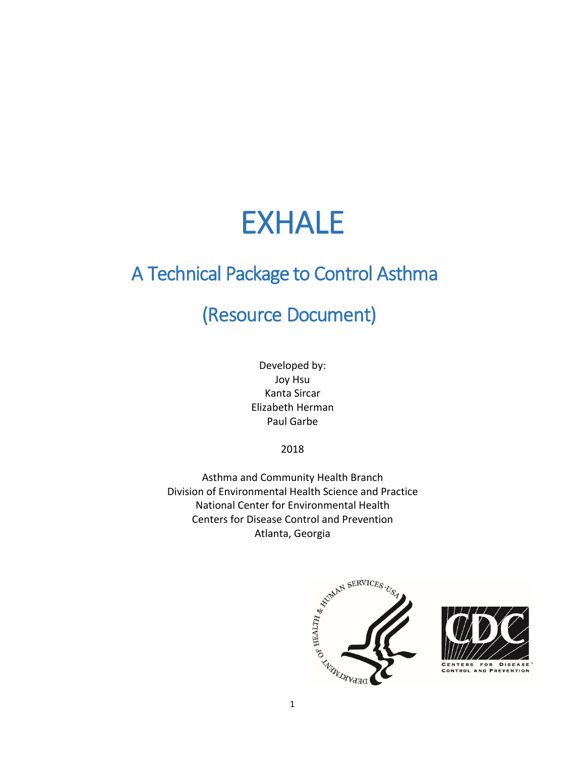# EXHALE

## A Technical Package to Control Asthma

## (Resource Document)

Developed by:
Joy Hsu
Kanta Sircar
Elizabeth Herman
Paul Garbe

2018

Asthma and Community Health Branch
Division of Environmental Health Science and Practice
National Center for Environmental Health
Centers for Disease Control and Prevention
Atlanta, Georgia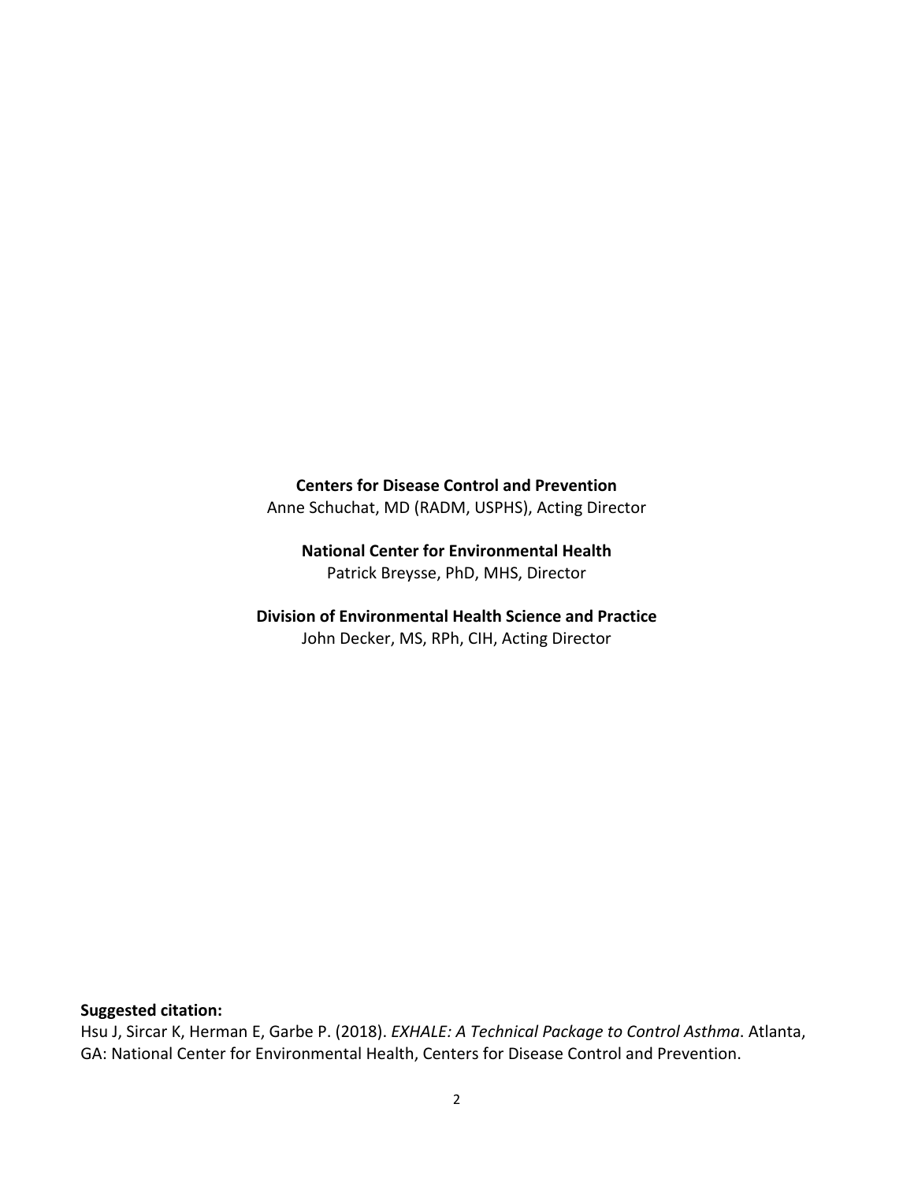**Centers for Disease Control and Prevention**
Anne Schuchat, MD (RADM, USPHS), Acting Director

**National Center for Environmental Health**
Patrick Breysse, PhD, MHS, Director

**Division of Environmental Health Science and Practice**
John Decker, MS, RPh, CIH, Acting Director

**Suggested citation:**
Hsu J, Sircar K, Herman E, Garbe P. (2018). *EXHALE: A Technical Package to Control Asthma*. Atlanta, GA: National Center for Environmental Health, Centers for Disease Control and Prevention.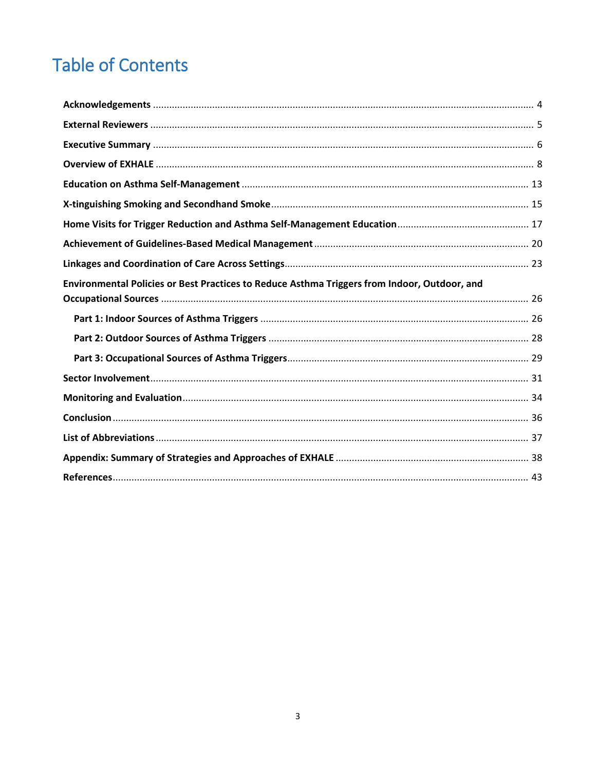# Table of Contents

**Acknowledgements** ........ 4

**External Reviewers** ........ 5

**Executive Summary** ........ 6

**Overview of EXHALE** ........ 8

**Education on Asthma Self-Management** ........ 13

**X-tinguishing Smoking and Secondhand Smoke** ........ 15

**Home Visits for Trigger Reduction and Asthma Self-Management Education** ........ 17

**Achievement of Guidelines-Based Medical Management** ........ 20

**Linkages and Coordination of Care Across Settings** ........ 23

**Environmental Policies or Best Practices to Reduce Asthma Triggers from Indoor, Outdoor, and Occupational Sources** ........ 26

- **Part 1: Indoor Sources of Asthma Triggers** ........ 26
- **Part 2: Outdoor Sources of Asthma Triggers** ........ 28
- **Part 3: Occupational Sources of Asthma Triggers** ........ 29

**Sector Involvement** ........ 31

**Monitoring and Evaluation** ........ 34

**Conclusion** ........ 36

**List of Abbreviations** ........ 37

**Appendix: Summary of Strategies and Approaches of EXHALE** ........ 38

**References** ........ 43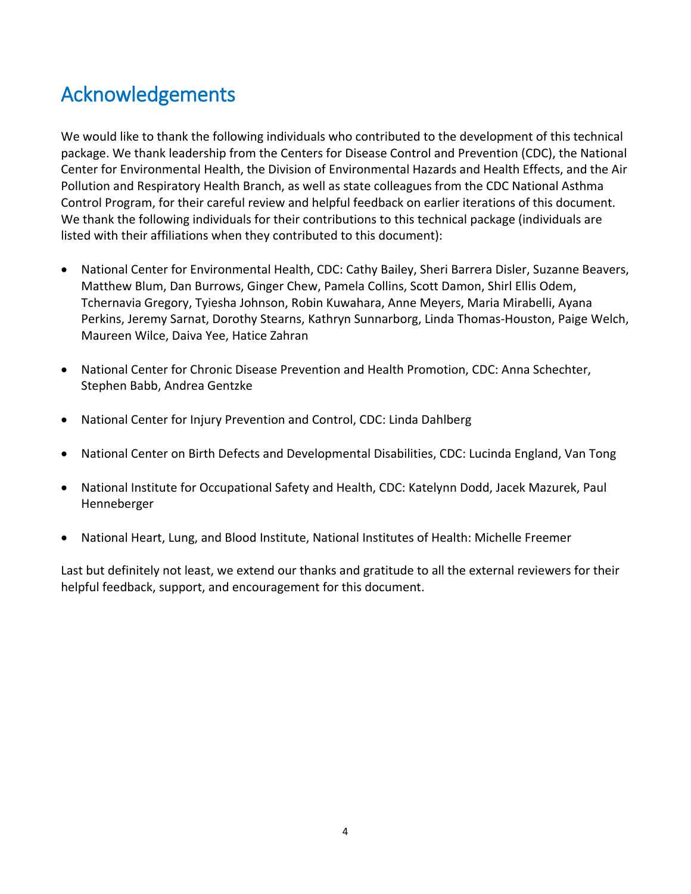# Acknowledgements

We would like to thank the following individuals who contributed to the development of this technical package. We thank leadership from the Centers for Disease Control and Prevention (CDC), the National Center for Environmental Health, the Division of Environmental Hazards and Health Effects, and the Air Pollution and Respiratory Health Branch, as well as state colleagues from the CDC National Asthma Control Program, for their careful review and helpful feedback on earlier iterations of this document. We thank the following individuals for their contributions to this technical package (individuals are listed with their affiliations when they contributed to this document):

- National Center for Environmental Health, CDC: Cathy Bailey, Sheri Barrera Disler, Suzanne Beavers, Matthew Blum, Dan Burrows, Ginger Chew, Pamela Collins, Scott Damon, Shirl Ellis Odem, Tchernavia Gregory, Tyiesha Johnson, Robin Kuwahara, Anne Meyers, Maria Mirabelli, Ayana Perkins, Jeremy Sarnat, Dorothy Stearns, Kathryn Sunnarborg, Linda Thomas-Houston, Paige Welch, Maureen Wilce, Daiva Yee, Hatice Zahran

- National Center for Chronic Disease Prevention and Health Promotion, CDC: Anna Schechter, Stephen Babb, Andrea Gentzke

- National Center for Injury Prevention and Control, CDC: Linda Dahlberg

- National Center on Birth Defects and Developmental Disabilities, CDC: Lucinda England, Van Tong

- National Institute for Occupational Safety and Health, CDC: Katelynn Dodd, Jacek Mazurek, Paul Henneberger

- National Heart, Lung, and Blood Institute, National Institutes of Health: Michelle Freemer

Last but definitely not least, we extend our thanks and gratitude to all the external reviewers for their helpful feedback, support, and encouragement for this document.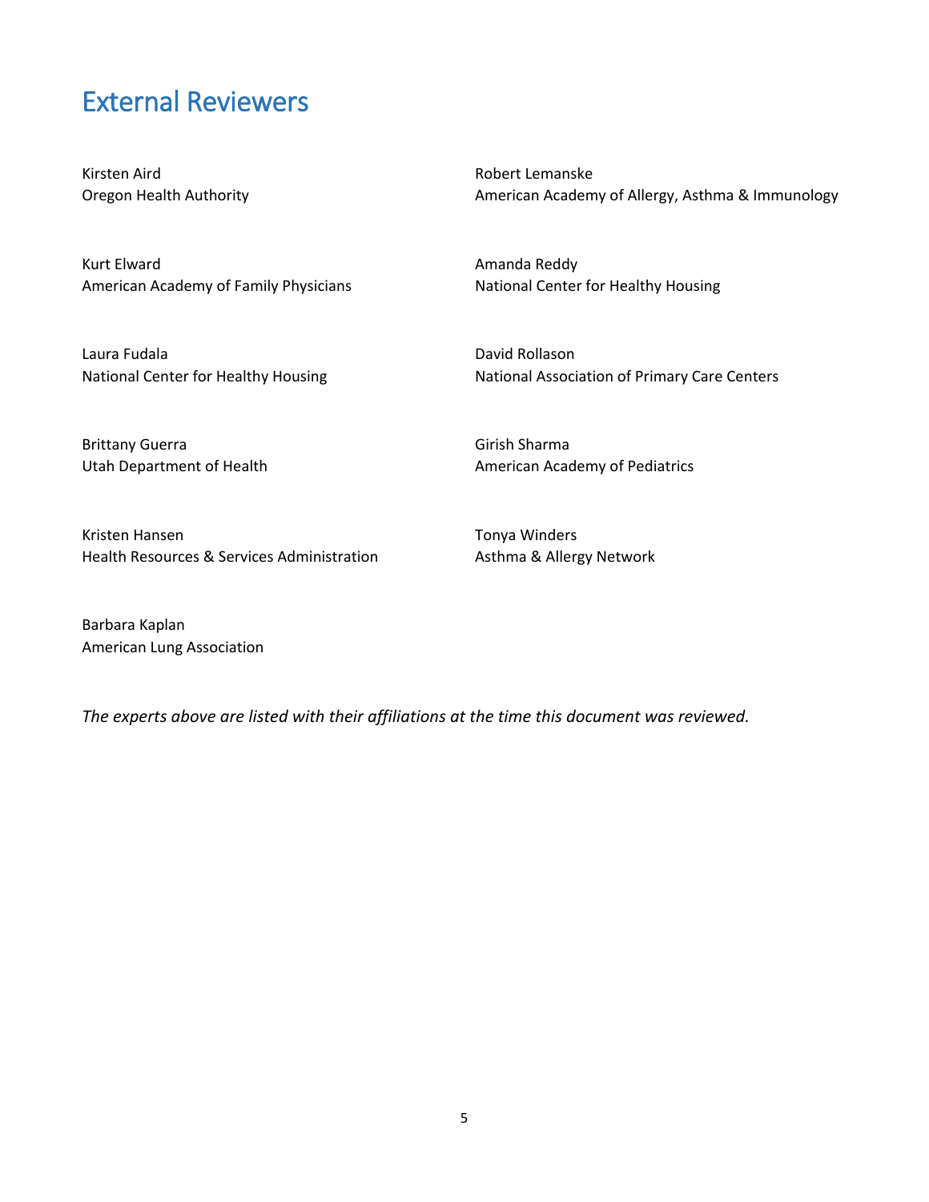# External Reviewers

Kirsten Aird
Oregon Health Authority

Kurt Elward
American Academy of Family Physicians

Laura Fudala
National Center for Healthy Housing

Brittany Guerra
Utah Department of Health

Kristen Hansen
Health Resources & Services Administration

Barbara Kaplan
American Lung Association

Robert Lemanske
American Academy of Allergy, Asthma & Immunology

Amanda Reddy
National Center for Healthy Housing

David Rollason
National Association of Primary Care Centers

Girish Sharma
American Academy of Pediatrics

Tonya Winders
Asthma & Allergy Network

*The experts above are listed with their affiliations at the time this document was reviewed.*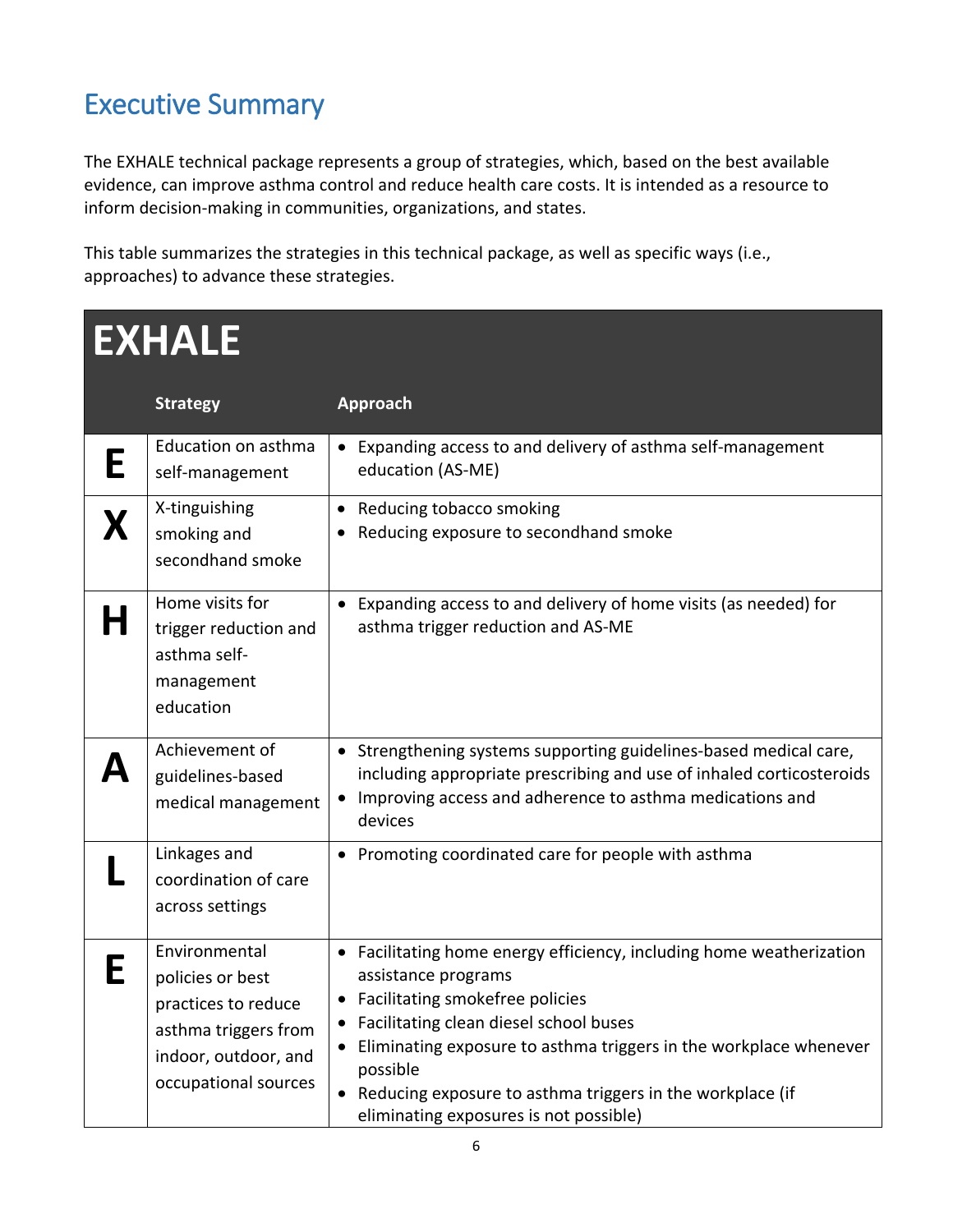# Executive Summary

The EXHALE technical package represents a group of strategies, which, based on the best available evidence, can improve asthma control and reduce health care costs. It is intended as a resource to inform decision-making in communities, organizations, and states.

This table summarizes the strategies in this technical package, as well as specific ways (i.e., approaches) to advance these strategies.

| EXHALE | Strategy | Approach |
|---|---|---|
| **E** | Education on asthma self-management | • Expanding access to and delivery of asthma self-management education (AS-ME) |
| **X** | X-tinguishing smoking and secondhand smoke | • Reducing tobacco smoking<br>• Reducing exposure to secondhand smoke |
| **H** | Home visits for trigger reduction and asthma self-management education | • Expanding access to and delivery of home visits (as needed) for asthma trigger reduction and AS-ME |
| **A** | Achievement of guidelines-based medical management | • Strengthening systems supporting guidelines-based medical care, including appropriate prescribing and use of inhaled corticosteroids<br>• Improving access and adherence to asthma medications and devices |
| **L** | Linkages and coordination of care across settings | • Promoting coordinated care for people with asthma |
| **E** | Environmental policies or best practices to reduce asthma triggers from indoor, outdoor, and occupational sources | • Facilitating home energy efficiency, including home weatherization assistance programs<br>• Facilitating smokefree policies<br>• Facilitating clean diesel school buses<br>• Eliminating exposure to asthma triggers in the workplace whenever possible<br>• Reducing exposure to asthma triggers in the workplace (if eliminating exposures is not possible) |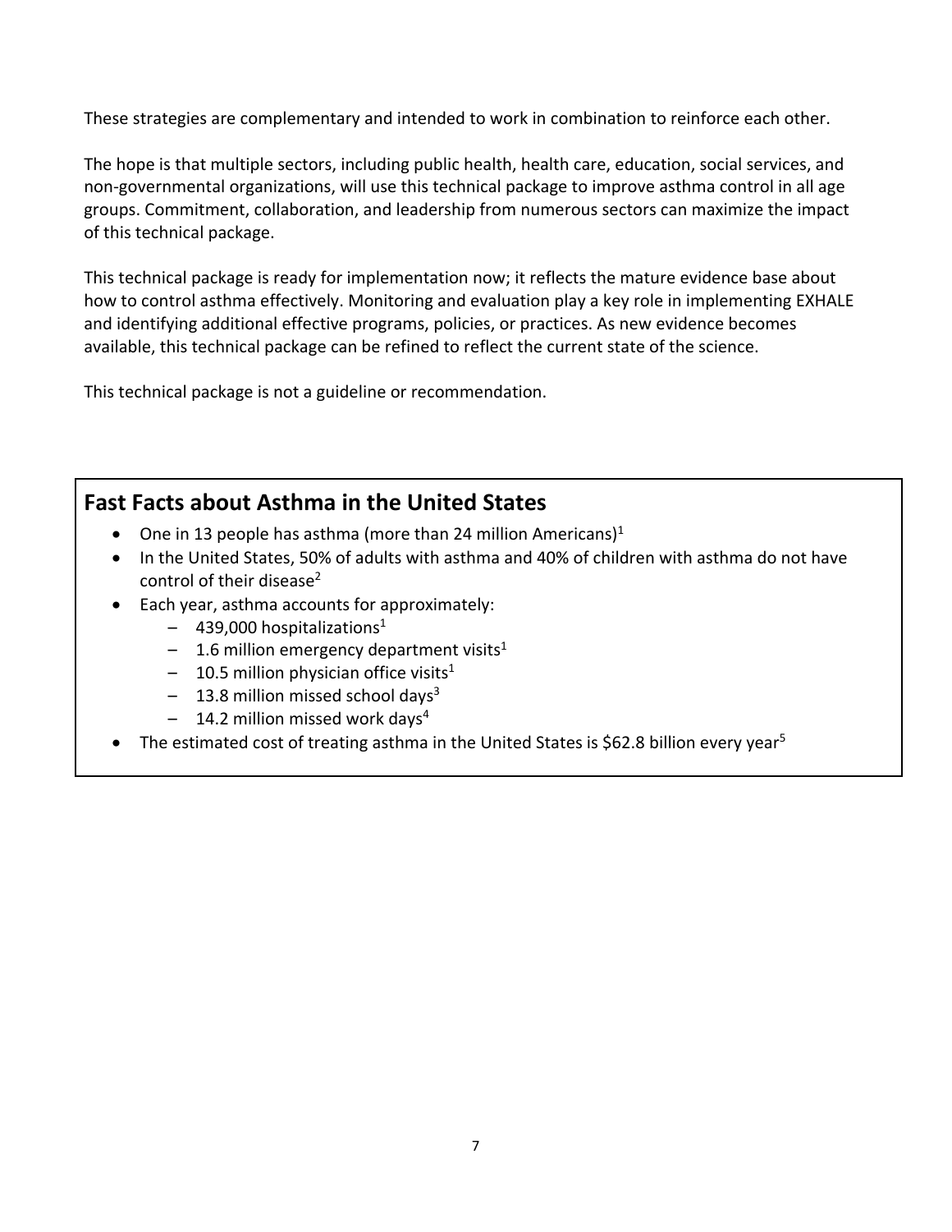These strategies are complementary and intended to work in combination to reinforce each other.

The hope is that multiple sectors, including public health, health care, education, social services, and non-governmental organizations, will use this technical package to improve asthma control in all age groups. Commitment, collaboration, and leadership from numerous sectors can maximize the impact of this technical package.

This technical package is ready for implementation now; it reflects the mature evidence base about how to control asthma effectively. Monitoring and evaluation play a key role in implementing EXHALE and identifying additional effective programs, policies, or practices. As new evidence becomes available, this technical package can be refined to reflect the current state of the science.

This technical package is not a guideline or recommendation.

## Fast Facts about Asthma in the United States

- One in 13 people has asthma (more than 24 million Americans)[1]
- In the United States, 50% of adults with asthma and 40% of children with asthma do not have control of their disease[2]
- Each year, asthma accounts for approximately:
  - 439,000 hospitalizations[1]
  - 1.6 million emergency department visits[1]
  - 10.5 million physician office visits[1]
  - 13.8 million missed school days[3]
  - 14.2 million missed work days[4]
- The estimated cost of treating asthma in the United States is $62.8 billion every year[5]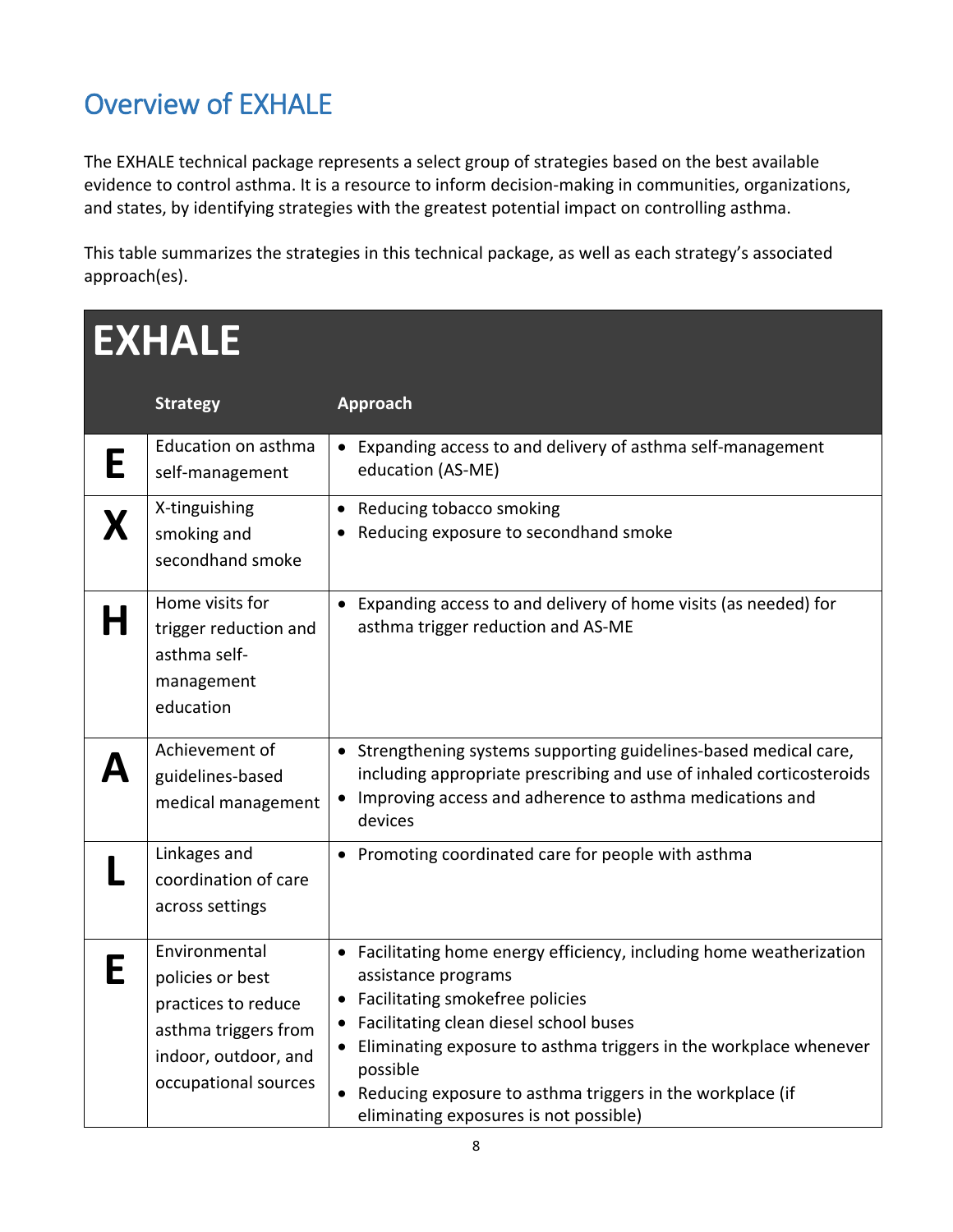## Overview of EXHALE

The EXHALE technical package represents a select group of strategies based on the best available evidence to control asthma. It is a resource to inform decision-making in communities, organizations, and states, by identifying strategies with the greatest potential impact on controlling asthma.

This table summarizes the strategies in this technical package, as well as each strategy's associated approach(es).

| EXHALE | Strategy | Approach |
|---|---|---|
| **E** | Education on asthma self-management | • Expanding access to and delivery of asthma self-management education (AS-ME) |
| **X** | X-tinguishing smoking and secondhand smoke | • Reducing tobacco smoking<br>• Reducing exposure to secondhand smoke |
| **H** | Home visits for trigger reduction and asthma self-management education | • Expanding access to and delivery of home visits (as needed) for asthma trigger reduction and AS-ME |
| **A** | Achievement of guidelines-based medical management | • Strengthening systems supporting guidelines-based medical care, including appropriate prescribing and use of inhaled corticosteroids<br>• Improving access and adherence to asthma medications and devices |
| **L** | Linkages and coordination of care across settings | • Promoting coordinated care for people with asthma |
| **E** | Environmental policies or best practices to reduce asthma triggers from indoor, outdoor, and occupational sources | • Facilitating home energy efficiency, including home weatherization assistance programs<br>• Facilitating smokefree policies<br>• Facilitating clean diesel school buses<br>• Eliminating exposure to asthma triggers in the workplace whenever possible<br>• Reducing exposure to asthma triggers in the workplace (if eliminating exposures is not possible) |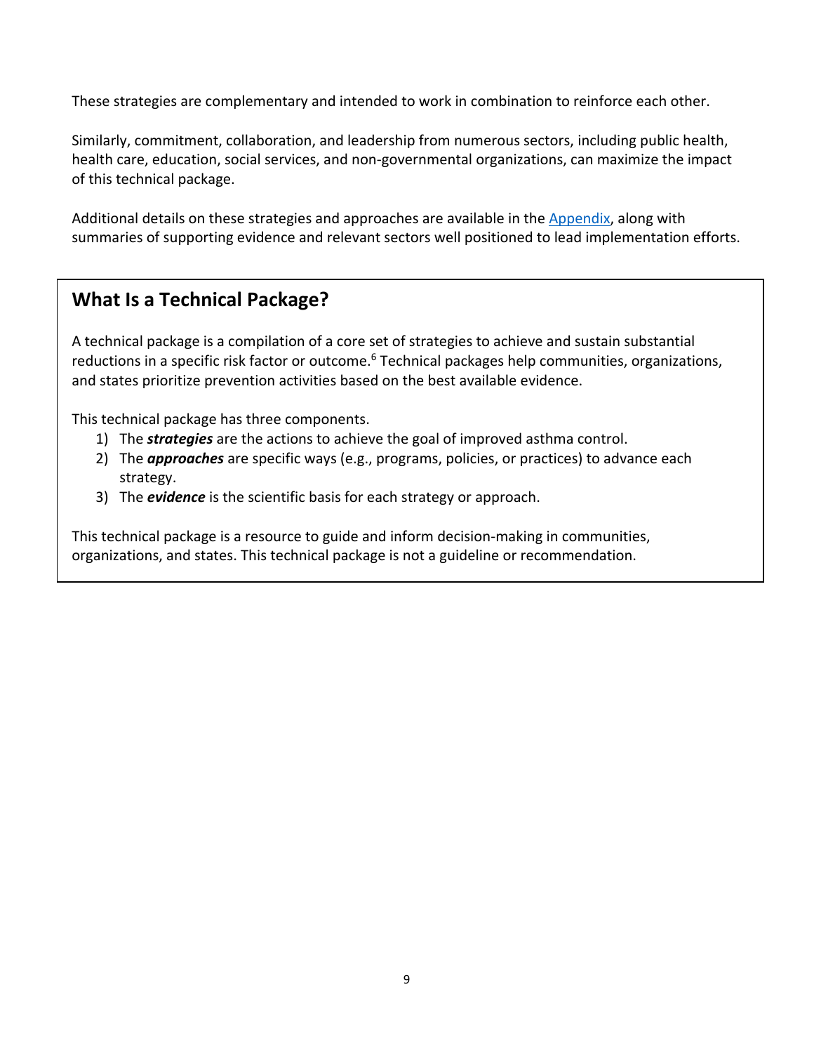These strategies are complementary and intended to work in combination to reinforce each other.

Similarly, commitment, collaboration, and leadership from numerous sectors, including public health, health care, education, social services, and non-governmental organizations, can maximize the impact of this technical package.

Additional details on these strategies and approaches are available in the [Appendix](#), along with summaries of supporting evidence and relevant sectors well positioned to lead implementation efforts.

## What Is a Technical Package?

A technical package is a compilation of a core set of strategies to achieve and sustain substantial reductions in a specific risk factor or outcome.[6] Technical packages help communities, organizations, and states prioritize prevention activities based on the best available evidence.

This technical package has three components.

1) The ***strategies*** are the actions to achieve the goal of improved asthma control.
2) The ***approaches*** are specific ways (e.g., programs, policies, or practices) to advance each strategy.
3) The ***evidence*** is the scientific basis for each strategy or approach.

This technical package is a resource to guide and inform decision-making in communities, organizations, and states. This technical package is not a guideline or recommendation.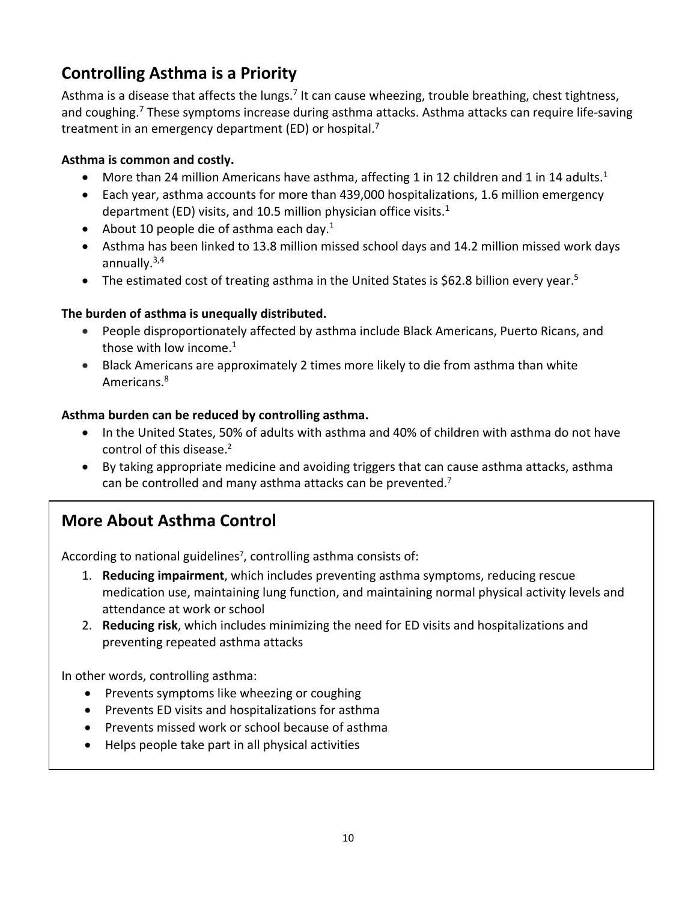## Controlling Asthma is a Priority

Asthma is a disease that affects the lungs.[7] It can cause wheezing, trouble breathing, chest tightness, and coughing.[7] These symptoms increase during asthma attacks. Asthma attacks can require life-saving treatment in an emergency department (ED) or hospital.[7]

**Asthma is common and costly.**

- More than 24 million Americans have asthma, affecting 1 in 12 children and 1 in 14 adults.[1]
- Each year, asthma accounts for more than 439,000 hospitalizations, 1.6 million emergency department (ED) visits, and 10.5 million physician office visits.[1]
- About 10 people die of asthma each day.[1]
- Asthma has been linked to 13.8 million missed school days and 14.2 million missed work days annually.[3,4]
- The estimated cost of treating asthma in the United States is $62.8 billion every year.[5]

**The burden of asthma is unequally distributed.**

- People disproportionately affected by asthma include Black Americans, Puerto Ricans, and those with low income.[1]
- Black Americans are approximately 2 times more likely to die from asthma than white Americans.[8]

**Asthma burden can be reduced by controlling asthma.**

- In the United States, 50% of adults with asthma and 40% of children with asthma do not have control of this disease.[2]
- By taking appropriate medicine and avoiding triggers that can cause asthma attacks, asthma can be controlled and many asthma attacks can be prevented.[7]

## More About Asthma Control

According to national guidelines[7], controlling asthma consists of:

1. **Reducing impairment**, which includes preventing asthma symptoms, reducing rescue medication use, maintaining lung function, and maintaining normal physical activity levels and attendance at work or school
2. **Reducing risk**, which includes minimizing the need for ED visits and hospitalizations and preventing repeated asthma attacks

In other words, controlling asthma:

- Prevents symptoms like wheezing or coughing
- Prevents ED visits and hospitalizations for asthma
- Prevents missed work or school because of asthma
- Helps people take part in all physical activities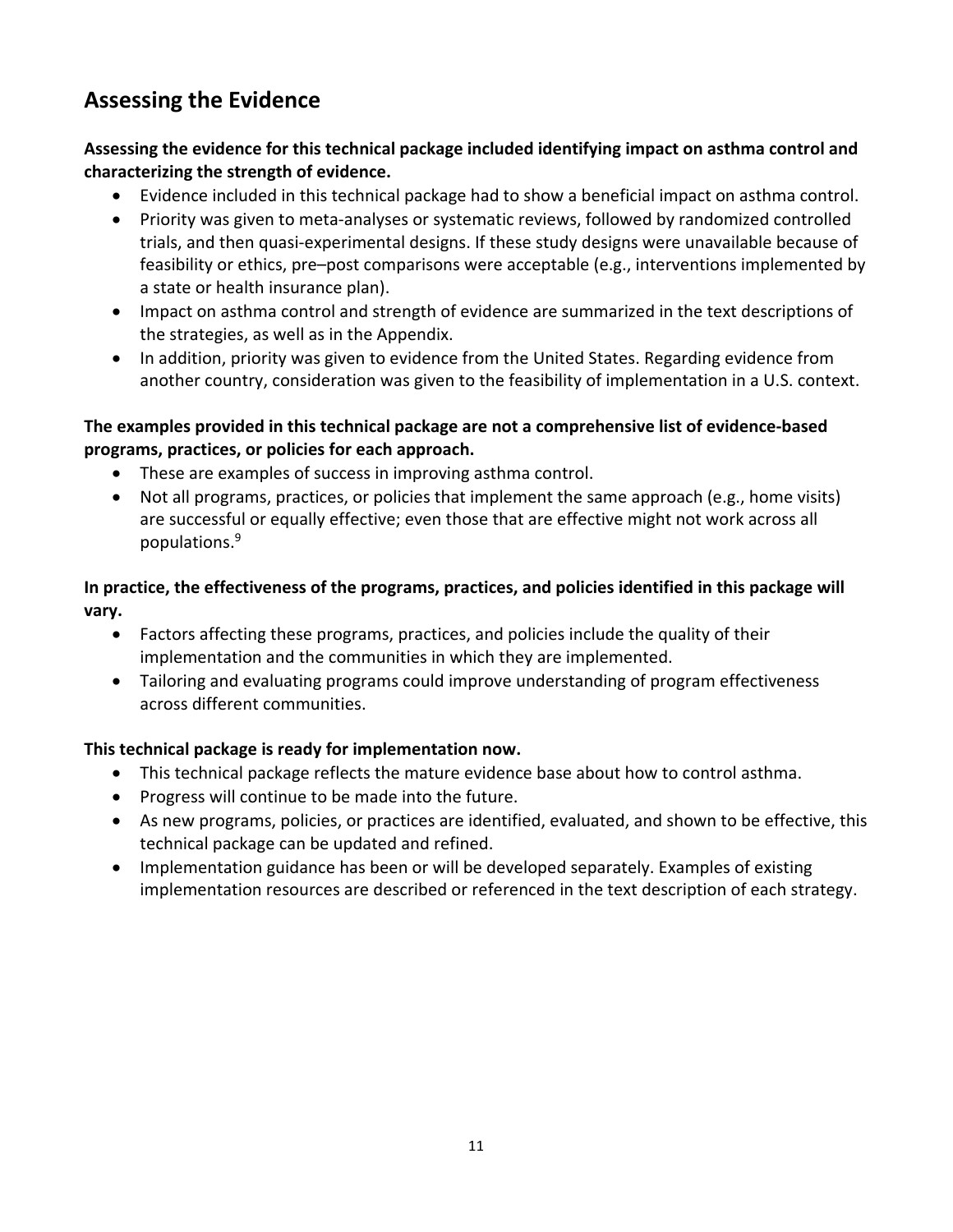## Assessing the Evidence

**Assessing the evidence for this technical package included identifying impact on asthma control and characterizing the strength of evidence.**

- Evidence included in this technical package had to show a beneficial impact on asthma control.
- Priority was given to meta-analyses or systematic reviews, followed by randomized controlled trials, and then quasi-experimental designs. If these study designs were unavailable because of feasibility or ethics, pre–post comparisons were acceptable (e.g., interventions implemented by a state or health insurance plan).
- Impact on asthma control and strength of evidence are summarized in the text descriptions of the strategies, as well as in the Appendix.
- In addition, priority was given to evidence from the United States. Regarding evidence from another country, consideration was given to the feasibility of implementation in a U.S. context.

**The examples provided in this technical package are not a comprehensive list of evidence-based programs, practices, or policies for each approach.**

- These are examples of success in improving asthma control.
- Not all programs, practices, or policies that implement the same approach (e.g., home visits) are successful or equally effective; even those that are effective might not work across all populations.[9]

**In practice, the effectiveness of the programs, practices, and policies identified in this package will vary.**

- Factors affecting these programs, practices, and policies include the quality of their implementation and the communities in which they are implemented.
- Tailoring and evaluating programs could improve understanding of program effectiveness across different communities.

**This technical package is ready for implementation now.**

- This technical package reflects the mature evidence base about how to control asthma.
- Progress will continue to be made into the future.
- As new programs, policies, or practices are identified, evaluated, and shown to be effective, this technical package can be updated and refined.
- Implementation guidance has been or will be developed separately. Examples of existing implementation resources are described or referenced in the text description of each strategy.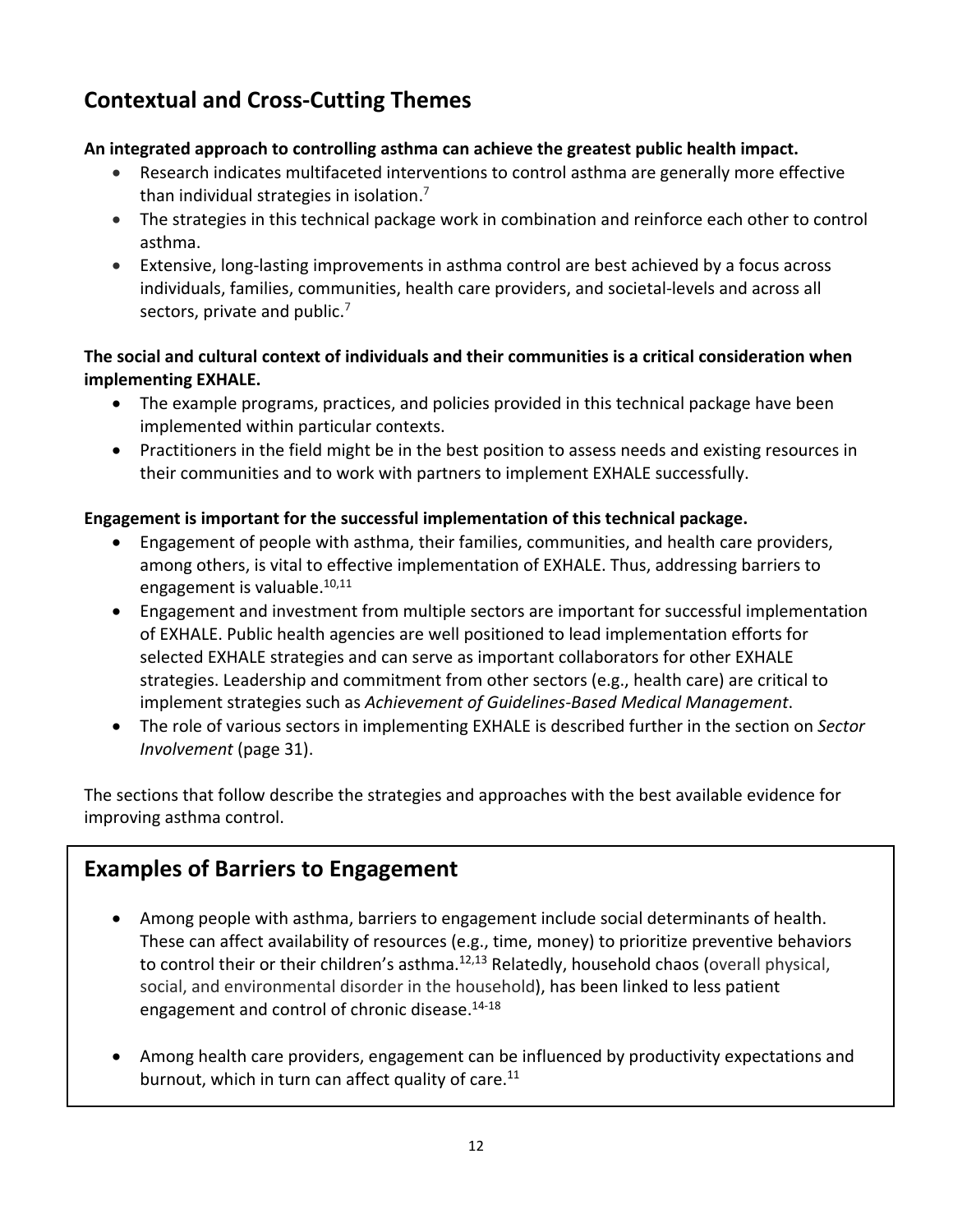## Contextual and Cross-Cutting Themes

**An integrated approach to controlling asthma can achieve the greatest public health impact.**

- Research indicates multifaceted interventions to control asthma are generally more effective than individual strategies in isolation.[7]
- The strategies in this technical package work in combination and reinforce each other to control asthma.
- Extensive, long-lasting improvements in asthma control are best achieved by a focus across individuals, families, communities, health care providers, and societal-levels and across all sectors, private and public.[7]

**The social and cultural context of individuals and their communities is a critical consideration when implementing EXHALE.**

- The example programs, practices, and policies provided in this technical package have been implemented within particular contexts.
- Practitioners in the field might be in the best position to assess needs and existing resources in their communities and to work with partners to implement EXHALE successfully.

**Engagement is important for the successful implementation of this technical package.**

- Engagement of people with asthma, their families, communities, and health care providers, among others, is vital to effective implementation of EXHALE. Thus, addressing barriers to engagement is valuable.[10,11]
- Engagement and investment from multiple sectors are important for successful implementation of EXHALE. Public health agencies are well positioned to lead implementation efforts for selected EXHALE strategies and can serve as important collaborators for other EXHALE strategies. Leadership and commitment from other sectors (e.g., health care) are critical to implement strategies such as *Achievement of Guidelines-Based Medical Management*.
- The role of various sectors in implementing EXHALE is described further in the section on *Sector Involvement* (page 31).

The sections that follow describe the strategies and approaches with the best available evidence for improving asthma control.

## Examples of Barriers to Engagement

- Among people with asthma, barriers to engagement include social determinants of health. These can affect availability of resources (e.g., time, money) to prioritize preventive behaviors to control their or their children's asthma.[12,13] Relatedly, household chaos (overall physical, social, and environmental disorder in the household), has been linked to less patient engagement and control of chronic disease.[14-18]

- Among health care providers, engagement can be influenced by productivity expectations and burnout, which in turn can affect quality of care.[11]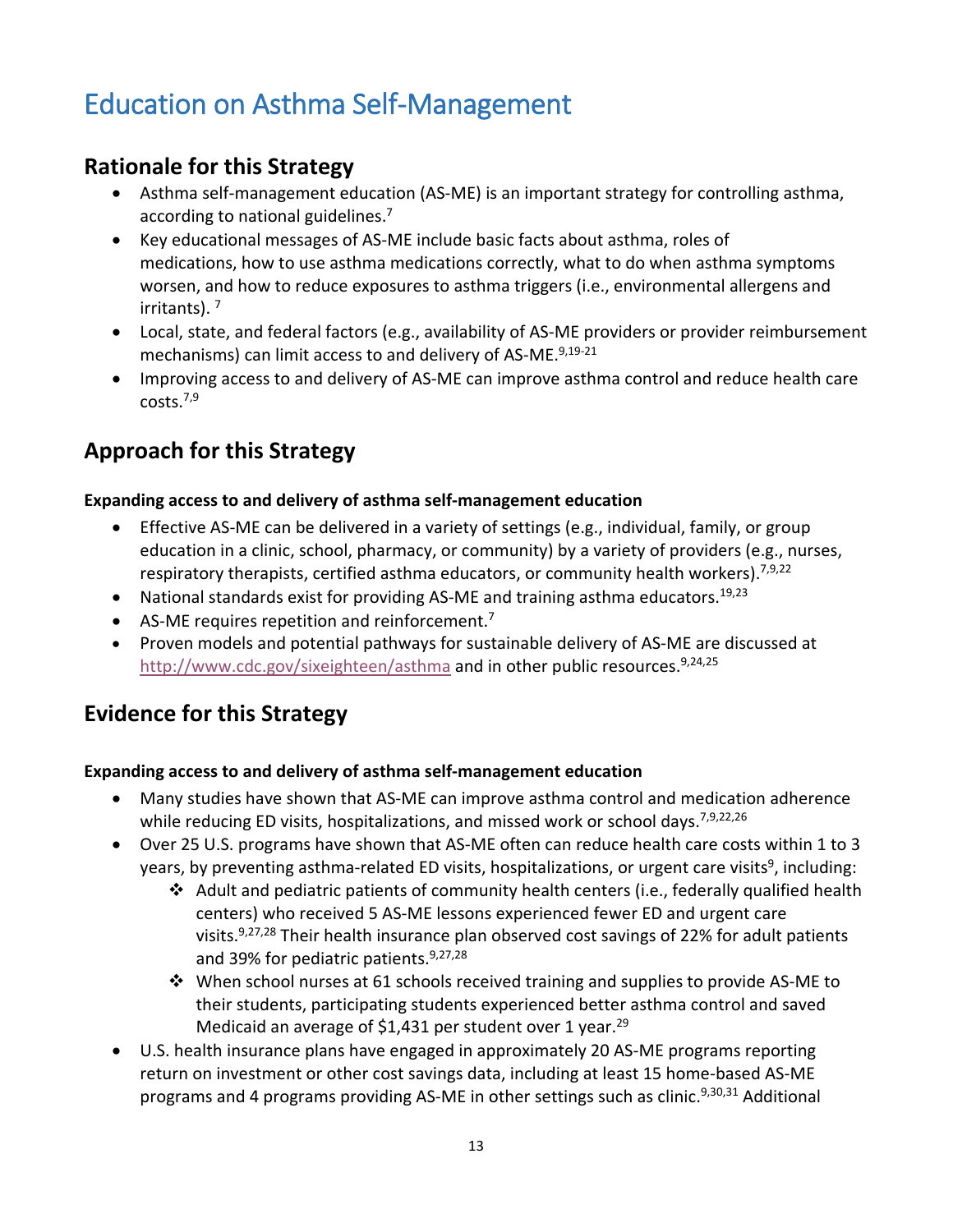# Education on Asthma Self-Management

## Rationale for this Strategy

- Asthma self-management education (AS-ME) is an important strategy for controlling asthma, according to national guidelines.[7]
- Key educational messages of AS-ME include basic facts about asthma, roles of medications, how to use asthma medications correctly, what to do when asthma symptoms worsen, and how to reduce exposures to asthma triggers (i.e., environmental allergens and irritants). [7]
- Local, state, and federal factors (e.g., availability of AS-ME providers or provider reimbursement mechanisms) can limit access to and delivery of AS-ME.[9,19-21]
- Improving access to and delivery of AS-ME can improve asthma control and reduce health care costs.[7,9]

## Approach for this Strategy

**Expanding access to and delivery of asthma self-management education**

- Effective AS-ME can be delivered in a variety of settings (e.g., individual, family, or group education in a clinic, school, pharmacy, or community) by a variety of providers (e.g., nurses, respiratory therapists, certified asthma educators, or community health workers).[7,9,22]
- National standards exist for providing AS-ME and training asthma educators.[19,23]
- AS-ME requires repetition and reinforcement.[7]
- Proven models and potential pathways for sustainable delivery of AS-ME are discussed at http://www.cdc.gov/sixeighteen/asthma and in other public resources.[9,24,25]

## Evidence for this Strategy

**Expanding access to and delivery of asthma self-management education**

- Many studies have shown that AS-ME can improve asthma control and medication adherence while reducing ED visits, hospitalizations, and missed work or school days.[7,9,22,26]
- Over 25 U.S. programs have shown that AS-ME often can reduce health care costs within 1 to 3 years, by preventing asthma-related ED visits, hospitalizations, or urgent care visits[9], including:
  - Adult and pediatric patients of community health centers (i.e., federally qualified health centers) who received 5 AS-ME lessons experienced fewer ED and urgent care visits.[9,27,28] Their health insurance plan observed cost savings of 22% for adult patients and 39% for pediatric patients.[9,27,28]
  - When school nurses at 61 schools received training and supplies to provide AS-ME to their students, participating students experienced better asthma control and saved Medicaid an average of $1,431 per student over 1 year.[29]
- U.S. health insurance plans have engaged in approximately 20 AS-ME programs reporting return on investment or other cost savings data, including at least 15 home-based AS-ME programs and 4 programs providing AS-ME in other settings such as clinic.[9,30,31] Additional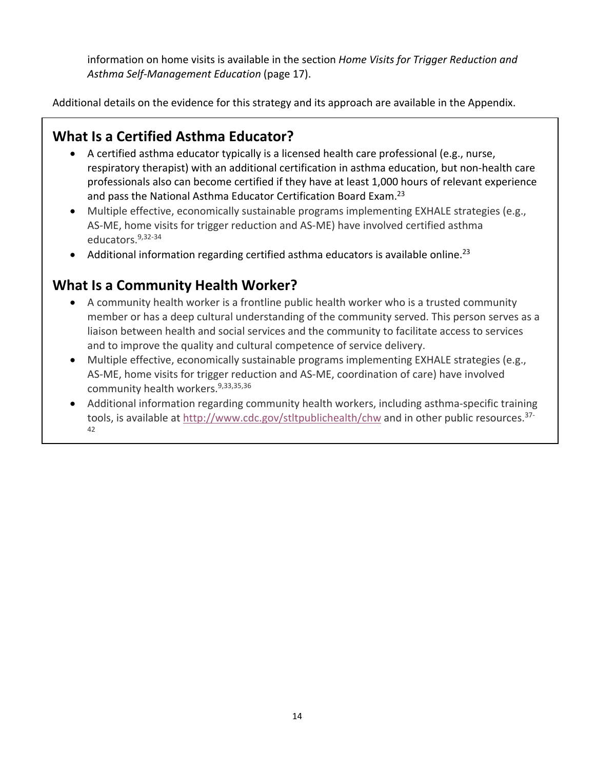information on home visits is available in the section *Home Visits for Trigger Reduction and Asthma Self-Management Education* (page 17).

Additional details on the evidence for this strategy and its approach are available in the Appendix.

## What Is a Certified Asthma Educator?

- A certified asthma educator typically is a licensed health care professional (e.g., nurse, respiratory therapist) with an additional certification in asthma education, but non-health care professionals also can become certified if they have at least 1,000 hours of relevant experience and pass the National Asthma Educator Certification Board Exam.[23]
- Multiple effective, economically sustainable programs implementing EXHALE strategies (e.g., AS-ME, home visits for trigger reduction and AS-ME) have involved certified asthma educators.[9,32-34]
- Additional information regarding certified asthma educators is available online.[23]

## What Is a Community Health Worker?

- A community health worker is a frontline public health worker who is a trusted community member or has a deep cultural understanding of the community served. This person serves as a liaison between health and social services and the community to facilitate access to services and to improve the quality and cultural competence of service delivery.
- Multiple effective, economically sustainable programs implementing EXHALE strategies (e.g., AS-ME, home visits for trigger reduction and AS-ME, coordination of care) have involved community health workers.[9,33,35,36]
- Additional information regarding community health workers, including asthma-specific training tools, is available at http://www.cdc.gov/stltpublichealth/chw and in other public resources.[37-42]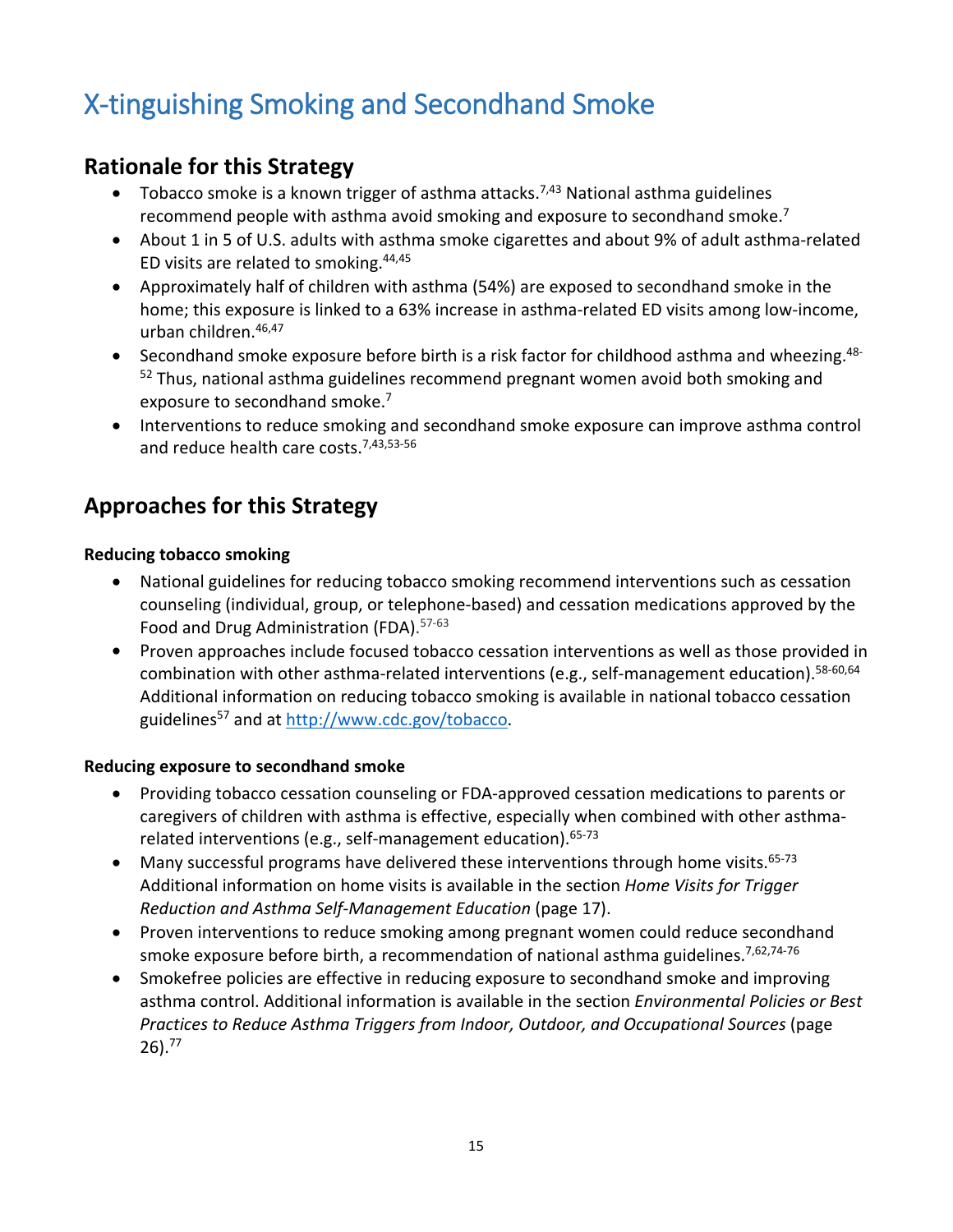# X-tinguishing Smoking and Secondhand Smoke

## Rationale for this Strategy

- Tobacco smoke is a known trigger of asthma attacks.[7,43] National asthma guidelines recommend people with asthma avoid smoking and exposure to secondhand smoke.[7]
- About 1 in 5 of U.S. adults with asthma smoke cigarettes and about 9% of adult asthma-related ED visits are related to smoking.[44,45]
- Approximately half of children with asthma (54%) are exposed to secondhand smoke in the home; this exposure is linked to a 63% increase in asthma-related ED visits among low-income, urban children.[46,47]
- Secondhand smoke exposure before birth is a risk factor for childhood asthma and wheezing.[48-52] Thus, national asthma guidelines recommend pregnant women avoid both smoking and exposure to secondhand smoke.[7]
- Interventions to reduce smoking and secondhand smoke exposure can improve asthma control and reduce health care costs.[7,43,53-56]

## Approaches for this Strategy

**Reducing tobacco smoking**

- National guidelines for reducing tobacco smoking recommend interventions such as cessation counseling (individual, group, or telephone-based) and cessation medications approved by the Food and Drug Administration (FDA).[57-63]
- Proven approaches include focused tobacco cessation interventions as well as those provided in combination with other asthma-related interventions (e.g., self-management education).[58-60,64] Additional information on reducing tobacco smoking is available in national tobacco cessation guidelines[57] and at http://www.cdc.gov/tobacco.

**Reducing exposure to secondhand smoke**

- Providing tobacco cessation counseling or FDA-approved cessation medications to parents or caregivers of children with asthma is effective, especially when combined with other asthma-related interventions (e.g., self-management education).[65-73]
- Many successful programs have delivered these interventions through home visits.[65-73] Additional information on home visits is available in the section *Home Visits for Trigger Reduction and Asthma Self-Management Education* (page 17).
- Proven interventions to reduce smoking among pregnant women could reduce secondhand smoke exposure before birth, a recommendation of national asthma guidelines.[7,62,74-76]
- Smokefree policies are effective in reducing exposure to secondhand smoke and improving asthma control. Additional information is available in the section *Environmental Policies or Best Practices to Reduce Asthma Triggers from Indoor, Outdoor, and Occupational Sources* (page 26).[77]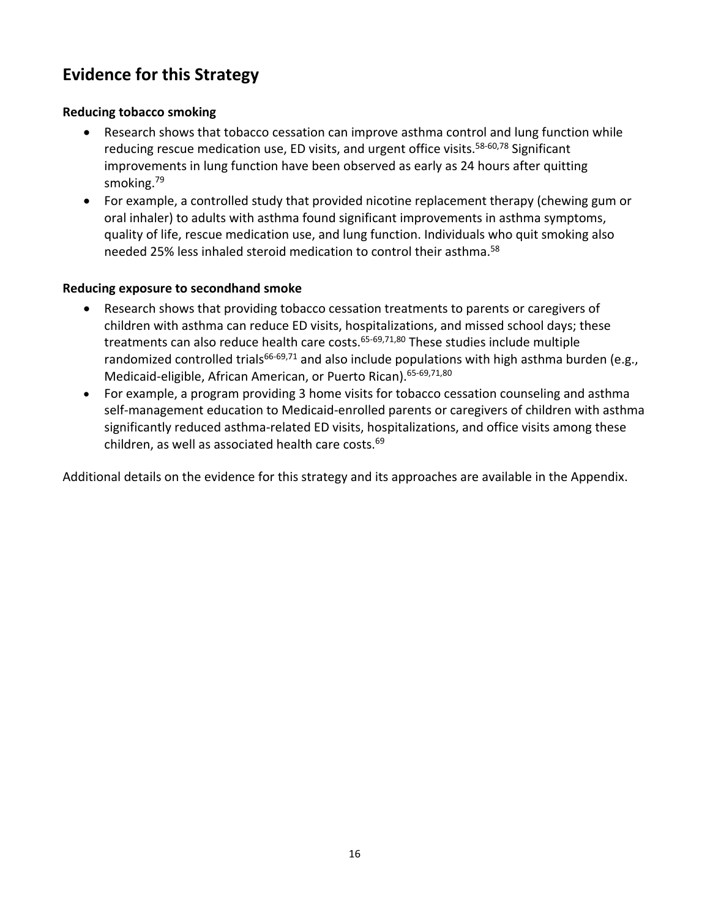## Evidence for this Strategy

**Reducing tobacco smoking**

- Research shows that tobacco cessation can improve asthma control and lung function while reducing rescue medication use, ED visits, and urgent office visits.[58-60,78] Significant improvements in lung function have been observed as early as 24 hours after quitting smoking.[79]
- For example, a controlled study that provided nicotine replacement therapy (chewing gum or oral inhaler) to adults with asthma found significant improvements in asthma symptoms, quality of life, rescue medication use, and lung function. Individuals who quit smoking also needed 25% less inhaled steroid medication to control their asthma.[58]

**Reducing exposure to secondhand smoke**

- Research shows that providing tobacco cessation treatments to parents or caregivers of children with asthma can reduce ED visits, hospitalizations, and missed school days; these treatments can also reduce health care costs.[65-69,71,80] These studies include multiple randomized controlled trials[66-69,71] and also include populations with high asthma burden (e.g., Medicaid-eligible, African American, or Puerto Rican).[65-69,71,80]
- For example, a program providing 3 home visits for tobacco cessation counseling and asthma self-management education to Medicaid-enrolled parents or caregivers of children with asthma significantly reduced asthma-related ED visits, hospitalizations, and office visits among these children, as well as associated health care costs.[69]

Additional details on the evidence for this strategy and its approaches are available in the Appendix.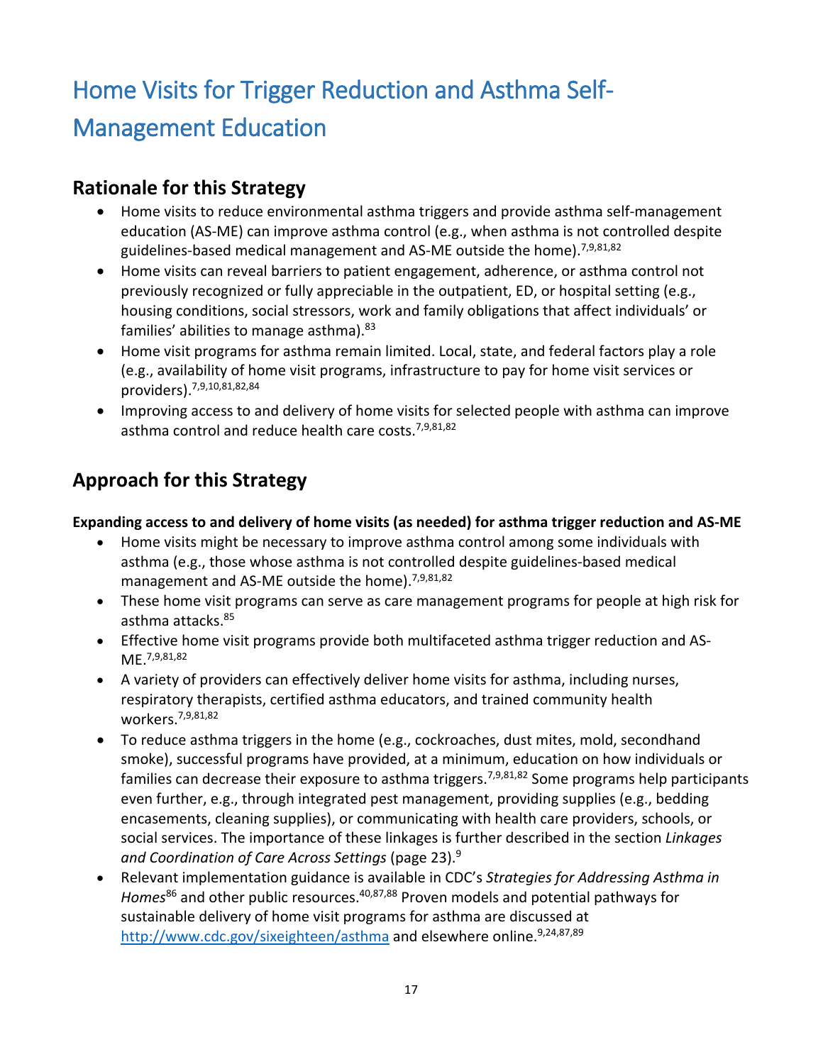# Home Visits for Trigger Reduction and Asthma Self-Management Education

## Rationale for this Strategy

- Home visits to reduce environmental asthma triggers and provide asthma self-management education (AS-ME) can improve asthma control (e.g., when asthma is not controlled despite guidelines-based medical management and AS-ME outside the home).[7,9,81,82]
- Home visits can reveal barriers to patient engagement, adherence, or asthma control not previously recognized or fully appreciable in the outpatient, ED, or hospital setting (e.g., housing conditions, social stressors, work and family obligations that affect individuals' or families' abilities to manage asthma).[83]
- Home visit programs for asthma remain limited. Local, state, and federal factors play a role (e.g., availability of home visit programs, infrastructure to pay for home visit services or providers).[7,9,10,81,82,84]
- Improving access to and delivery of home visits for selected people with asthma can improve asthma control and reduce health care costs.[7,9,81,82]

## Approach for this Strategy

**Expanding access to and delivery of home visits (as needed) for asthma trigger reduction and AS-ME**

- Home visits might be necessary to improve asthma control among some individuals with asthma (e.g., those whose asthma is not controlled despite guidelines-based medical management and AS-ME outside the home).[7,9,81,82]
- These home visit programs can serve as care management programs for people at high risk for asthma attacks.[85]
- Effective home visit programs provide both multifaceted asthma trigger reduction and AS-ME.[7,9,81,82]
- A variety of providers can effectively deliver home visits for asthma, including nurses, respiratory therapists, certified asthma educators, and trained community health workers.[7,9,81,82]
- To reduce asthma triggers in the home (e.g., cockroaches, dust mites, mold, secondhand smoke), successful programs have provided, at a minimum, education on how individuals or families can decrease their exposure to asthma triggers.[7,9,81,82] Some programs help participants even further, e.g., through integrated pest management, providing supplies (e.g., bedding encasements, cleaning supplies), or communicating with health care providers, schools, or social services. The importance of these linkages is further described in the section *Linkages and Coordination of Care Across Settings* (page 23).[9]
- Relevant implementation guidance is available in CDC's *Strategies for Addressing Asthma in Homes*[86] and other public resources.[40,87,88] Proven models and potential pathways for sustainable delivery of home visit programs for asthma are discussed at http://www.cdc.gov/sixeighteen/asthma and elsewhere online.[9,24,87,89]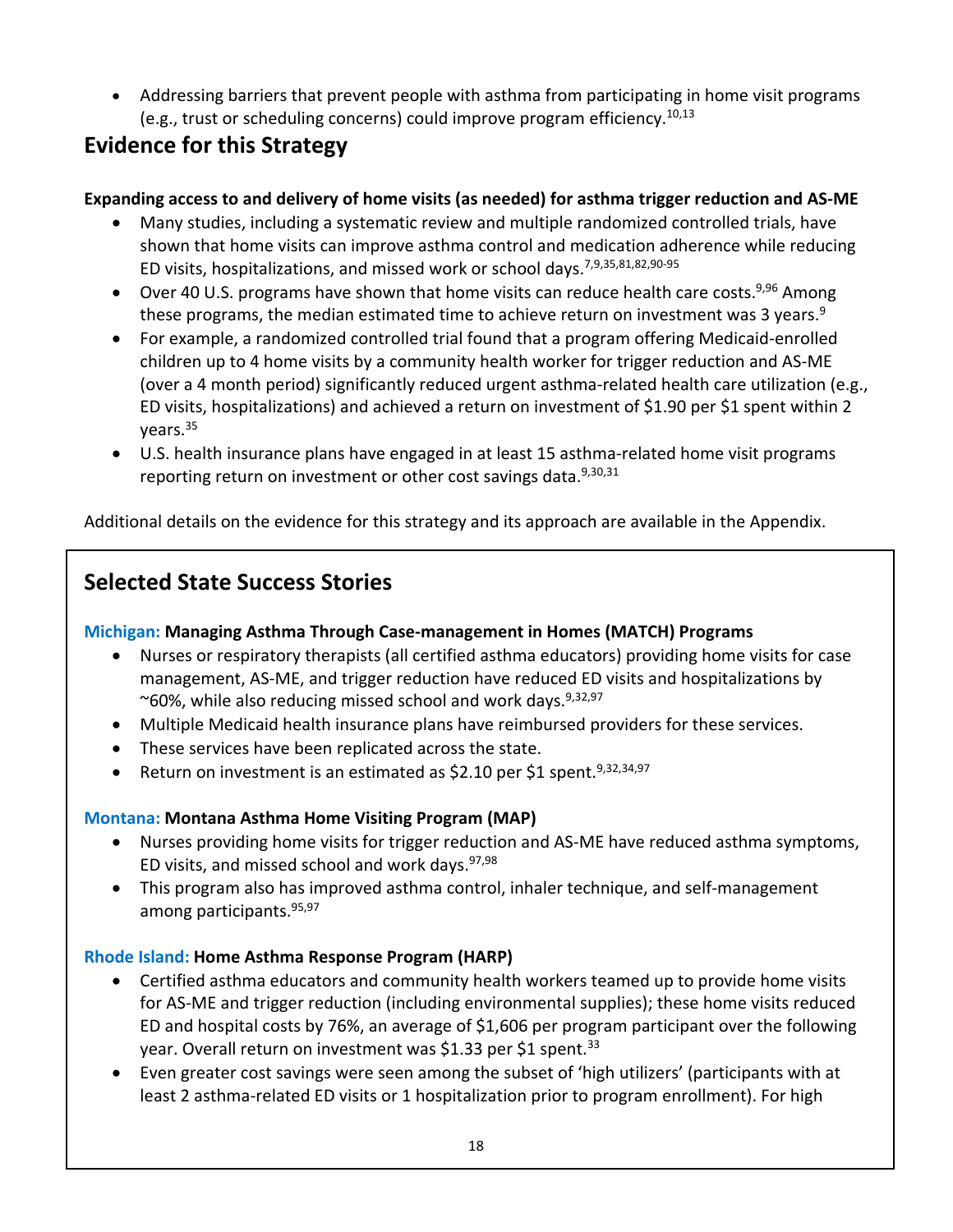- Addressing barriers that prevent people with asthma from participating in home visit programs (e.g., trust or scheduling concerns) could improve program efficiency.[10,13]

## Evidence for this Strategy

**Expanding access to and delivery of home visits (as needed) for asthma trigger reduction and AS-ME**

- Many studies, including a systematic review and multiple randomized controlled trials, have shown that home visits can improve asthma control and medication adherence while reducing ED visits, hospitalizations, and missed work or school days.[7,9,35,81,82,90-95]
- Over 40 U.S. programs have shown that home visits can reduce health care costs.[9,96] Among these programs, the median estimated time to achieve return on investment was 3 years.[9]
- For example, a randomized controlled trial found that a program offering Medicaid-enrolled children up to 4 home visits by a community health worker for trigger reduction and AS-ME (over a 4 month period) significantly reduced urgent asthma-related health care utilization (e.g., ED visits, hospitalizations) and achieved a return on investment of $1.90 per $1 spent within 2 years.[35]
- U.S. health insurance plans have engaged in at least 15 asthma-related home visit programs reporting return on investment or other cost savings data.[9,30,31]

Additional details on the evidence for this strategy and its approach are available in the Appendix.

## Selected State Success Stories

**Michigan: Managing Asthma Through Case-management in Homes (MATCH) Programs**

- Nurses or respiratory therapists (all certified asthma educators) providing home visits for case management, AS-ME, and trigger reduction have reduced ED visits and hospitalizations by ~60%, while also reducing missed school and work days.[9,32,97]
- Multiple Medicaid health insurance plans have reimbursed providers for these services.
- These services have been replicated across the state.
- Return on investment is an estimated as $2.10 per $1 spent.[9,32,34,97]

**Montana: Montana Asthma Home Visiting Program (MAP)**

- Nurses providing home visits for trigger reduction and AS-ME have reduced asthma symptoms, ED visits, and missed school and work days.[97,98]
- This program also has improved asthma control, inhaler technique, and self-management among participants.[95,97]

**Rhode Island: Home Asthma Response Program (HARP)**

- Certified asthma educators and community health workers teamed up to provide home visits for AS-ME and trigger reduction (including environmental supplies); these home visits reduced ED and hospital costs by 76%, an average of $1,606 per program participant over the following year. Overall return on investment was $1.33 per $1 spent.[33]
- Even greater cost savings were seen among the subset of 'high utilizers' (participants with at least 2 asthma-related ED visits or 1 hospitalization prior to program enrollment). For high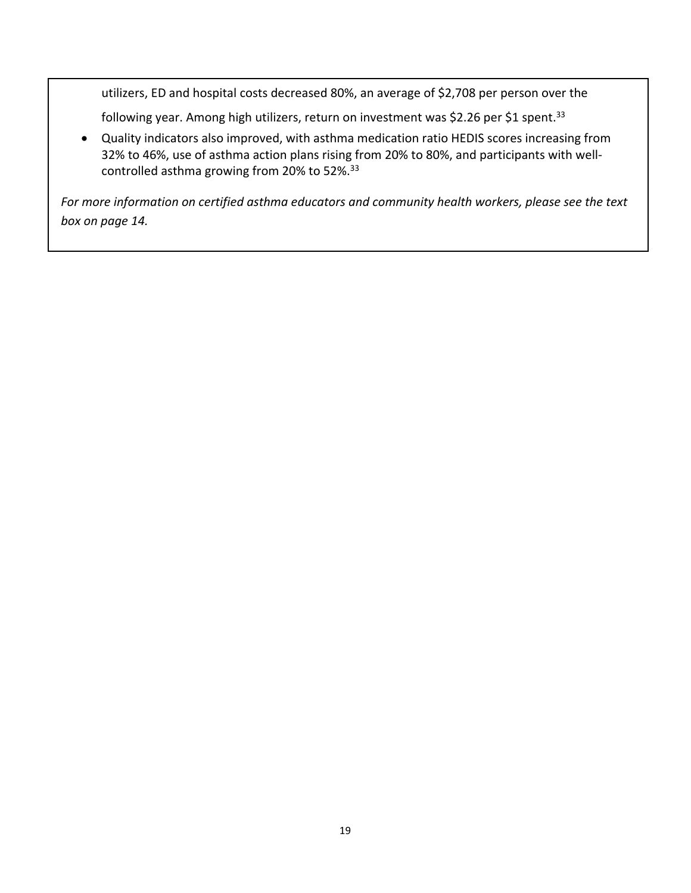utilizers, ED and hospital costs decreased 80%, an average of $2,708 per person over the following year. Among high utilizers, return on investment was $2.26 per $1 spent.[33]

- Quality indicators also improved, with asthma medication ratio HEDIS scores increasing from 32% to 46%, use of asthma action plans rising from 20% to 80%, and participants with well-controlled asthma growing from 20% to 52%.[33]

*For more information on certified asthma educators and community health workers, please see the text box on page 14.*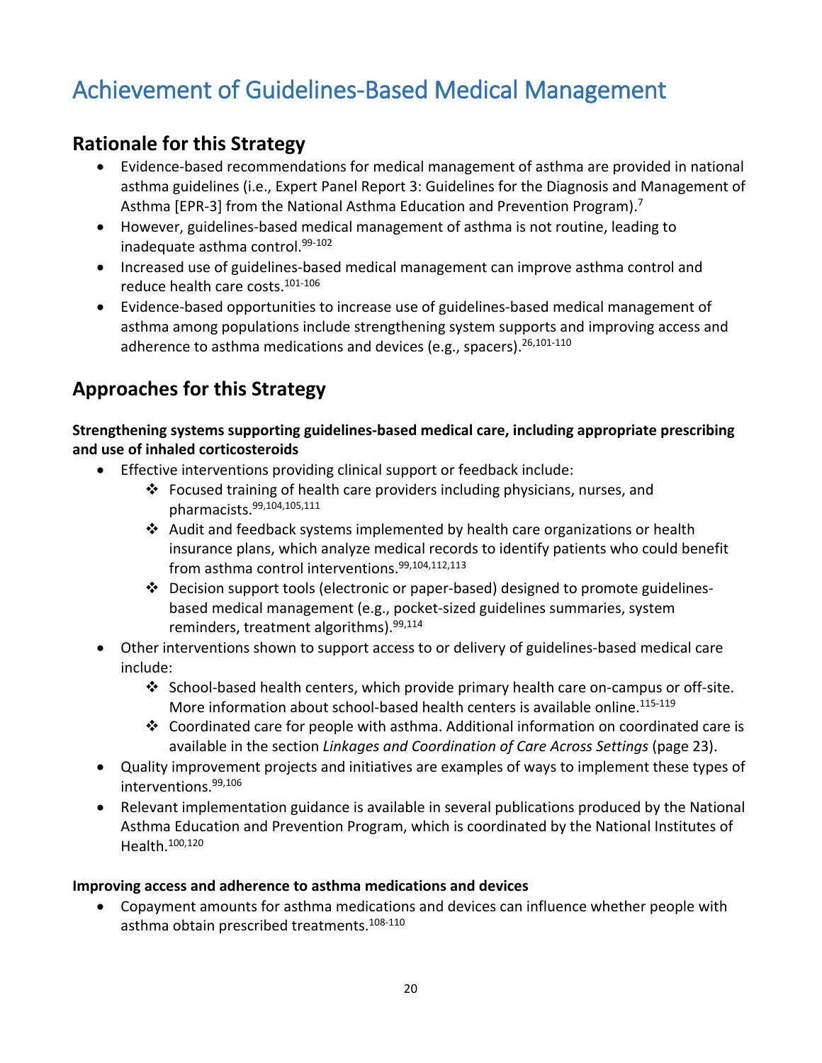# Achievement of Guidelines-Based Medical Management

## Rationale for this Strategy

- Evidence-based recommendations for medical management of asthma are provided in national asthma guidelines (i.e., Expert Panel Report 3: Guidelines for the Diagnosis and Management of Asthma [EPR-3] from the National Asthma Education and Prevention Program).[7]
- However, guidelines-based medical management of asthma is not routine, leading to inadequate asthma control.[99-102]
- Increased use of guidelines-based medical management can improve asthma control and reduce health care costs.[101-106]
- Evidence-based opportunities to increase use of guidelines-based medical management of asthma among populations include strengthening system supports and improving access and adherence to asthma medications and devices (e.g., spacers).[26,101-110]

## Approaches for this Strategy

**Strengthening systems supporting guidelines-based medical care, including appropriate prescribing and use of inhaled corticosteroids**

- Effective interventions providing clinical support or feedback include:
  - Focused training of health care providers including physicians, nurses, and pharmacists.[99,104,105,111]
  - Audit and feedback systems implemented by health care organizations or health insurance plans, which analyze medical records to identify patients who could benefit from asthma control interventions.[99,104,112,113]
  - Decision support tools (electronic or paper-based) designed to promote guidelines-based medical management (e.g., pocket-sized guidelines summaries, system reminders, treatment algorithms).[99,114]
- Other interventions shown to support access to or delivery of guidelines-based medical care include:
  - School-based health centers, which provide primary health care on-campus or off-site. More information about school-based health centers is available online.[115-119]
  - Coordinated care for people with asthma. Additional information on coordinated care is available in the section *Linkages and Coordination of Care Across Settings* (page 23).
- Quality improvement projects and initiatives are examples of ways to implement these types of interventions.[99,106]
- Relevant implementation guidance is available in several publications produced by the National Asthma Education and Prevention Program, which is coordinated by the National Institutes of Health.[100,120]

**Improving access and adherence to asthma medications and devices**

- Copayment amounts for asthma medications and devices can influence whether people with asthma obtain prescribed treatments.[108-110]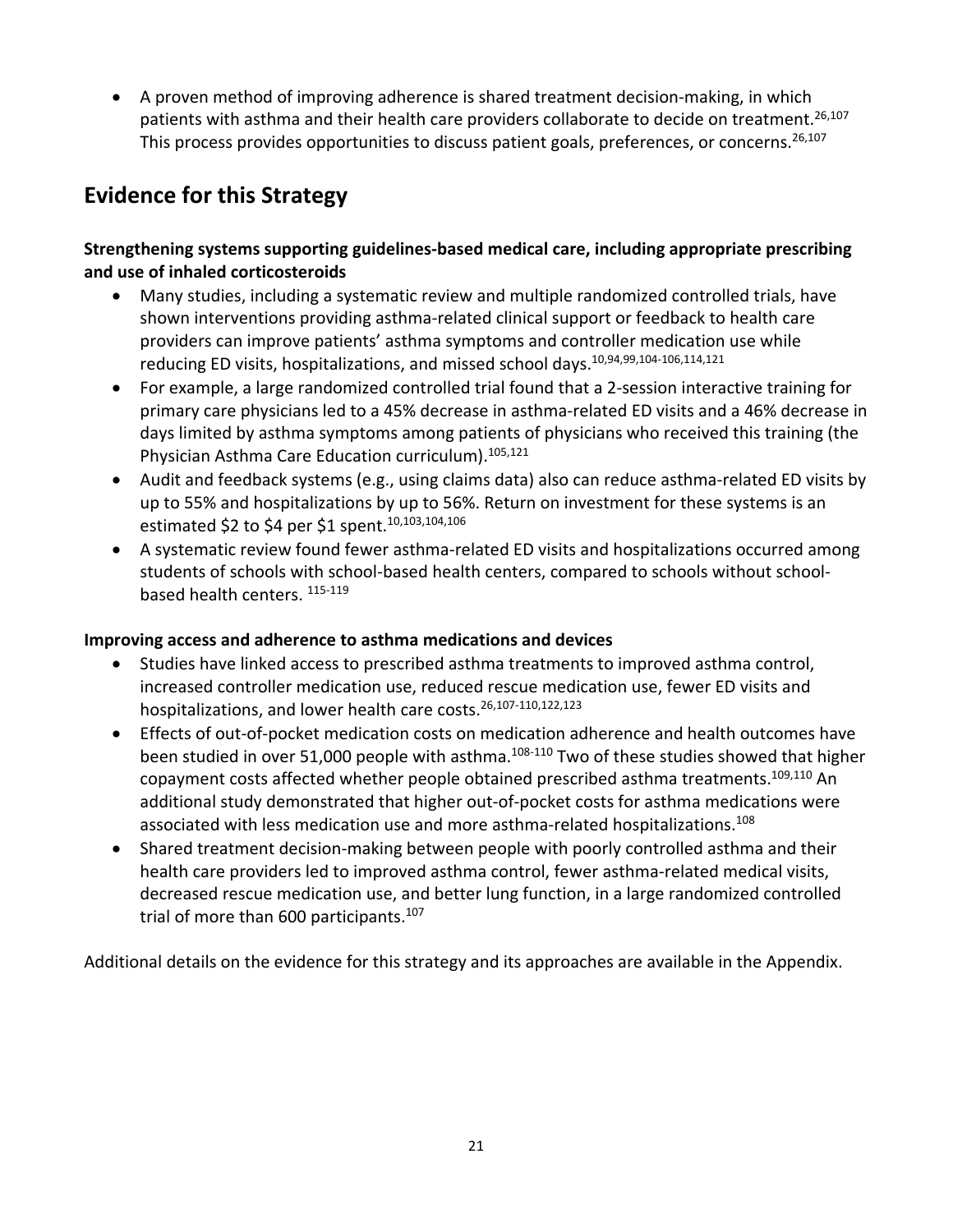- A proven method of improving adherence is shared treatment decision-making, in which patients with asthma and their health care providers collaborate to decide on treatment.[26,107] This process provides opportunities to discuss patient goals, preferences, or concerns.[26,107]

## Evidence for this Strategy

**Strengthening systems supporting guidelines-based medical care, including appropriate prescribing and use of inhaled corticosteroids**

- Many studies, including a systematic review and multiple randomized controlled trials, have shown interventions providing asthma-related clinical support or feedback to health care providers can improve patients' asthma symptoms and controller medication use while reducing ED visits, hospitalizations, and missed school days.[10,94,99,104-106,114,121]
- For example, a large randomized controlled trial found that a 2-session interactive training for primary care physicians led to a 45% decrease in asthma-related ED visits and a 46% decrease in days limited by asthma symptoms among patients of physicians who received this training (the Physician Asthma Care Education curriculum).[105,121]
- Audit and feedback systems (e.g., using claims data) also can reduce asthma-related ED visits by up to 55% and hospitalizations by up to 56%. Return on investment for these systems is an estimated $2 to $4 per $1 spent.[10,103,104,106]
- A systematic review found fewer asthma-related ED visits and hospitalizations occurred among students of schools with school-based health centers, compared to schools without school-based health centers. [115-119]

**Improving access and adherence to asthma medications and devices**

- Studies have linked access to prescribed asthma treatments to improved asthma control, increased controller medication use, reduced rescue medication use, fewer ED visits and hospitalizations, and lower health care costs.[26,107-110,122,123]
- Effects of out-of-pocket medication costs on medication adherence and health outcomes have been studied in over 51,000 people with asthma.[108-110] Two of these studies showed that higher copayment costs affected whether people obtained prescribed asthma treatments.[109,110] An additional study demonstrated that higher out-of-pocket costs for asthma medications were associated with less medication use and more asthma-related hospitalizations.[108]
- Shared treatment decision-making between people with poorly controlled asthma and their health care providers led to improved asthma control, fewer asthma-related medical visits, decreased rescue medication use, and better lung function, in a large randomized controlled trial of more than 600 participants.[107]

Additional details on the evidence for this strategy and its approaches are available in the Appendix.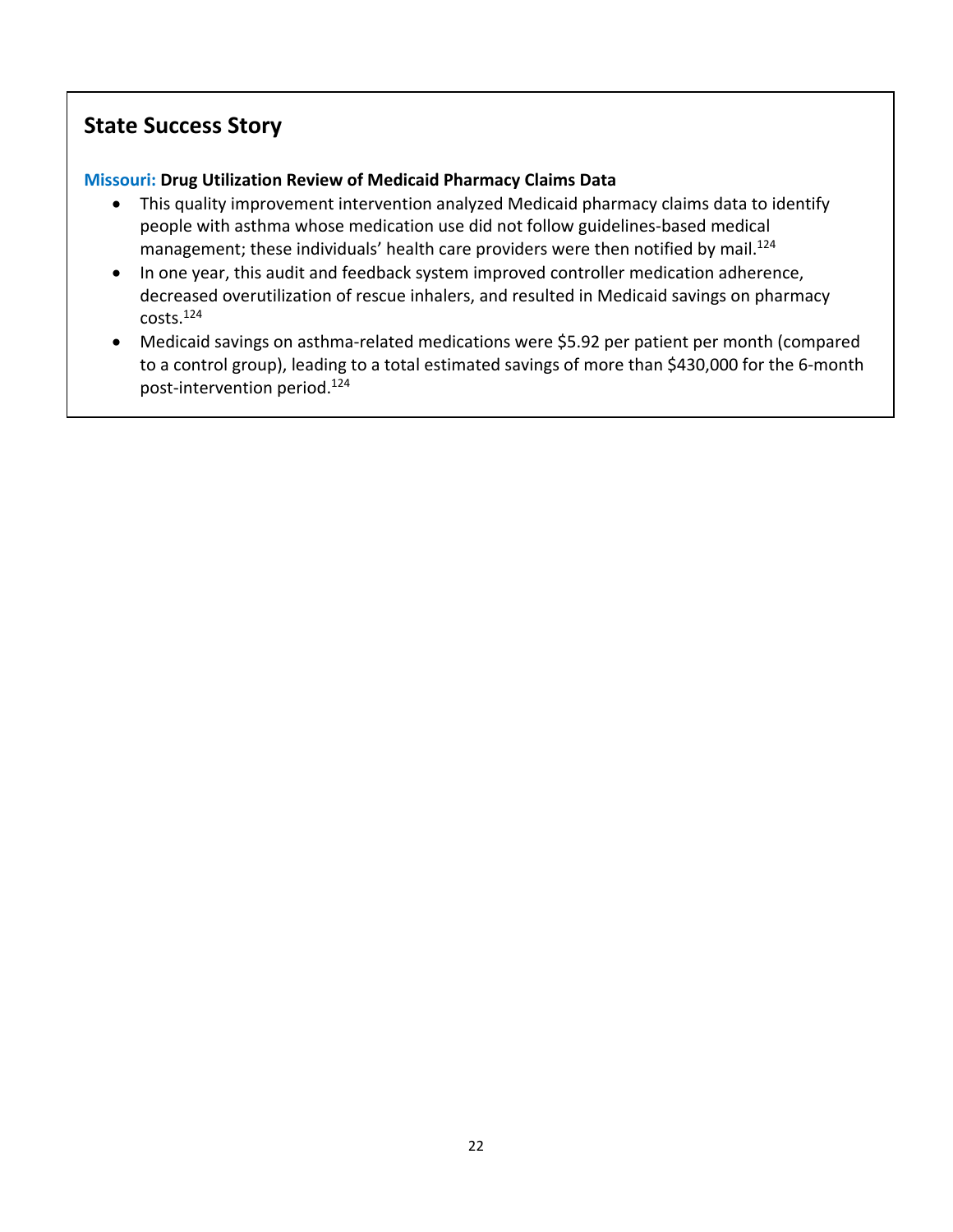## State Success Story

**Missouri: Drug Utilization Review of Medicaid Pharmacy Claims Data**

- This quality improvement intervention analyzed Medicaid pharmacy claims data to identify people with asthma whose medication use did not follow guidelines-based medical management; these individuals' health care providers were then notified by mail.[124]
- In one year, this audit and feedback system improved controller medication adherence, decreased overutilization of rescue inhalers, and resulted in Medicaid savings on pharmacy costs.[124]
- Medicaid savings on asthma-related medications were $5.92 per patient per month (compared to a control group), leading to a total estimated savings of more than $430,000 for the 6-month post-intervention period.[124]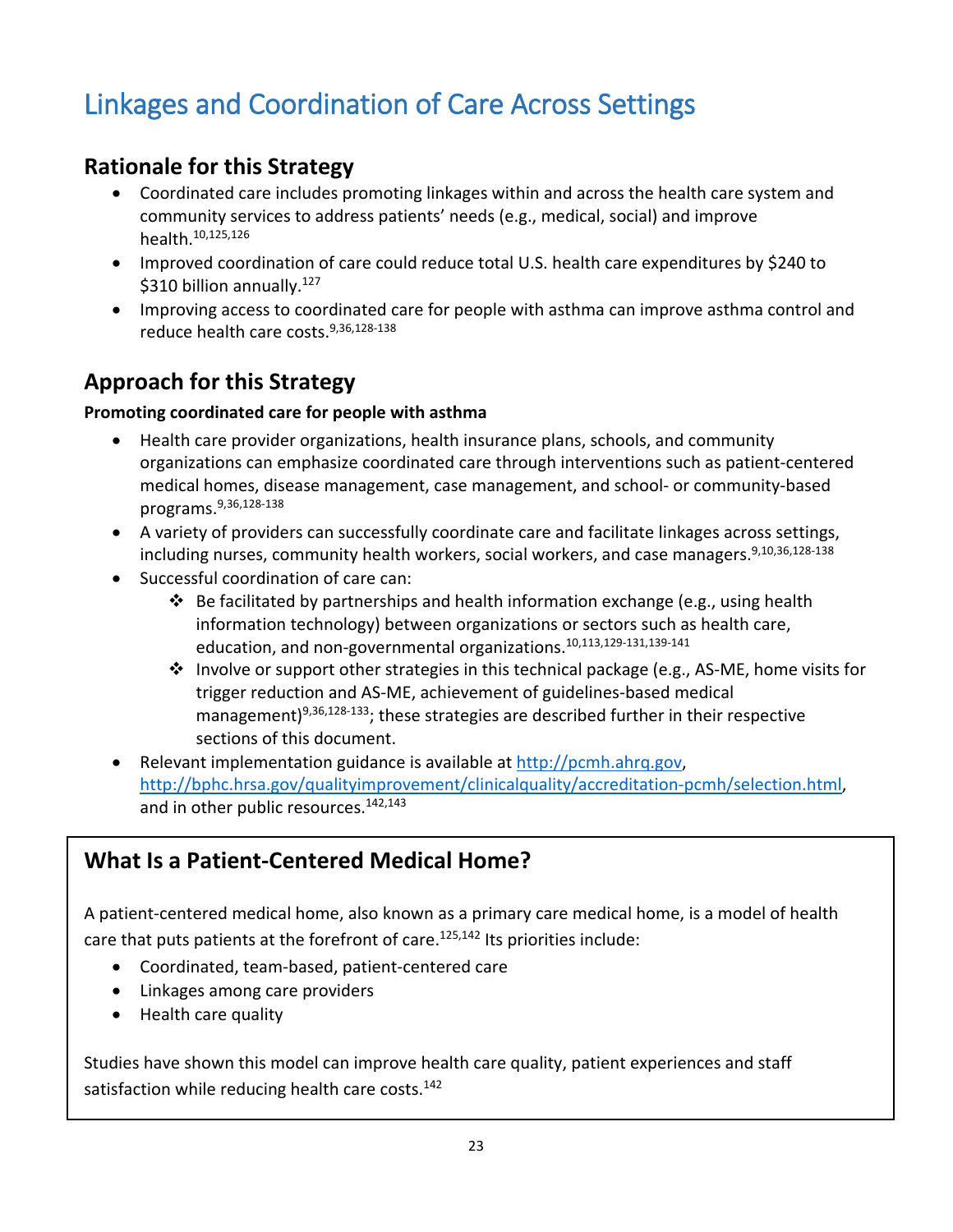# Linkages and Coordination of Care Across Settings

## Rationale for this Strategy

- Coordinated care includes promoting linkages within and across the health care system and community services to address patients' needs (e.g., medical, social) and improve health.[10,125,126]
- Improved coordination of care could reduce total U.S. health care expenditures by $240 to $310 billion annually.[127]
- Improving access to coordinated care for people with asthma can improve asthma control and reduce health care costs.[9,36,128-138]

## Approach for this Strategy

**Promoting coordinated care for people with asthma**

- Health care provider organizations, health insurance plans, schools, and community organizations can emphasize coordinated care through interventions such as patient-centered medical homes, disease management, case management, and school- or community-based programs.[9,36,128-138]
- A variety of providers can successfully coordinate care and facilitate linkages across settings, including nurses, community health workers, social workers, and case managers.[9,10,36,128-138]
- Successful coordination of care can:
  - Be facilitated by partnerships and health information exchange (e.g., using health information technology) between organizations or sectors such as health care, education, and non-governmental organizations.[10,113,129-131,139-141]
  - Involve or support other strategies in this technical package (e.g., AS-ME, home visits for trigger reduction and AS-ME, achievement of guidelines-based medical management)[9,36,128-133]; these strategies are described further in their respective sections of this document.
- Relevant implementation guidance is available at http://pcmh.ahrq.gov, http://bphc.hrsa.gov/qualityimprovement/clinicalquality/accreditation-pcmh/selection.html, and in other public resources.[142,143]

## What Is a Patient-Centered Medical Home?

A patient-centered medical home, also known as a primary care medical home, is a model of health care that puts patients at the forefront of care.[125,142] Its priorities include:

- Coordinated, team-based, patient-centered care
- Linkages among care providers
- Health care quality

Studies have shown this model can improve health care quality, patient experiences and staff satisfaction while reducing health care costs.[142]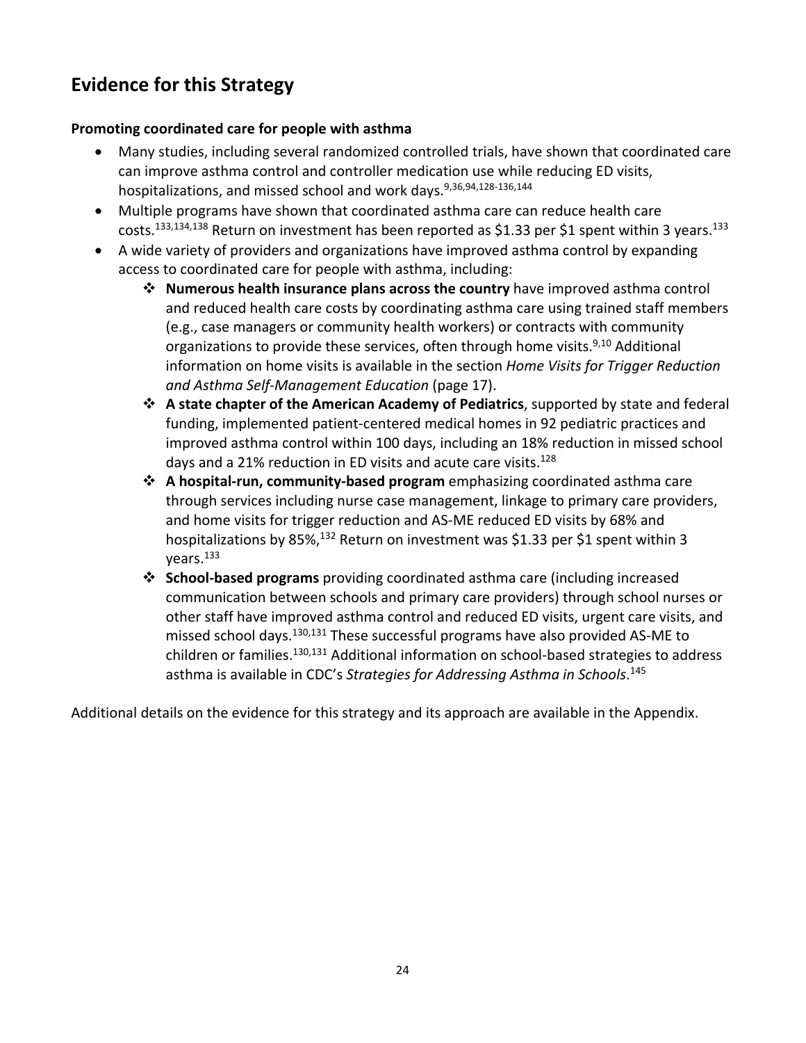## Evidence for this Strategy

**Promoting coordinated care for people with asthma**

- Many studies, including several randomized controlled trials, have shown that coordinated care can improve asthma control and controller medication use while reducing ED visits, hospitalizations, and missed school and work days.[9,36,94,128-136,144]
- Multiple programs have shown that coordinated asthma care can reduce health care costs.[133,134,138] Return on investment has been reported as $1.33 per $1 spent within 3 years.[133]
- A wide variety of providers and organizations have improved asthma control by expanding access to coordinated care for people with asthma, including:
  - **Numerous health insurance plans across the country** have improved asthma control and reduced health care costs by coordinating asthma care using trained staff members (e.g., case managers or community health workers) or contracts with community organizations to provide these services, often through home visits.[9,10] Additional information on home visits is available in the section *Home Visits for Trigger Reduction and Asthma Self-Management Education* (page 17).
  - **A state chapter of the American Academy of Pediatrics**, supported by state and federal funding, implemented patient-centered medical homes in 92 pediatric practices and improved asthma control within 100 days, including an 18% reduction in missed school days and a 21% reduction in ED visits and acute care visits.[128]
  - **A hospital-run, community-based program** emphasizing coordinated asthma care through services including nurse case management, linkage to primary care providers, and home visits for trigger reduction and AS-ME reduced ED visits by 68% and hospitalizations by 85%,[132] Return on investment was $1.33 per $1 spent within 3 years.[133]
  - **School-based programs** providing coordinated asthma care (including increased communication between schools and primary care providers) through school nurses or other staff have improved asthma control and reduced ED visits, urgent care visits, and missed school days.[130,131] These successful programs have also provided AS-ME to children or families.[130,131] Additional information on school-based strategies to address asthma is available in CDC's *Strategies for Addressing Asthma in Schools*.[145]

Additional details on the evidence for this strategy and its approach are available in the Appendix.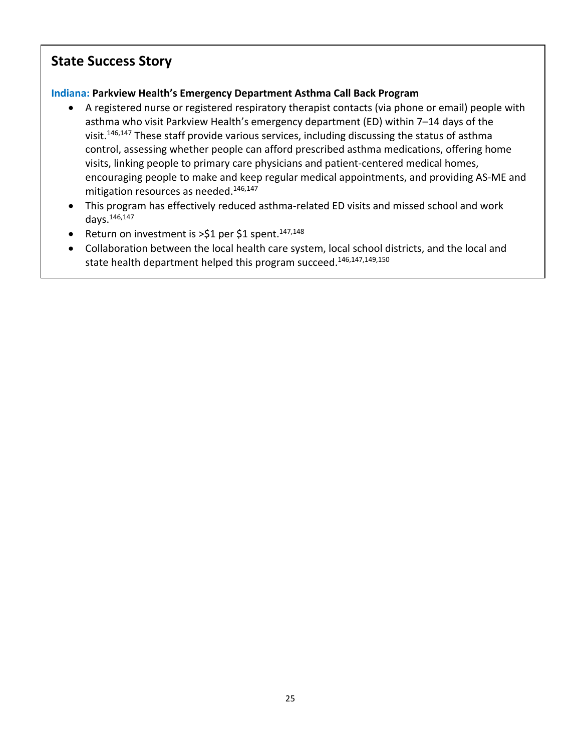## State Success Story

**Indiana: Parkview Health's Emergency Department Asthma Call Back Program**

- A registered nurse or registered respiratory therapist contacts (via phone or email) people with asthma who visit Parkview Health's emergency department (ED) within 7–14 days of the visit.[146,147] These staff provide various services, including discussing the status of asthma control, assessing whether people can afford prescribed asthma medications, offering home visits, linking people to primary care physicians and patient-centered medical homes, encouraging people to make and keep regular medical appointments, and providing AS-ME and mitigation resources as needed.[146,147]
- This program has effectively reduced asthma-related ED visits and missed school and work days.[146,147]
- Return on investment is >$1 per $1 spent.[147,148]
- Collaboration between the local health care system, local school districts, and the local and state health department helped this program succeed.[146,147,149,150]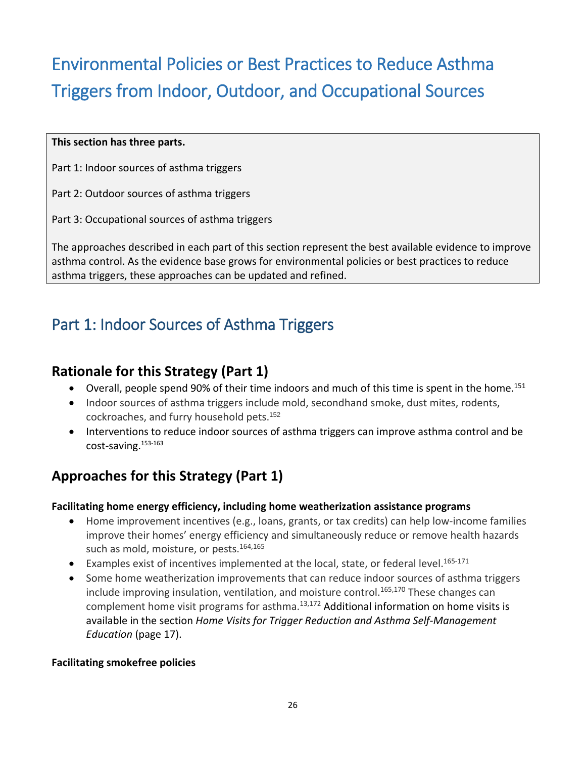# Environmental Policies or Best Practices to Reduce Asthma Triggers from Indoor, Outdoor, and Occupational Sources

**This section has three parts.**

Part 1: Indoor sources of asthma triggers

Part 2: Outdoor sources of asthma triggers

Part 3: Occupational sources of asthma triggers

The approaches described in each part of this section represent the best available evidence to improve asthma control. As the evidence base grows for environmental policies or best practices to reduce asthma triggers, these approaches can be updated and refined.

## Part 1: Indoor Sources of Asthma Triggers

### Rationale for this Strategy (Part 1)

- Overall, people spend 90% of their time indoors and much of this time is spent in the home.[151]
- Indoor sources of asthma triggers include mold, secondhand smoke, dust mites, rodents, cockroaches, and furry household pets.[152]
- Interventions to reduce indoor sources of asthma triggers can improve asthma control and be cost-saving.[153-163]

### Approaches for this Strategy (Part 1)

**Facilitating home energy efficiency, including home weatherization assistance programs**

- Home improvement incentives (e.g., loans, grants, or tax credits) can help low-income families improve their homes' energy efficiency and simultaneously reduce or remove health hazards such as mold, moisture, or pests.[164,165]
- Examples exist of incentives implemented at the local, state, or federal level.[165-171]
- Some home weatherization improvements that can reduce indoor sources of asthma triggers include improving insulation, ventilation, and moisture control.[165,170] These changes can complement home visit programs for asthma.[13,172] Additional information on home visits is available in the section *Home Visits for Trigger Reduction and Asthma Self-Management Education* (page 17).

**Facilitating smokefree policies**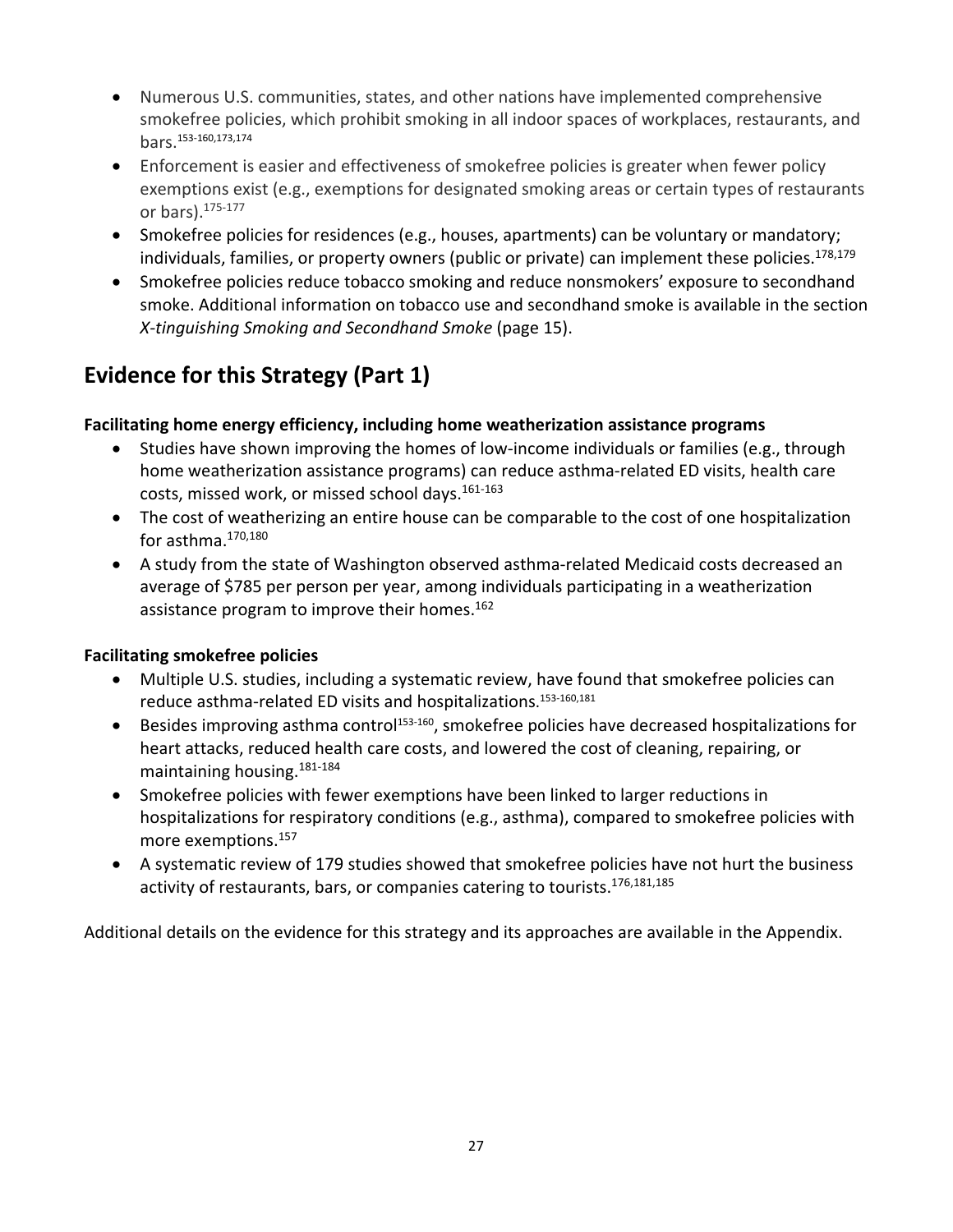- Numerous U.S. communities, states, and other nations have implemented comprehensive smokefree policies, which prohibit smoking in all indoor spaces of workplaces, restaurants, and bars.[153-160,173,174]
- Enforcement is easier and effectiveness of smokefree policies is greater when fewer policy exemptions exist (e.g., exemptions for designated smoking areas or certain types of restaurants or bars).[175-177]
- Smokefree policies for residences (e.g., houses, apartments) can be voluntary or mandatory; individuals, families, or property owners (public or private) can implement these policies.[178,179]
- Smokefree policies reduce tobacco smoking and reduce nonsmokers' exposure to secondhand smoke. Additional information on tobacco use and secondhand smoke is available in the section *X-tinguishing Smoking and Secondhand Smoke* (page 15).

## Evidence for this Strategy (Part 1)

**Facilitating home energy efficiency, including home weatherization assistance programs**

- Studies have shown improving the homes of low-income individuals or families (e.g., through home weatherization assistance programs) can reduce asthma-related ED visits, health care costs, missed work, or missed school days.[161-163]
- The cost of weatherizing an entire house can be comparable to the cost of one hospitalization for asthma.[170,180]
- A study from the state of Washington observed asthma-related Medicaid costs decreased an average of $785 per person per year, among individuals participating in a weatherization assistance program to improve their homes.[162]

**Facilitating smokefree policies**

- Multiple U.S. studies, including a systematic review, have found that smokefree policies can reduce asthma-related ED visits and hospitalizations.[153-160,181]
- Besides improving asthma control[153-160], smokefree policies have decreased hospitalizations for heart attacks, reduced health care costs, and lowered the cost of cleaning, repairing, or maintaining housing.[181-184]
- Smokefree policies with fewer exemptions have been linked to larger reductions in hospitalizations for respiratory conditions (e.g., asthma), compared to smokefree policies with more exemptions.[157]
- A systematic review of 179 studies showed that smokefree policies have not hurt the business activity of restaurants, bars, or companies catering to tourists.[176,181,185]

Additional details on the evidence for this strategy and its approaches are available in the Appendix.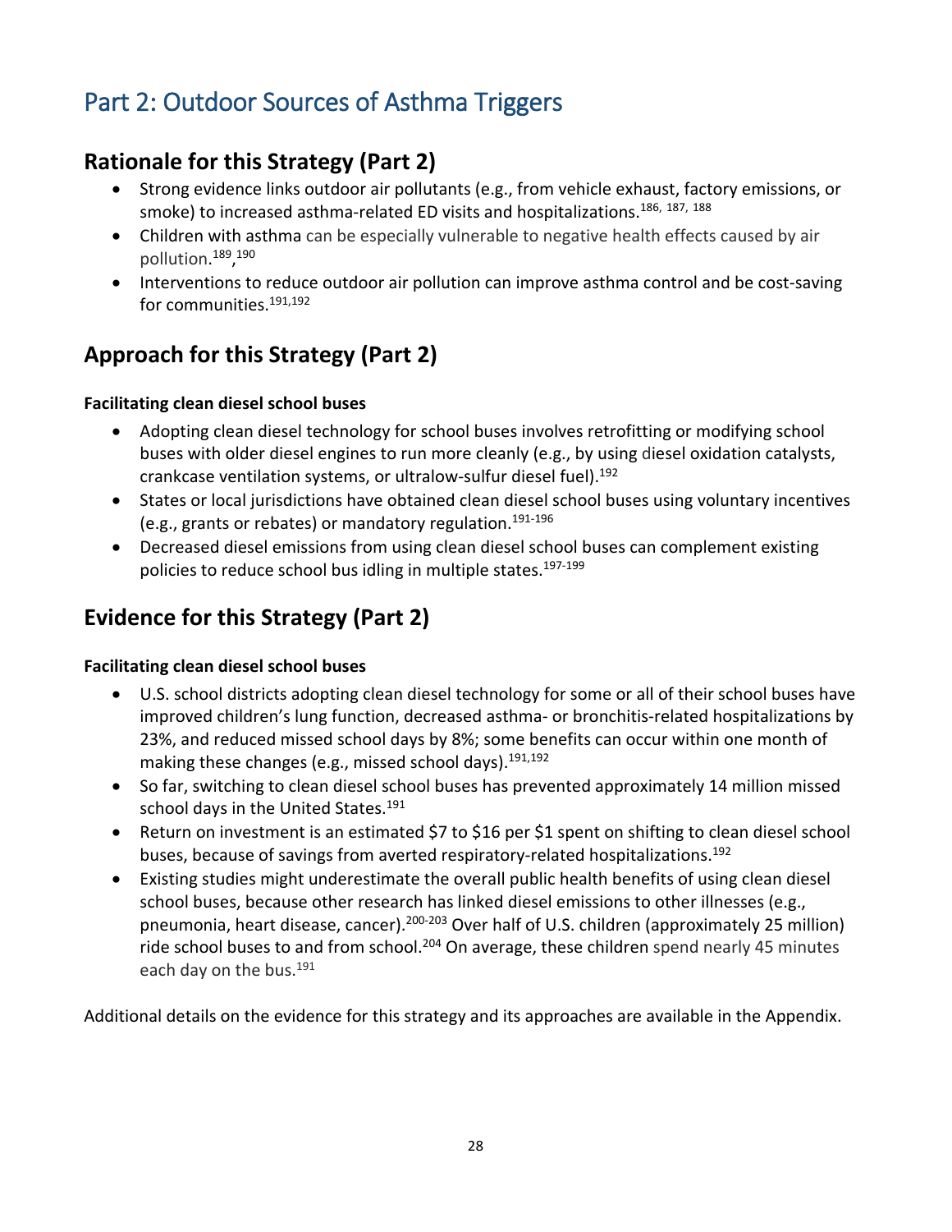# Part 2: Outdoor Sources of Asthma Triggers

## Rationale for this Strategy (Part 2)

- Strong evidence links outdoor air pollutants (e.g., from vehicle exhaust, factory emissions, or smoke) to increased asthma-related ED visits and hospitalizations.[186, 187, 188]
- Children with asthma can be especially vulnerable to negative health effects caused by air pollution.[189],[190]
- Interventions to reduce outdoor air pollution can improve asthma control and be cost-saving for communities.[191,192]

## Approach for this Strategy (Part 2)

**Facilitating clean diesel school buses**

- Adopting clean diesel technology for school buses involves retrofitting or modifying school buses with older diesel engines to run more cleanly (e.g., by using diesel oxidation catalysts, crankcase ventilation systems, or ultralow-sulfur diesel fuel).[192]
- States or local jurisdictions have obtained clean diesel school buses using voluntary incentives (e.g., grants or rebates) or mandatory regulation.[191-196]
- Decreased diesel emissions from using clean diesel school buses can complement existing policies to reduce school bus idling in multiple states.[197-199]

## Evidence for this Strategy (Part 2)

**Facilitating clean diesel school buses**

- U.S. school districts adopting clean diesel technology for some or all of their school buses have improved children's lung function, decreased asthma- or bronchitis-related hospitalizations by 23%, and reduced missed school days by 8%; some benefits can occur within one month of making these changes (e.g., missed school days).[191,192]
- So far, switching to clean diesel school buses has prevented approximately 14 million missed school days in the United States.[191]
- Return on investment is an estimated $7 to $16 per $1 spent on shifting to clean diesel school buses, because of savings from averted respiratory-related hospitalizations.[192]
- Existing studies might underestimate the overall public health benefits of using clean diesel school buses, because other research has linked diesel emissions to other illnesses (e.g., pneumonia, heart disease, cancer).[200-203] Over half of U.S. children (approximately 25 million) ride school buses to and from school.[204] On average, these children spend nearly 45 minutes each day on the bus.[191]

Additional details on the evidence for this strategy and its approaches are available in the Appendix.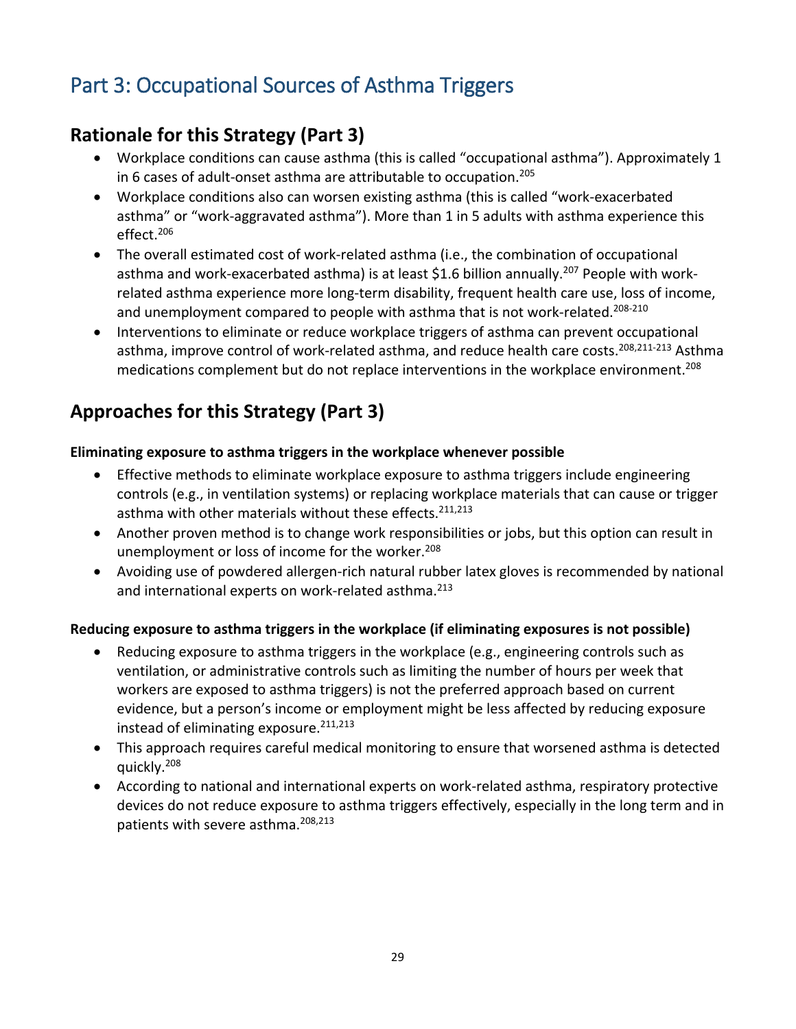# Part 3: Occupational Sources of Asthma Triggers

## Rationale for this Strategy (Part 3)

- Workplace conditions can cause asthma (this is called "occupational asthma"). Approximately 1 in 6 cases of adult-onset asthma are attributable to occupation.[205]
- Workplace conditions also can worsen existing asthma (this is called "work-exacerbated asthma" or "work-aggravated asthma"). More than 1 in 5 adults with asthma experience this effect.[206]
- The overall estimated cost of work-related asthma (i.e., the combination of occupational asthma and work-exacerbated asthma) is at least $1.6 billion annually.[207] People with work-related asthma experience more long-term disability, frequent health care use, loss of income, and unemployment compared to people with asthma that is not work-related.[208-210]
- Interventions to eliminate or reduce workplace triggers of asthma can prevent occupational asthma, improve control of work-related asthma, and reduce health care costs.[208,211-213] Asthma medications complement but do not replace interventions in the workplace environment.[208]

## Approaches for this Strategy (Part 3)

**Eliminating exposure to asthma triggers in the workplace whenever possible**

- Effective methods to eliminate workplace exposure to asthma triggers include engineering controls (e.g., in ventilation systems) or replacing workplace materials that can cause or trigger asthma with other materials without these effects.[211,213]
- Another proven method is to change work responsibilities or jobs, but this option can result in unemployment or loss of income for the worker.[208]
- Avoiding use of powdered allergen-rich natural rubber latex gloves is recommended by national and international experts on work-related asthma.[213]

**Reducing exposure to asthma triggers in the workplace (if eliminating exposures is not possible)**

- Reducing exposure to asthma triggers in the workplace (e.g., engineering controls such as ventilation, or administrative controls such as limiting the number of hours per week that workers are exposed to asthma triggers) is not the preferred approach based on current evidence, but a person's income or employment might be less affected by reducing exposure instead of eliminating exposure.[211,213]
- This approach requires careful medical monitoring to ensure that worsened asthma is detected quickly.[208]
- According to national and international experts on work-related asthma, respiratory protective devices do not reduce exposure to asthma triggers effectively, especially in the long term and in patients with severe asthma.[208,213]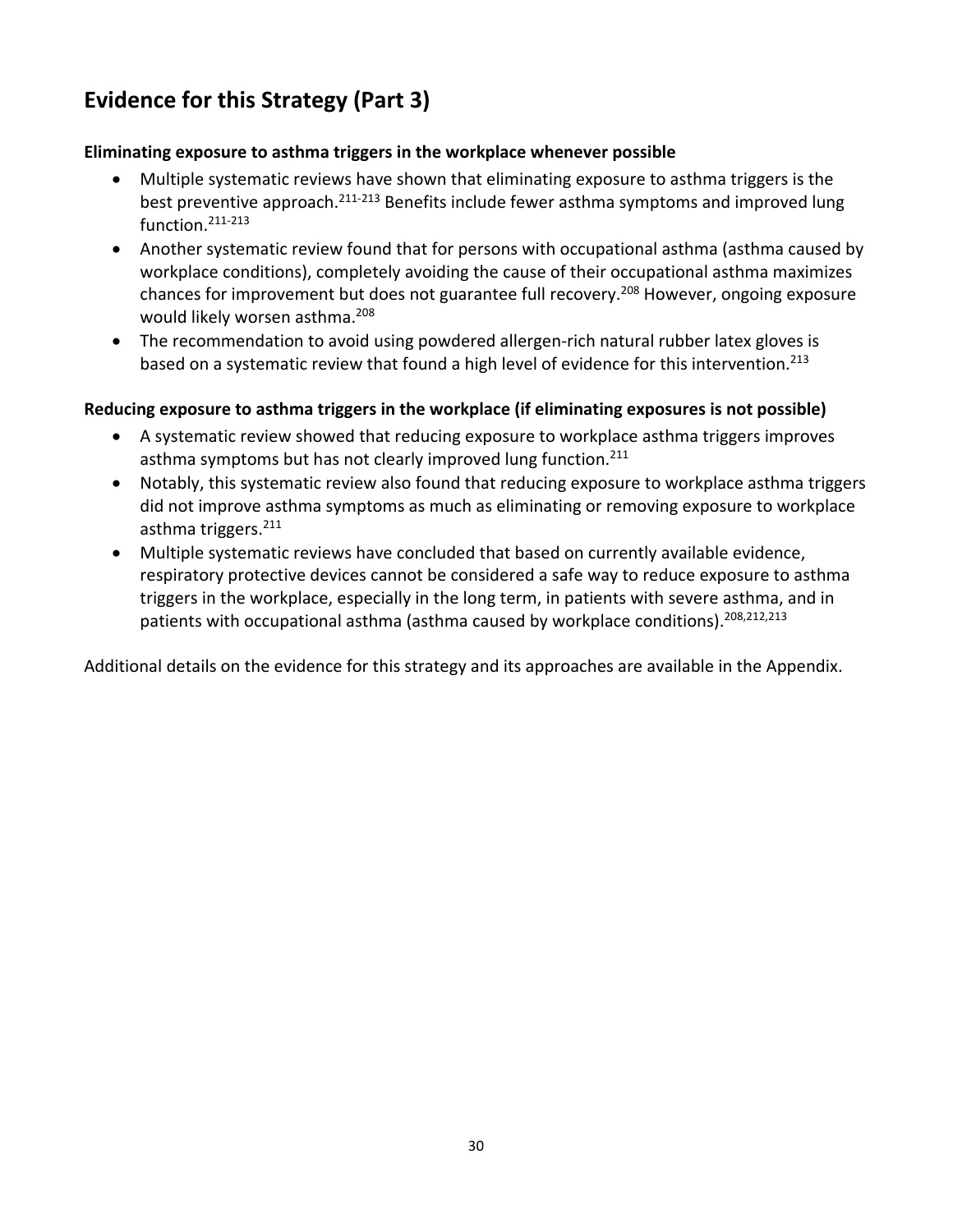## Evidence for this Strategy (Part 3)

**Eliminating exposure to asthma triggers in the workplace whenever possible**

- Multiple systematic reviews have shown that eliminating exposure to asthma triggers is the best preventive approach.[211-213] Benefits include fewer asthma symptoms and improved lung function.[211-213]
- Another systematic review found that for persons with occupational asthma (asthma caused by workplace conditions), completely avoiding the cause of their occupational asthma maximizes chances for improvement but does not guarantee full recovery.[208] However, ongoing exposure would likely worsen asthma.[208]
- The recommendation to avoid using powdered allergen-rich natural rubber latex gloves is based on a systematic review that found a high level of evidence for this intervention.[213]

**Reducing exposure to asthma triggers in the workplace (if eliminating exposures is not possible)**

- A systematic review showed that reducing exposure to workplace asthma triggers improves asthma symptoms but has not clearly improved lung function.[211]
- Notably, this systematic review also found that reducing exposure to workplace asthma triggers did not improve asthma symptoms as much as eliminating or removing exposure to workplace asthma triggers.[211]
- Multiple systematic reviews have concluded that based on currently available evidence, respiratory protective devices cannot be considered a safe way to reduce exposure to asthma triggers in the workplace, especially in the long term, in patients with severe asthma, and in patients with occupational asthma (asthma caused by workplace conditions).[208,212,213]

Additional details on the evidence for this strategy and its approaches are available in the Appendix.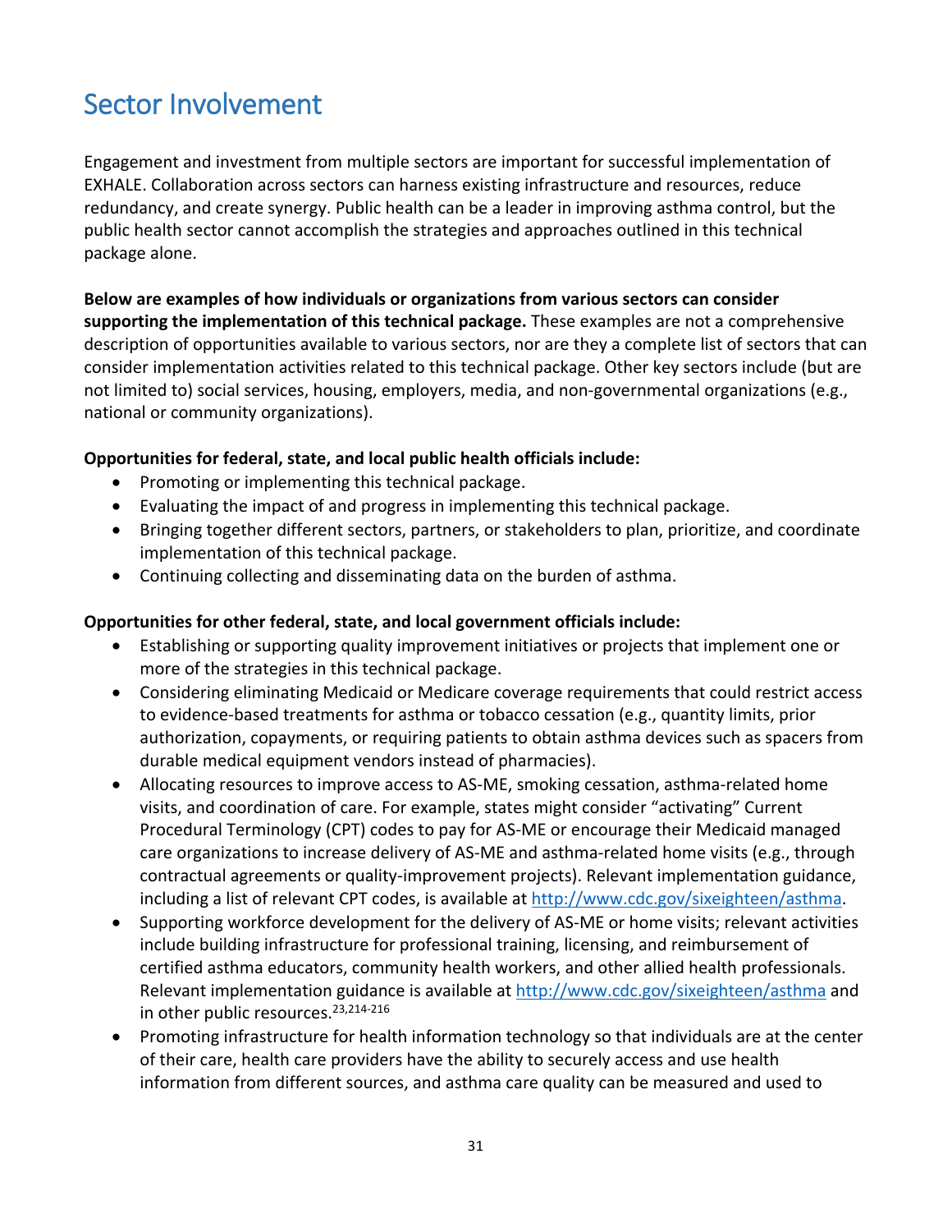# Sector Involvement

Engagement and investment from multiple sectors are important for successful implementation of EXHALE. Collaboration across sectors can harness existing infrastructure and resources, reduce redundancy, and create synergy. Public health can be a leader in improving asthma control, but the public health sector cannot accomplish the strategies and approaches outlined in this technical package alone.

**Below are examples of how individuals or organizations from various sectors can consider supporting the implementation of this technical package.** These examples are not a comprehensive description of opportunities available to various sectors, nor are they a complete list of sectors that can consider implementation activities related to this technical package. Other key sectors include (but are not limited to) social services, housing, employers, media, and non-governmental organizations (e.g., national or community organizations).

**Opportunities for federal, state, and local public health officials include:**

- Promoting or implementing this technical package.
- Evaluating the impact of and progress in implementing this technical package.
- Bringing together different sectors, partners, or stakeholders to plan, prioritize, and coordinate implementation of this technical package.
- Continuing collecting and disseminating data on the burden of asthma.

**Opportunities for other federal, state, and local government officials include:**

- Establishing or supporting quality improvement initiatives or projects that implement one or more of the strategies in this technical package.
- Considering eliminating Medicaid or Medicare coverage requirements that could restrict access to evidence-based treatments for asthma or tobacco cessation (e.g., quantity limits, prior authorization, copayments, or requiring patients to obtain asthma devices such as spacers from durable medical equipment vendors instead of pharmacies).
- Allocating resources to improve access to AS-ME, smoking cessation, asthma-related home visits, and coordination of care. For example, states might consider "activating" Current Procedural Terminology (CPT) codes to pay for AS-ME or encourage their Medicaid managed care organizations to increase delivery of AS-ME and asthma-related home visits (e.g., through contractual agreements or quality-improvement projects). Relevant implementation guidance, including a list of relevant CPT codes, is available at http://www.cdc.gov/sixeighteen/asthma.
- Supporting workforce development for the delivery of AS-ME or home visits; relevant activities include building infrastructure for professional training, licensing, and reimbursement of certified asthma educators, community health workers, and other allied health professionals. Relevant implementation guidance is available at http://www.cdc.gov/sixeighteen/asthma and in other public resources.[23,214-216]
- Promoting infrastructure for health information technology so that individuals are at the center of their care, health care providers have the ability to securely access and use health information from different sources, and asthma care quality can be measured and used to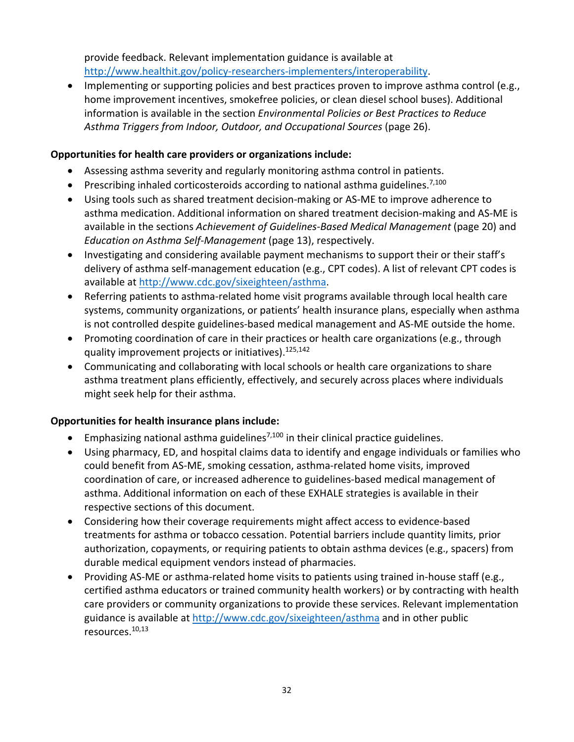provide feedback. Relevant implementation guidance is available at http://www.healthit.gov/policy-researchers-implementers/interoperability.

- Implementing or supporting policies and best practices proven to improve asthma control (e.g., home improvement incentives, smokefree policies, or clean diesel school buses). Additional information is available in the section *Environmental Policies or Best Practices to Reduce Asthma Triggers from Indoor, Outdoor, and Occupational Sources* (page 26).

**Opportunities for health care providers or organizations include:**

- Assessing asthma severity and regularly monitoring asthma control in patients.
- Prescribing inhaled corticosteroids according to national asthma guidelines.[7,100]
- Using tools such as shared treatment decision-making or AS-ME to improve adherence to asthma medication. Additional information on shared treatment decision-making and AS-ME is available in the sections *Achievement of Guidelines-Based Medical Management* (page 20) and *Education on Asthma Self-Management* (page 13), respectively.
- Investigating and considering available payment mechanisms to support their or their staff's delivery of asthma self-management education (e.g., CPT codes). A list of relevant CPT codes is available at http://www.cdc.gov/sixeighteen/asthma.
- Referring patients to asthma-related home visit programs available through local health care systems, community organizations, or patients' health insurance plans, especially when asthma is not controlled despite guidelines-based medical management and AS-ME outside the home.
- Promoting coordination of care in their practices or health care organizations (e.g., through quality improvement projects or initiatives).[125,142]
- Communicating and collaborating with local schools or health care organizations to share asthma treatment plans efficiently, effectively, and securely across places where individuals might seek help for their asthma.

**Opportunities for health insurance plans include:**

- Emphasizing national asthma guidelines[7,100] in their clinical practice guidelines.
- Using pharmacy, ED, and hospital claims data to identify and engage individuals or families who could benefit from AS-ME, smoking cessation, asthma-related home visits, improved coordination of care, or increased adherence to guidelines-based medical management of asthma. Additional information on each of these EXHALE strategies is available in their respective sections of this document.
- Considering how their coverage requirements might affect access to evidence-based treatments for asthma or tobacco cessation. Potential barriers include quantity limits, prior authorization, copayments, or requiring patients to obtain asthma devices (e.g., spacers) from durable medical equipment vendors instead of pharmacies.
- Providing AS-ME or asthma-related home visits to patients using trained in-house staff (e.g., certified asthma educators or trained community health workers) or by contracting with health care providers or community organizations to provide these services. Relevant implementation guidance is available at http://www.cdc.gov/sixeighteen/asthma and in other public resources.[10,13]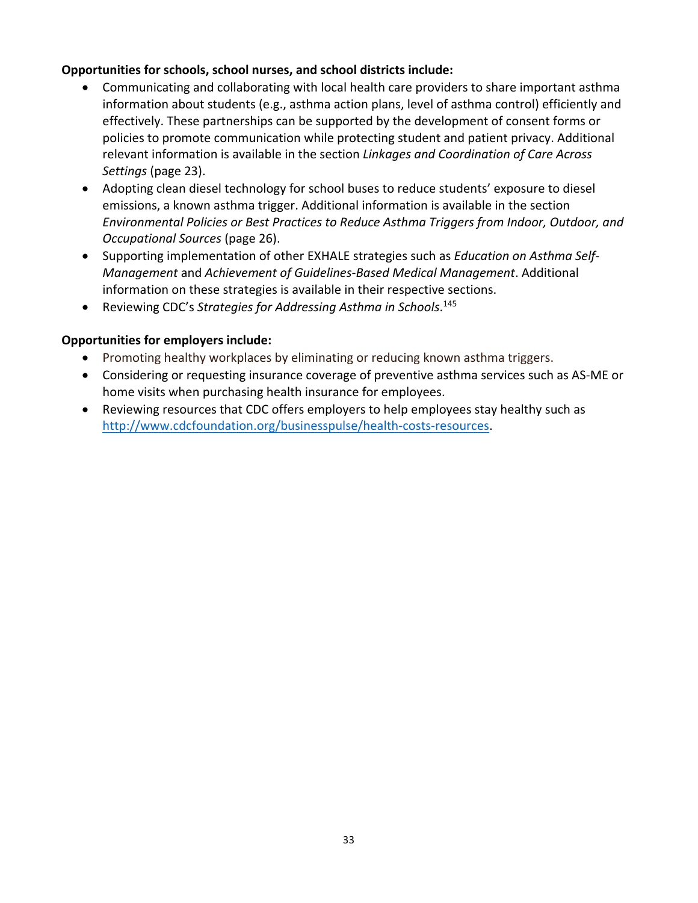**Opportunities for schools, school nurses, and school districts include:**

- Communicating and collaborating with local health care providers to share important asthma information about students (e.g., asthma action plans, level of asthma control) efficiently and effectively. These partnerships can be supported by the development of consent forms or policies to promote communication while protecting student and patient privacy. Additional relevant information is available in the section *Linkages and Coordination of Care Across Settings* (page 23).
- Adopting clean diesel technology for school buses to reduce students' exposure to diesel emissions, a known asthma trigger. Additional information is available in the section *Environmental Policies or Best Practices to Reduce Asthma Triggers from Indoor, Outdoor, and Occupational Sources* (page 26).
- Supporting implementation of other EXHALE strategies such as *Education on Asthma Self-Management* and *Achievement of Guidelines-Based Medical Management*. Additional information on these strategies is available in their respective sections.
- Reviewing CDC's *Strategies for Addressing Asthma in Schools*.[145]

**Opportunities for employers include:**

- Promoting healthy workplaces by eliminating or reducing known asthma triggers.
- Considering or requesting insurance coverage of preventive asthma services such as AS-ME or home visits when purchasing health insurance for employees.
- Reviewing resources that CDC offers employers to help employees stay healthy such as http://www.cdcfoundation.org/businesspulse/health-costs-resources.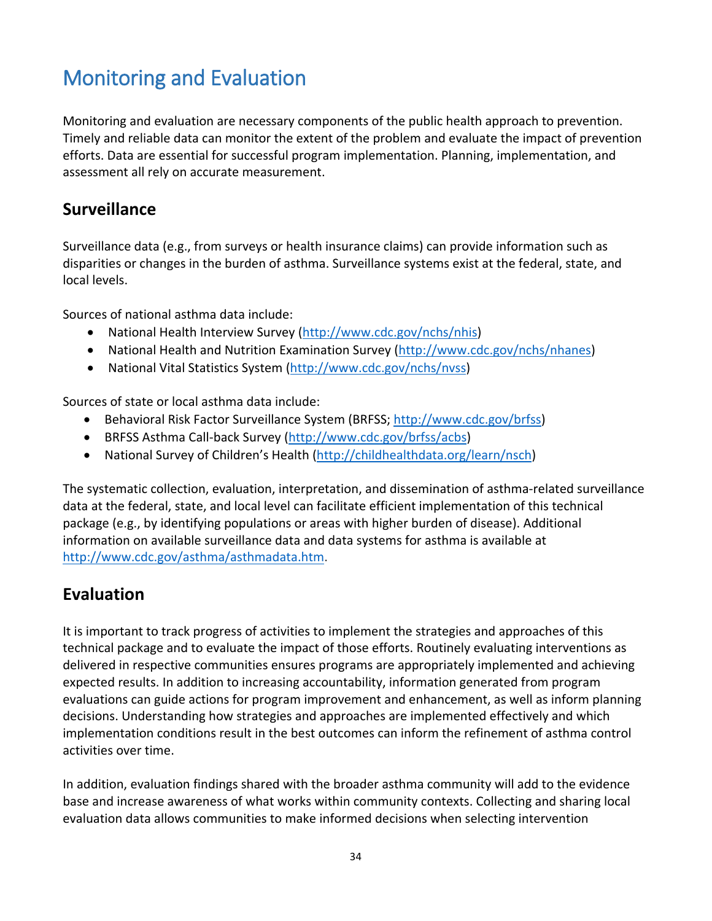# Monitoring and Evaluation

Monitoring and evaluation are necessary components of the public health approach to prevention. Timely and reliable data can monitor the extent of the problem and evaluate the impact of prevention efforts. Data are essential for successful program implementation. Planning, implementation, and assessment all rely on accurate measurement.

## Surveillance

Surveillance data (e.g., from surveys or health insurance claims) can provide information such as disparities or changes in the burden of asthma. Surveillance systems exist at the federal, state, and local levels.

Sources of national asthma data include:

- National Health Interview Survey (http://www.cdc.gov/nchs/nhis)
- National Health and Nutrition Examination Survey (http://www.cdc.gov/nchs/nhanes)
- National Vital Statistics System (http://www.cdc.gov/nchs/nvss)

Sources of state or local asthma data include:

- Behavioral Risk Factor Surveillance System (BRFSS; http://www.cdc.gov/brfss)
- BRFSS Asthma Call-back Survey (http://www.cdc.gov/brfss/acbs)
- National Survey of Children's Health (http://childhealthdata.org/learn/nsch)

The systematic collection, evaluation, interpretation, and dissemination of asthma-related surveillance data at the federal, state, and local level can facilitate efficient implementation of this technical package (e.g., by identifying populations or areas with higher burden of disease). Additional information on available surveillance data and data systems for asthma is available at http://www.cdc.gov/asthma/asthmadata.htm.

## Evaluation

It is important to track progress of activities to implement the strategies and approaches of this technical package and to evaluate the impact of those efforts. Routinely evaluating interventions as delivered in respective communities ensures programs are appropriately implemented and achieving expected results. In addition to increasing accountability, information generated from program evaluations can guide actions for program improvement and enhancement, as well as inform planning decisions. Understanding how strategies and approaches are implemented effectively and which implementation conditions result in the best outcomes can inform the refinement of asthma control activities over time.

In addition, evaluation findings shared with the broader asthma community will add to the evidence base and increase awareness of what works within community contexts. Collecting and sharing local evaluation data allows communities to make informed decisions when selecting intervention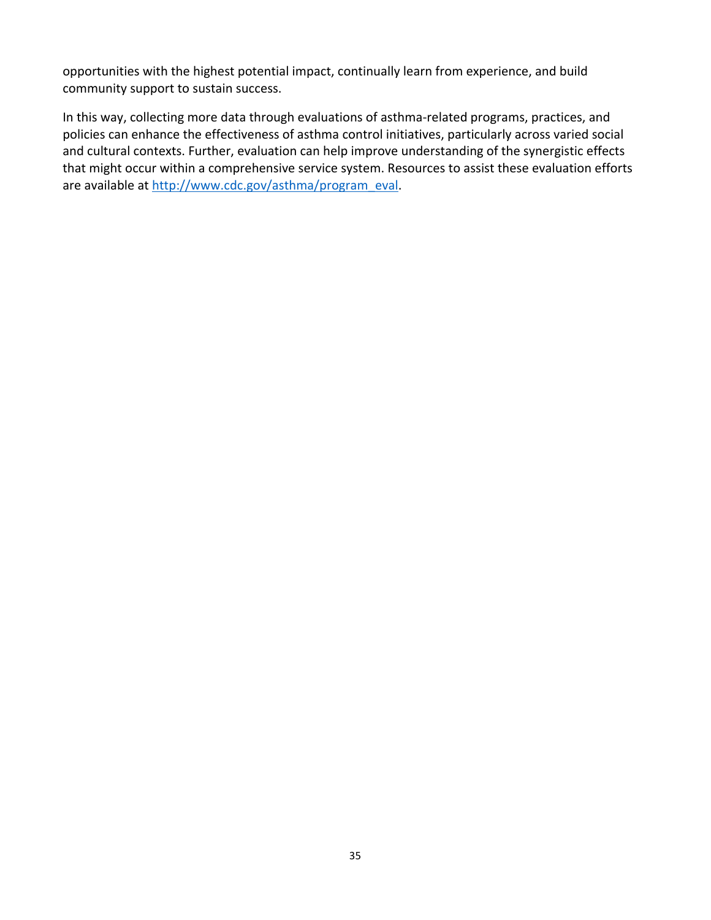opportunities with the highest potential impact, continually learn from experience, and build community support to sustain success.

In this way, collecting more data through evaluations of asthma-related programs, practices, and policies can enhance the effectiveness of asthma control initiatives, particularly across varied social and cultural contexts. Further, evaluation can help improve understanding of the synergistic effects that might occur within a comprehensive service system. Resources to assist these evaluation efforts are available at [http://www.cdc.gov/asthma/program_eval](http://www.cdc.gov/asthma/program_eval).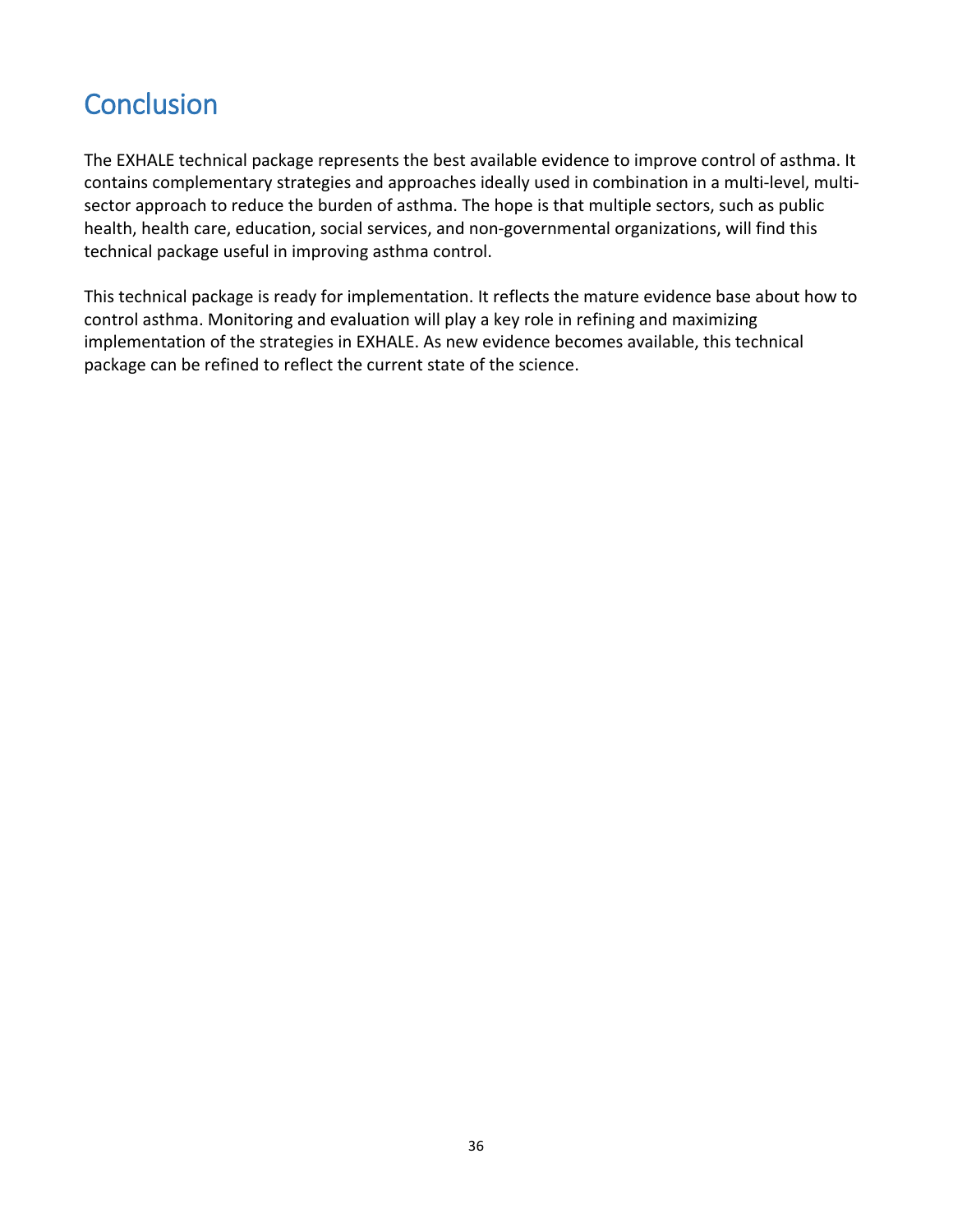# Conclusion

The EXHALE technical package represents the best available evidence to improve control of asthma. It contains complementary strategies and approaches ideally used in combination in a multi-level, multi-sector approach to reduce the burden of asthma. The hope is that multiple sectors, such as public health, health care, education, social services, and non-governmental organizations, will find this technical package useful in improving asthma control.

This technical package is ready for implementation. It reflects the mature evidence base about how to control asthma. Monitoring and evaluation will play a key role in refining and maximizing implementation of the strategies in EXHALE. As new evidence becomes available, this technical package can be refined to reflect the current state of the science.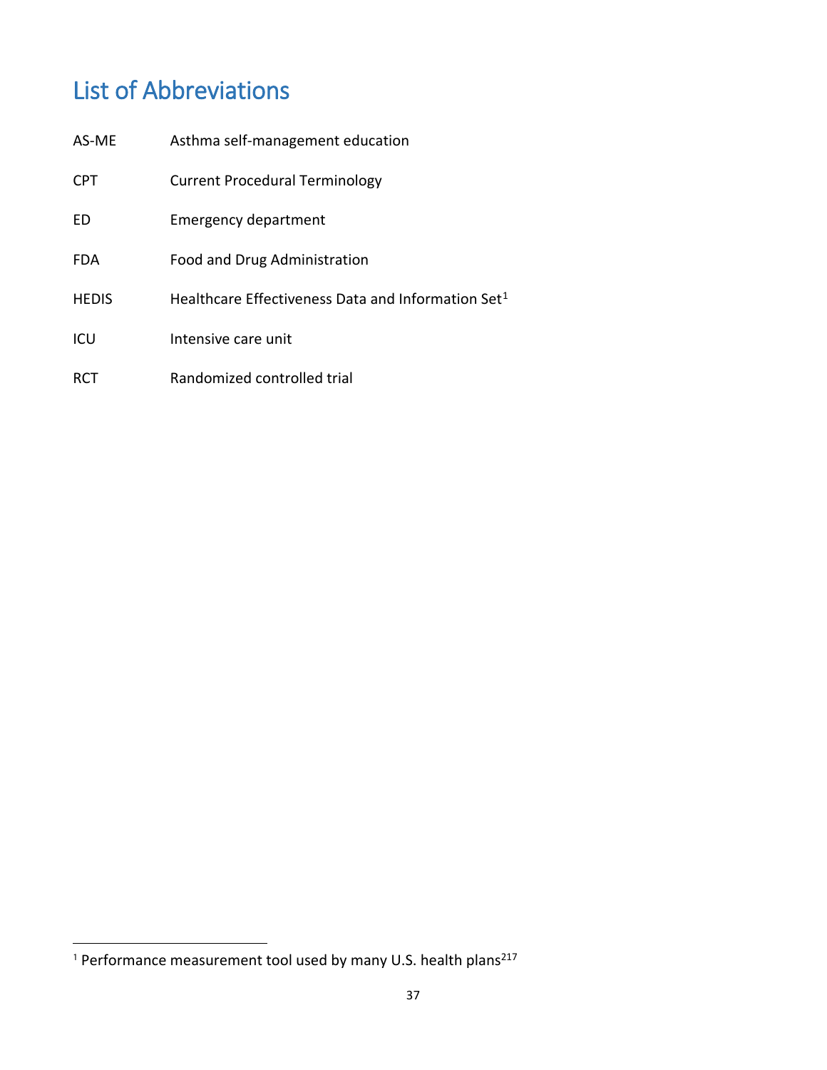# List of Abbreviations

| | |
|---|---|
| AS-ME | Asthma self-management education |
| CPT | Current Procedural Terminology |
| ED | Emergency department |
| FDA | Food and Drug Administration |
| HEDIS | Healthcare Effectiveness Data and Information Set[1] |
| ICU | Intensive care unit |
| RCT | Randomized controlled trial |

[1] Performance measurement tool used by many U.S. health plans[217]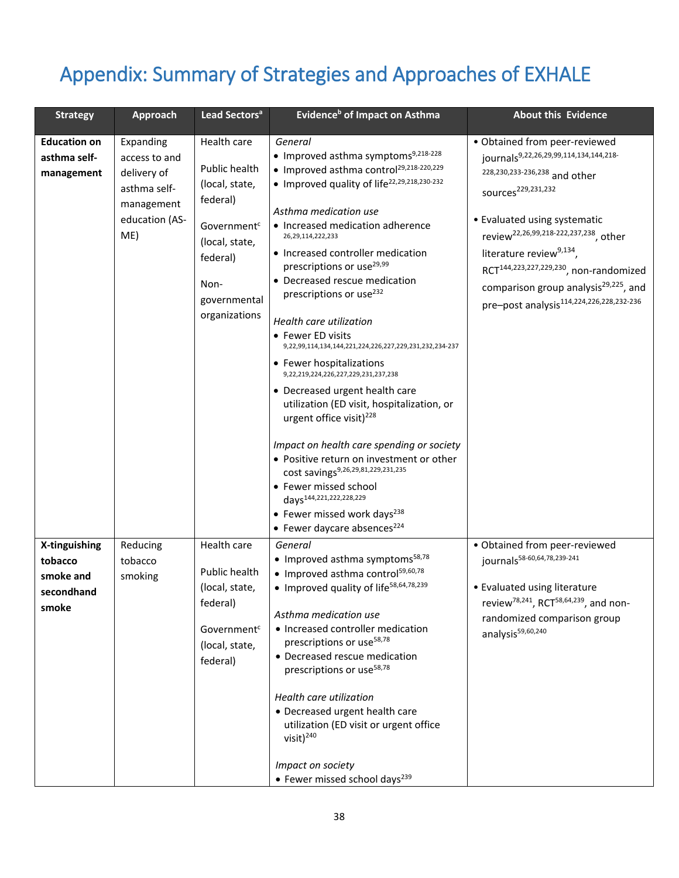# Appendix: Summary of Strategies and Approaches of EXHALE

| Strategy | Approach | Lead Sectors[a] | Evidence[b] of Impact on Asthma | About this Evidence |
|---|---|---|---|---|
| **Education on asthma self-management** | Expanding access to and delivery of asthma self-management education (AS-ME) | Health care<br><br>Public health (local, state, federal)<br><br>Government[c] (local, state, federal)<br><br>Non-governmental organizations | *General*<br>• Improved asthma symptoms[9,218-228]<br>• Improved asthma control[29,218-220,229]<br>• Improved quality of life[22,29,218,230-232]<br><br>*Asthma medication use*<br>• Increased medication adherence[26,29,114,222,233]<br>• Increased controller medication prescriptions or use[29,99]<br>• Decreased rescue medication prescriptions or use[232]<br><br>*Health care utilization*<br>• Fewer ED visits[9,22,99,114,134,144,221,224,226,227,229,231,232,234-237]<br>• Fewer hospitalizations[9,22,219,224,226,227,229,231,237,238]<br>• Decreased urgent health care utilization (ED visit, hospitalization, or urgent office visit)[228]<br><br>*Impact on health care spending or society*<br>• Positive return on investment or other cost savings[9,26,29,81,229,231,235]<br>• Fewer missed school days[144,221,222,228,229]<br>• Fewer missed work days[238]<br>• Fewer daycare absences[224] | • Obtained from peer-reviewed journals[9,22,26,29,99,114,134,144,218-228,230,233-236,238] and other sources[229,231,232]<br><br>• Evaluated using systematic review[22,26,99,218-222,237,238], other literature review[9,134], RCT[144,223,227,229,230], non-randomized comparison group analysis[29,225], and pre–post analysis[114,224,226,228,232-236] |
| **X-tinguishing tobacco smoke and secondhand smoke** | Reducing tobacco smoking | Health care<br><br>Public health (local, state, federal)<br><br>Government[c] (local, state, federal) | *General*<br>• Improved asthma symptoms[58,78]<br>• Improved asthma control[59,60,78]<br>• Improved quality of life[58,64,78,239]<br><br>*Asthma medication use*<br>• Increased controller medication prescriptions or use[58,78]<br>• Decreased rescue medication prescriptions or use[58,78]<br><br>*Health care utilization*<br>• Decreased urgent health care utilization (ED visit or urgent office visit)[240]<br><br>*Impact on society*<br>• Fewer missed school days[239] | • Obtained from peer-reviewed journals[58-60,64,78,239-241]<br><br>• Evaluated using literature review[78,241], RCT[58,64,239], and non-randomized comparison group analysis[59,60,240] |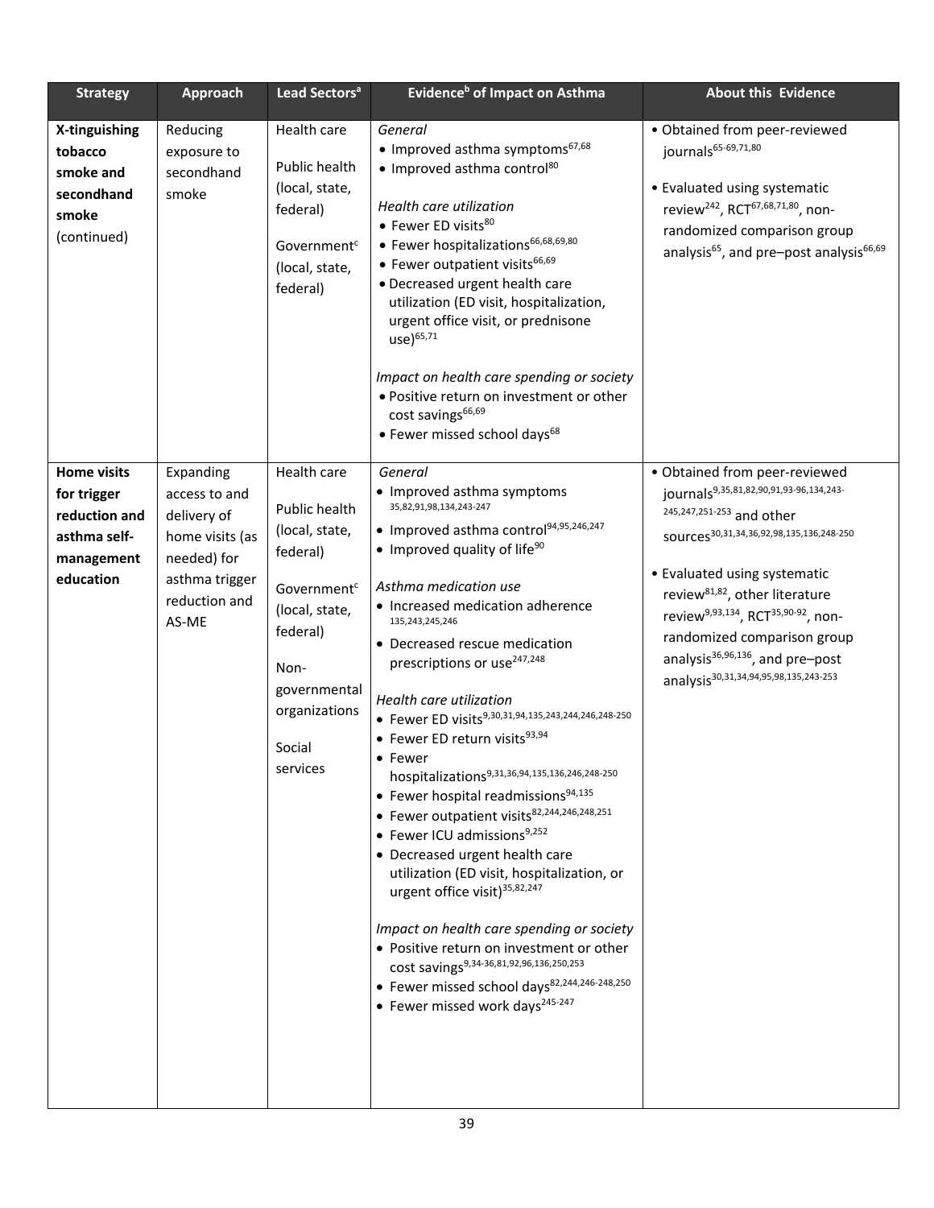| Strategy | Approach | Lead Sectors[a] | Evidence[b] of Impact on Asthma | About this Evidence |
|---|---|---|---|---|
| **X-tinguishing tobacco smoke and secondhand smoke** (continued) | Reducing exposure to secondhand smoke | Health care<br><br>Public health (local, state, federal)<br><br>Government[c] (local, state, federal) | *General*<br>• Improved asthma symptoms[67,68]<br>• Improved asthma control[80]<br><br>*Health care utilization*<br>• Fewer ED visits[80]<br>• Fewer hospitalizations[66,68,69,80]<br>• Fewer outpatient visits[66,69]<br>• Decreased urgent health care utilization (ED visit, hospitalization, urgent office visit, or prednisone use)[65,71]<br><br>*Impact on health care spending or society*<br>• Positive return on investment or other cost savings[66,69]<br>• Fewer missed school days[68] | • Obtained from peer-reviewed journals[65-69,71,80]<br><br>• Evaluated using systematic review[242], RCT[67,68,71,80], non-randomized comparison group analysis[65], and pre–post analysis[66,69] |
| **Home visits for trigger reduction and asthma self-management education** | Expanding access to and delivery of home visits (as needed) for asthma trigger reduction and AS-ME | Health care<br><br>Public health (local, state, federal)<br><br>Government[c] (local, state, federal)<br><br>Non-governmental organizations<br><br>Social services | *General*<br>• Improved asthma symptoms[35,82,91,98,134,243-247]<br>• Improved asthma control[94,95,246,247]<br>• Improved quality of life[90]<br><br>*Asthma medication use*<br>• Increased medication adherence[135,243,245,246]<br>• Decreased rescue medication prescriptions or use[247,248]<br><br>*Health care utilization*<br>• Fewer ED visits[9,30,31,94,135,243,244,246,248-250]<br>• Fewer ED return visits[93,94]<br>• Fewer hospitalizations[9,31,36,94,135,136,246,248-250]<br>• Fewer hospital readmissions[94,135]<br>• Fewer outpatient visits[82,244,246,248,251]<br>• Fewer ICU admissions[9,252]<br>• Decreased urgent health care utilization (ED visit, hospitalization, or urgent office visit)[35,82,247]<br><br>*Impact on health care spending or society*<br>• Positive return on investment or other cost savings[9,34-36,81,92,96,136,250,253]<br>• Fewer missed school days[82,244,246-248,250]<br>• Fewer missed work days[245-247] | • Obtained from peer-reviewed journals[9,35,81,82,90,91,93-96,134,243-245,247,251-253] and other sources[30,31,34,36,92,98,135,136,248-250]<br><br>• Evaluated using systematic review[81,82], other literature review[9,93,134], RCT[35,90-92], non-randomized comparison group analysis[36,96,136], and pre–post analysis[30,31,34,94,95,98,135,243-253] |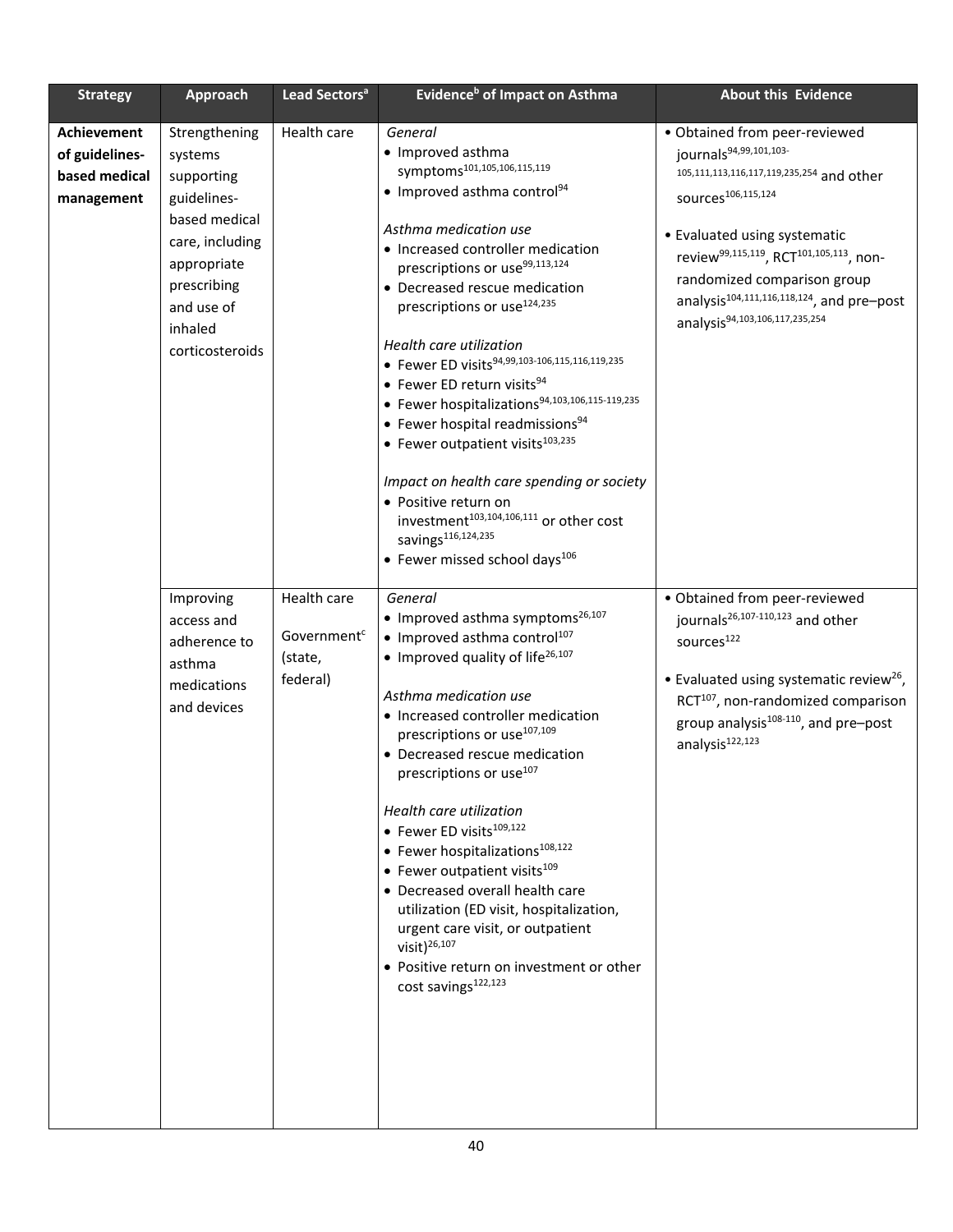| Strategy | Approach | Lead Sectors[a] | Evidence[b] of Impact on Asthma | About this Evidence |
|---|---|---|---|---|
| **Achievement of guidelines-based medical management** | Strengthening systems supporting guidelines-based medical care, including appropriate prescribing and use of inhaled corticosteroids | Health care | *General*<br>• Improved asthma symptoms[101,105,106,115,119]<br>• Improved asthma control[94]<br><br>*Asthma medication use*<br>• Increased controller medication prescriptions or use[99,113,124]<br>• Decreased rescue medication prescriptions or use[124,235]<br><br>*Health care utilization*<br>• Fewer ED visits[94,99,103-106,115,116,119,235]<br>• Fewer ED return visits[94]<br>• Fewer hospitalizations[94,103,106,115-119,235]<br>• Fewer hospital readmissions[94]<br>• Fewer outpatient visits[103,235]<br><br>*Impact on health care spending or society*<br>• Positive return on investment[103,104,106,111] or other cost savings[116,124,235]<br>• Fewer missed school days[106] | • Obtained from peer-reviewed journals[94,99,101,103-105,111,113,116,117,119,235,254] and other sources[106,115,124]<br><br>• Evaluated using systematic review[99,115,119], RCT[101,105,113], non-randomized comparison group analysis[104,111,116,118,124], and pre–post analysis[94,103,106,117,235,254] |
| | Improving access and adherence to asthma medications and devices | Health care<br><br>Government[c] (state, federal) | *General*<br>• Improved asthma symptoms[26,107]<br>• Improved asthma control[107]<br>• Improved quality of life[26,107]<br><br>*Asthma medication use*<br>• Increased controller medication prescriptions or use[107,109]<br>• Decreased rescue medication prescriptions or use[107]<br><br>*Health care utilization*<br>• Fewer ED visits[109,122]<br>• Fewer hospitalizations[108,122]<br>• Fewer outpatient visits[109]<br>• Decreased overall health care utilization (ED visit, hospitalization, urgent care visit, or outpatient visit)[26,107]<br>• Positive return on investment or other cost savings[122,123] | • Obtained from peer-reviewed journals[26,107-110,123] and other sources[122]<br><br>• Evaluated using systematic review[26], RCT[107], non-randomized comparison group analysis[108-110], and pre–post analysis[122,123] |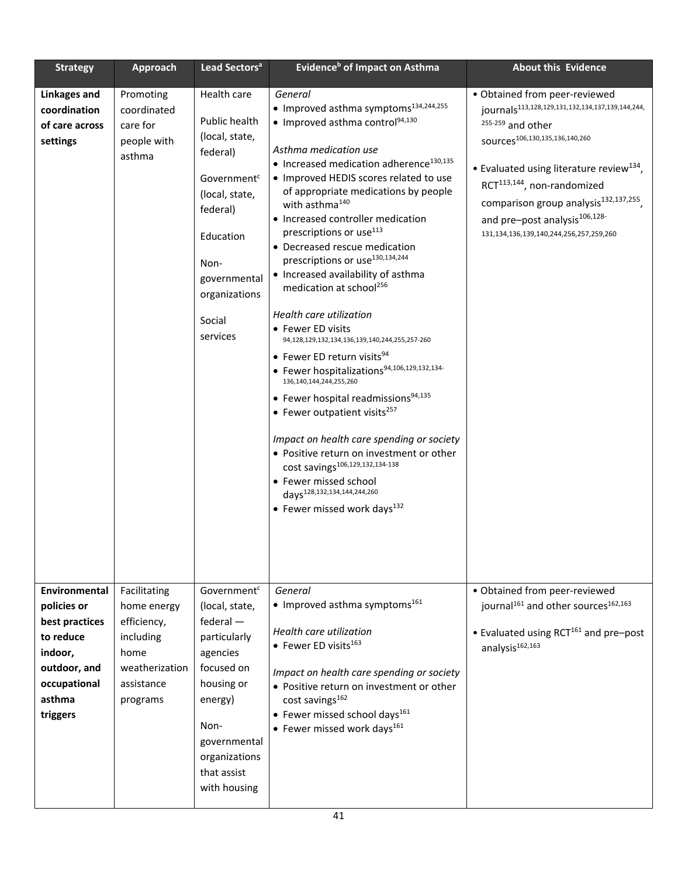| Strategy | Approach | Lead Sectors[a] | Evidence[b] of Impact on Asthma | About this Evidence |
|---|---|---|---|---|
| **Linkages and coordination of care across settings** | Promoting coordinated care for people with asthma | Health care<br><br>Public health (local, state, federal)<br><br>Government[c] (local, state, federal)<br><br>Education<br><br>Non-governmental organizations<br><br>Social services | *General*<br>• Improved asthma symptoms[134,244,255]<br>• Improved asthma control[94,130]<br><br>*Asthma medication use*<br>• Increased medication adherence[130,135]<br>• Improved HEDIS scores related to use of appropriate medications by people with asthma[140]<br>• Increased controller medication prescriptions or use[113]<br>• Decreased rescue medication prescriptions or use[130,134,244]<br>• Increased availability of asthma medication at school[256]<br><br>*Health care utilization*<br>• Fewer ED visits[94,128,129,132,134,136,139,140,244,255,257-260]<br>• Fewer ED return visits[94]<br>• Fewer hospitalizations[94,106,129,132,134-136,140,144,244,255,260]<br>• Fewer hospital readmissions[94,135]<br>• Fewer outpatient visits[257]<br><br>*Impact on health care spending or society*<br>• Positive return on investment or other cost savings[106,129,132,134-138]<br>• Fewer missed school days[128,132,134,144,244,260]<br>• Fewer missed work days[132] | • Obtained from peer-reviewed journals[113,128,129,131,132,134,137,139,144,244,255-259] and other sources[106,130,135,136,140,260]<br><br>• Evaluated using literature review[134], RCT[113,144], non-randomized comparison group analysis[132,137,255], and pre–post analysis[106,128-131,134,136,139,140,244,256,257,259,260] |
| **Environmental policies or best practices to reduce indoor, outdoor, and occupational asthma triggers** | Facilitating home energy efficiency, including home weatherization assistance programs | Government[c] (local, state, federal — particularly agencies focused on housing or energy)<br><br>Non-governmental organizations that assist with housing | *General*<br>• Improved asthma symptoms[161]<br><br>*Health care utilization*<br>• Fewer ED visits[163]<br><br>*Impact on health care spending or society*<br>• Positive return on investment or other cost savings[162]<br>• Fewer missed school days[161]<br>• Fewer missed work days[161] | • Obtained from peer-reviewed journal[161] and other sources[162,163]<br><br>• Evaluated using RCT[161] and pre–post analysis[162,163] |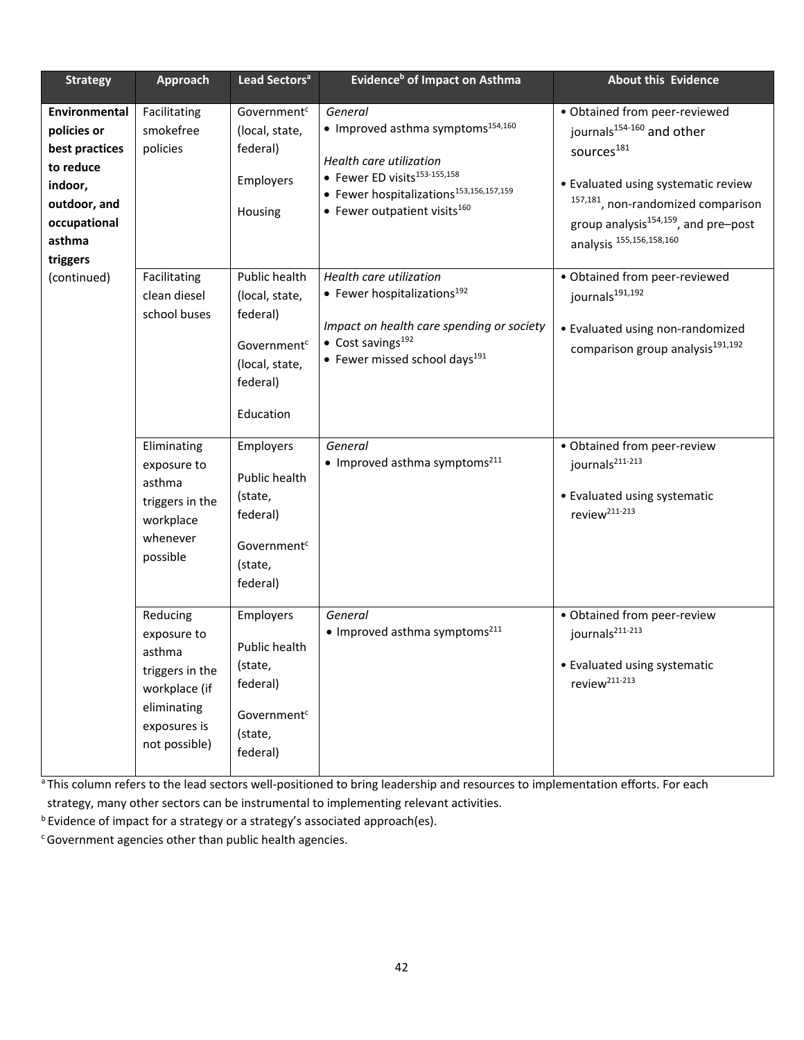| Strategy | Approach | Lead Sectors[a] | Evidence[b] of Impact on Asthma | About this Evidence |
|---|---|---|---|---|
| **Environmental policies or best practices to reduce indoor, outdoor, and occupational asthma triggers** (continued) | Facilitating smokefree policies | Government[c] (local, state, federal)<br><br>Employers<br><br>Housing | *General*<br>• Improved asthma symptoms[154,160]<br><br>*Health care utilization*<br>• Fewer ED visits[153-155,158]<br>• Fewer hospitalizations[153,156,157,159]<br>• Fewer outpatient visits[160] | • Obtained from peer-reviewed journals[154-160] and other sources[181]<br><br>• Evaluated using systematic review [157,181], non-randomized comparison group analysis[154,159], and pre–post analysis [155,156,158,160] |
| | Facilitating clean diesel school buses | Public health (local, state, federal)<br><br>Government[c] (local, state, federal)<br><br>Education | *Health care utilization*<br>• Fewer hospitalizations[192]<br><br>*Impact on health care spending or society*<br>• Cost savings[192]<br>• Fewer missed school days[191] | • Obtained from peer-reviewed journals[191,192]<br><br>• Evaluated using non-randomized comparison group analysis[191,192] |
| | Eliminating exposure to asthma triggers in the workplace whenever possible | Employers<br><br>Public health (state, federal)<br><br>Government[c] (state, federal) | *General*<br>• Improved asthma symptoms[211] | • Obtained from peer-review journals[211-213]<br><br>• Evaluated using systematic review[211-213] |
| | Reducing exposure to asthma triggers in the workplace (if eliminating exposures is not possible) | Employers<br><br>Public health (state, federal)<br><br>Government[c] (state, federal) | *General*<br>• Improved asthma symptoms[211] | • Obtained from peer-review journals[211-213]<br><br>• Evaluated using systematic review[211-213] |

[a] This column refers to the lead sectors well-positioned to bring leadership and resources to implementation efforts. For each strategy, many other sectors can be instrumental to implementing relevant activities.

[b] Evidence of impact for a strategy or a strategy's associated approach(es).

[c] Government agencies other than public health agencies.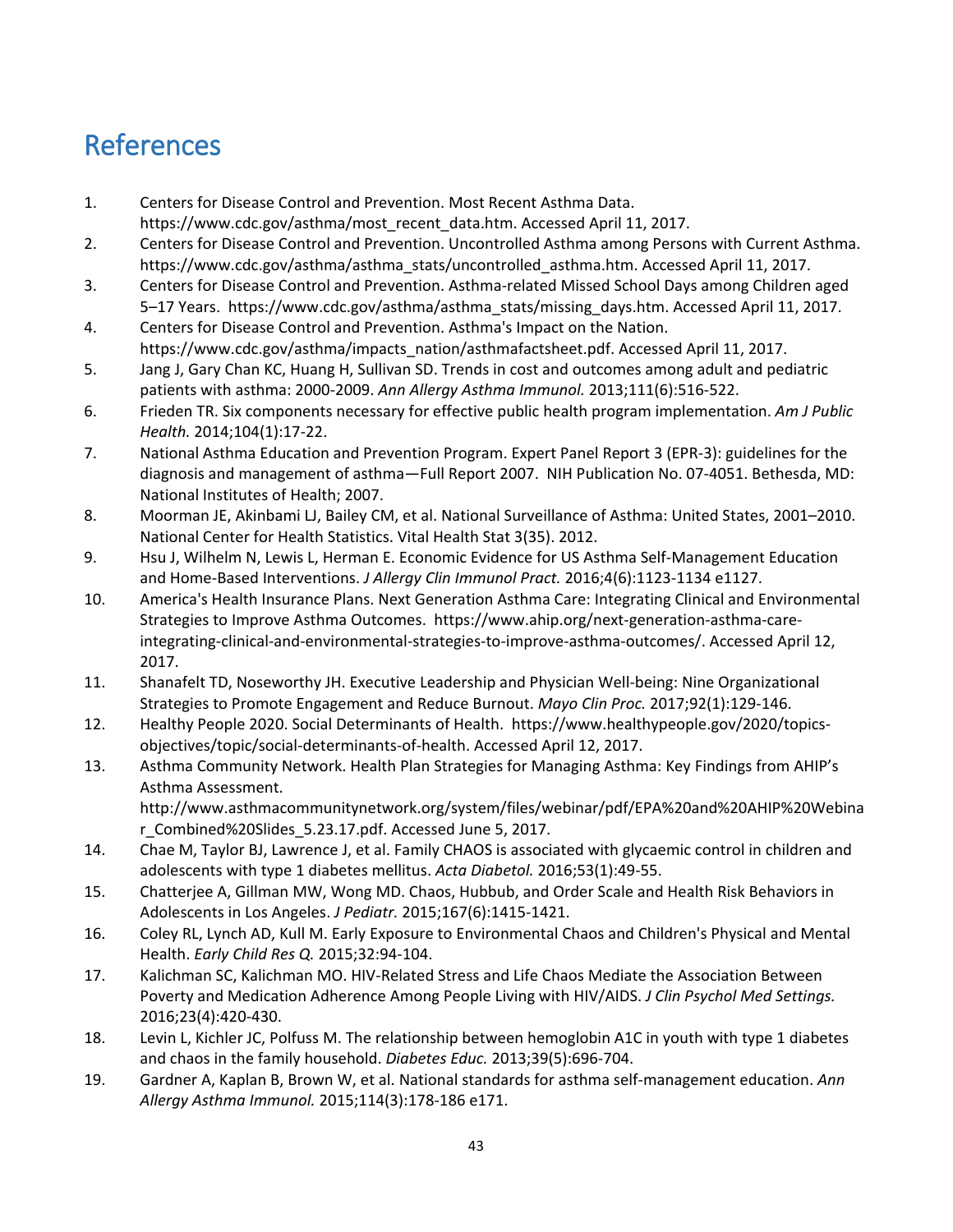# References

1. Centers for Disease Control and Prevention. Most Recent Asthma Data. https://www.cdc.gov/asthma/most_recent_data.htm. Accessed April 11, 2017.
2. Centers for Disease Control and Prevention. Uncontrolled Asthma among Persons with Current Asthma. https://www.cdc.gov/asthma/asthma_stats/uncontrolled_asthma.htm. Accessed April 11, 2017.
3. Centers for Disease Control and Prevention. Asthma-related Missed School Days among Children aged 5–17 Years. https://www.cdc.gov/asthma/asthma_stats/missing_days.htm. Accessed April 11, 2017.
4. Centers for Disease Control and Prevention. Asthma's Impact on the Nation. https://www.cdc.gov/asthma/impacts_nation/asthmafactsheet.pdf. Accessed April 11, 2017.
5. Jang J, Gary Chan KC, Huang H, Sullivan SD. Trends in cost and outcomes among adult and pediatric patients with asthma: 2000-2009. *Ann Allergy Asthma Immunol.* 2013;111(6):516-522.
6. Frieden TR. Six components necessary for effective public health program implementation. *Am J Public Health.* 2014;104(1):17-22.
7. National Asthma Education and Prevention Program. Expert Panel Report 3 (EPR-3): guidelines for the diagnosis and management of asthma—Full Report 2007. NIH Publication No. 07-4051. Bethesda, MD: National Institutes of Health; 2007.
8. Moorman JE, Akinbami LJ, Bailey CM, et al. National Surveillance of Asthma: United States, 2001–2010. National Center for Health Statistics. Vital Health Stat 3(35). 2012.
9. Hsu J, Wilhelm N, Lewis L, Herman E. Economic Evidence for US Asthma Self-Management Education and Home-Based Interventions. *J Allergy Clin Immunol Pract.* 2016;4(6):1123-1134 e1127.
10. America's Health Insurance Plans. Next Generation Asthma Care: Integrating Clinical and Environmental Strategies to Improve Asthma Outcomes. https://www.ahip.org/next-generation-asthma-care-integrating-clinical-and-environmental-strategies-to-improve-asthma-outcomes/. Accessed April 12, 2017.
11. Shanafelt TD, Noseworthy JH. Executive Leadership and Physician Well-being: Nine Organizational Strategies to Promote Engagement and Reduce Burnout. *Mayo Clin Proc.* 2017;92(1):129-146.
12. Healthy People 2020. Social Determinants of Health. https://www.healthypeople.gov/2020/topics-objectives/topic/social-determinants-of-health. Accessed April 12, 2017.
13. Asthma Community Network. Health Plan Strategies for Managing Asthma: Key Findings from AHIP's Asthma Assessment. http://www.asthmacommunitynetwork.org/system/files/webinar/pdf/EPA%20and%20AHIP%20Webinar_Combined%20Slides_5.23.17.pdf. Accessed June 5, 2017.
14. Chae M, Taylor BJ, Lawrence J, et al. Family CHAOS is associated with glycaemic control in children and adolescents with type 1 diabetes mellitus. *Acta Diabetol.* 2016;53(1):49-55.
15. Chatterjee A, Gillman MW, Wong MD. Chaos, Hubbub, and Order Scale and Health Risk Behaviors in Adolescents in Los Angeles. *J Pediatr.* 2015;167(6):1415-1421.
16. Coley RL, Lynch AD, Kull M. Early Exposure to Environmental Chaos and Children's Physical and Mental Health. *Early Child Res Q.* 2015;32:94-104.
17. Kalichman SC, Kalichman MO. HIV-Related Stress and Life Chaos Mediate the Association Between Poverty and Medication Adherence Among People Living with HIV/AIDS. *J Clin Psychol Med Settings.* 2016;23(4):420-430.
18. Levin L, Kichler JC, Polfuss M. The relationship between hemoglobin A1C in youth with type 1 diabetes and chaos in the family household. *Diabetes Educ.* 2013;39(5):696-704.
19. Gardner A, Kaplan B, Brown W, et al. National standards for asthma self-management education. *Ann Allergy Asthma Immunol.* 2015;114(3):178-186 e171.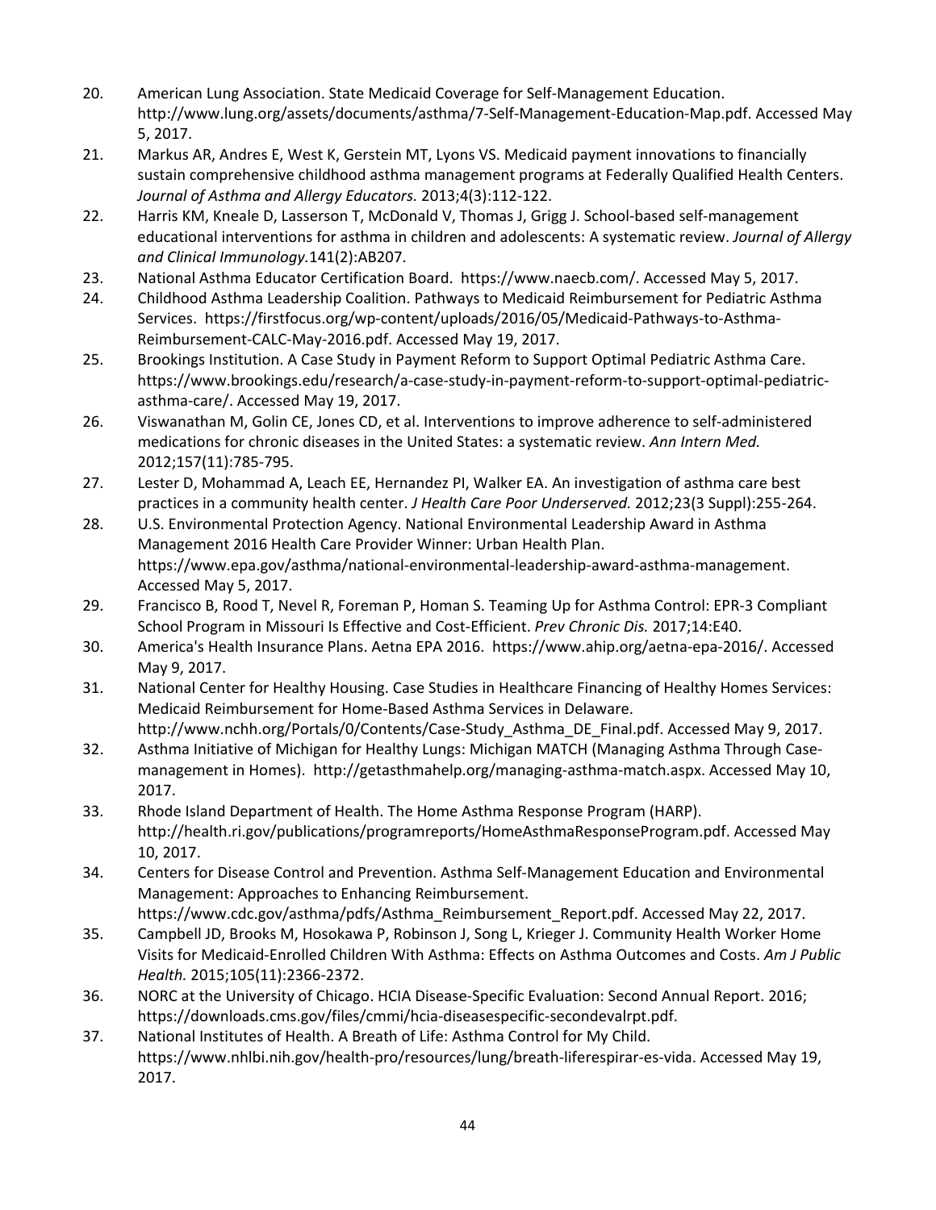20. American Lung Association. State Medicaid Coverage for Self-Management Education. http://www.lung.org/assets/documents/asthma/7-Self-Management-Education-Map.pdf. Accessed May 5, 2017.
21. Markus AR, Andres E, West K, Gerstein MT, Lyons VS. Medicaid payment innovations to financially sustain comprehensive childhood asthma management programs at Federally Qualified Health Centers. *Journal of Asthma and Allergy Educators.* 2013;4(3):112-122.
22. Harris KM, Kneale D, Lasserson T, McDonald V, Thomas J, Grigg J. School-based self-management educational interventions for asthma in children and adolescents: A systematic review. *Journal of Allergy and Clinical Immunology.*141(2):AB207.
23. National Asthma Educator Certification Board. https://www.naecb.com/. Accessed May 5, 2017.
24. Childhood Asthma Leadership Coalition. Pathways to Medicaid Reimbursement for Pediatric Asthma Services. https://firstfocus.org/wp-content/uploads/2016/05/Medicaid-Pathways-to-Asthma-Reimbursement-CALC-May-2016.pdf. Accessed May 19, 2017.
25. Brookings Institution. A Case Study in Payment Reform to Support Optimal Pediatric Asthma Care. https://www.brookings.edu/research/a-case-study-in-payment-reform-to-support-optimal-pediatric-asthma-care/. Accessed May 19, 2017.
26. Viswanathan M, Golin CE, Jones CD, et al. Interventions to improve adherence to self-administered medications for chronic diseases in the United States: a systematic review. *Ann Intern Med.* 2012;157(11):785-795.
27. Lester D, Mohammad A, Leach EE, Hernandez PI, Walker EA. An investigation of asthma care best practices in a community health center. *J Health Care Poor Underserved.* 2012;23(3 Suppl):255-264.
28. U.S. Environmental Protection Agency. National Environmental Leadership Award in Asthma Management 2016 Health Care Provider Winner: Urban Health Plan. https://www.epa.gov/asthma/national-environmental-leadership-award-asthma-management. Accessed May 5, 2017.
29. Francisco B, Rood T, Nevel R, Foreman P, Homan S. Teaming Up for Asthma Control: EPR-3 Compliant School Program in Missouri Is Effective and Cost-Efficient. *Prev Chronic Dis.* 2017;14:E40.
30. America's Health Insurance Plans. Aetna EPA 2016. https://www.ahip.org/aetna-epa-2016/. Accessed May 9, 2017.
31. National Center for Healthy Housing. Case Studies in Healthcare Financing of Healthy Homes Services: Medicaid Reimbursement for Home-Based Asthma Services in Delaware. http://www.nchh.org/Portals/0/Contents/Case-Study_Asthma_DE_Final.pdf. Accessed May 9, 2017.
32. Asthma Initiative of Michigan for Healthy Lungs: Michigan MATCH (Managing Asthma Through Case-management in Homes). http://getasthmahelp.org/managing-asthma-match.aspx. Accessed May 10, 2017.
33. Rhode Island Department of Health. The Home Asthma Response Program (HARP). http://health.ri.gov/publications/programreports/HomeAsthmaResponseProgram.pdf. Accessed May 10, 2017.
34. Centers for Disease Control and Prevention. Asthma Self-Management Education and Environmental Management: Approaches to Enhancing Reimbursement. https://www.cdc.gov/asthma/pdfs/Asthma_Reimbursement_Report.pdf. Accessed May 22, 2017.
35. Campbell JD, Brooks M, Hosokawa P, Robinson J, Song L, Krieger J. Community Health Worker Home Visits for Medicaid-Enrolled Children With Asthma: Effects on Asthma Outcomes and Costs. *Am J Public Health.* 2015;105(11):2366-2372.
36. NORC at the University of Chicago. HCIA Disease-Specific Evaluation: Second Annual Report. 2016; https://downloads.cms.gov/files/cmmi/hcia-diseasespecific-secondevalrpt.pdf.
37. National Institutes of Health. A Breath of Life: Asthma Control for My Child. https://www.nhlbi.nih.gov/health-pro/resources/lung/breath-liferespirar-es-vida. Accessed May 19, 2017.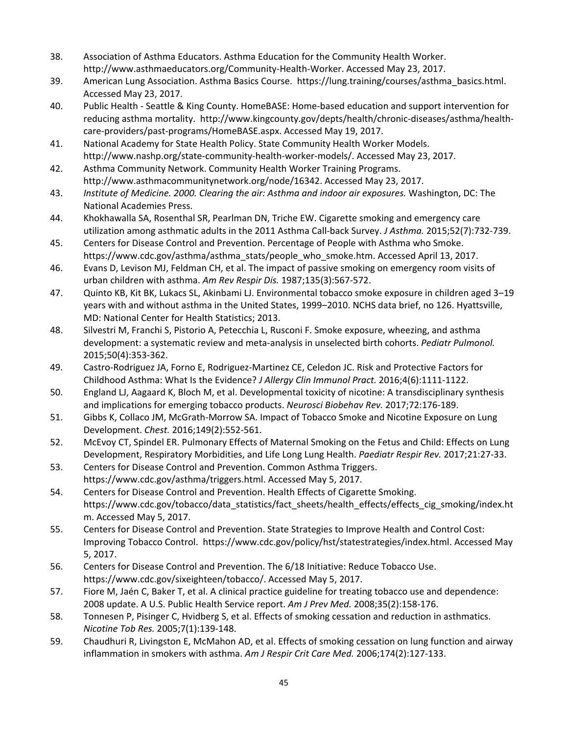38. Association of Asthma Educators. Asthma Education for the Community Health Worker. http://www.asthmaeducators.org/Community-Health-Worker. Accessed May 23, 2017.
39. American Lung Association. Asthma Basics Course. https://lung.training/courses/asthma_basics.html. Accessed May 23, 2017.
40. Public Health - Seattle & King County. HomeBASE: Home-based education and support intervention for reducing asthma mortality. http://www.kingcounty.gov/depts/health/chronic-diseases/asthma/health-care-providers/past-programs/HomeBASE.aspx. Accessed May 19, 2017.
41. National Academy for State Health Policy. State Community Health Worker Models. http://www.nashp.org/state-community-health-worker-models/. Accessed May 23, 2017.
42. Asthma Community Network. Community Health Worker Training Programs. http://www.asthmacommunitynetwork.org/node/16342. Accessed May 23, 2017.
43. *Institute of Medicine. 2000. Clearing the air: Asthma and indoor air exposures.* Washington, DC: The National Academies Press.
44. Khokhawalla SA, Rosenthal SR, Pearlman DN, Triche EW. Cigarette smoking and emergency care utilization among asthmatic adults in the 2011 Asthma Call-back Survey. *J Asthma.* 2015;52(7):732-739.
45. Centers for Disease Control and Prevention. Percentage of People with Asthma who Smoke. https://www.cdc.gov/asthma/asthma_stats/people_who_smoke.htm. Accessed April 13, 2017.
46. Evans D, Levison MJ, Feldman CH, et al. The impact of passive smoking on emergency room visits of urban children with asthma. *Am Rev Respir Dis.* 1987;135(3):567-572.
47. Quinto KB, Kit BK, Lukacs SL, Akinbami LJ. Environmental tobacco smoke exposure in children aged 3–19 years with and without asthma in the United States, 1999–2010. NCHS data brief, no 126. Hyattsville, MD: National Center for Health Statistics; 2013.
48. Silvestri M, Franchi S, Pistorio A, Petecchia L, Rusconi F. Smoke exposure, wheezing, and asthma development: a systematic review and meta-analysis in unselected birth cohorts. *Pediatr Pulmonol.* 2015;50(4):353-362.
49. Castro-Rodriguez JA, Forno E, Rodriguez-Martinez CE, Celedon JC. Risk and Protective Factors for Childhood Asthma: What Is the Evidence? *J Allergy Clin Immunol Pract.* 2016;4(6):1111-1122.
50. England LJ, Aagaard K, Bloch M, et al. Developmental toxicity of nicotine: A transdisciplinary synthesis and implications for emerging tobacco products. *Neurosci Biobehav Rev.* 2017;72:176-189.
51. Gibbs K, Collaco JM, McGrath-Morrow SA. Impact of Tobacco Smoke and Nicotine Exposure on Lung Development. *Chest.* 2016;149(2):552-561.
52. McEvoy CT, Spindel ER. Pulmonary Effects of Maternal Smoking on the Fetus and Child: Effects on Lung Development, Respiratory Morbidities, and Life Long Lung Health. *Paediatr Respir Rev.* 2017;21:27-33.
53. Centers for Disease Control and Prevention. Common Asthma Triggers. https://www.cdc.gov/asthma/triggers.html. Accessed May 5, 2017.
54. Centers for Disease Control and Prevention. Health Effects of Cigarette Smoking. https://www.cdc.gov/tobacco/data_statistics/fact_sheets/health_effects/effects_cig_smoking/index.htm. Accessed May 5, 2017.
55. Centers for Disease Control and Prevention. State Strategies to Improve Health and Control Cost: Improving Tobacco Control. https://www.cdc.gov/policy/hst/statestrategies/index.html. Accessed May 5, 2017.
56. Centers for Disease Control and Prevention. The 6/18 Initiative: Reduce Tobacco Use. https://www.cdc.gov/sixeighteen/tobacco/. Accessed May 5, 2017.
57. Fiore M, Jaén C, Baker T, et al. A clinical practice guideline for treating tobacco use and dependence: 2008 update. A U.S. Public Health Service report. *Am J Prev Med.* 2008;35(2):158-176.
58. Tonnesen P, Pisinger C, Hvidberg S, et al. Effects of smoking cessation and reduction in asthmatics. *Nicotine Tob Res.* 2005;7(1):139-148.
59. Chaudhuri R, Livingston E, McMahon AD, et al. Effects of smoking cessation on lung function and airway inflammation in smokers with asthma. *Am J Respir Crit Care Med.* 2006;174(2):127-133.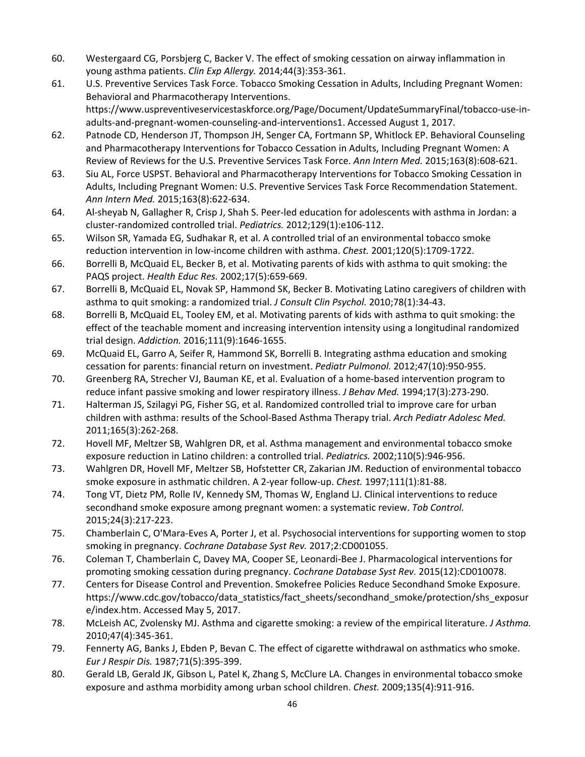60. Westergaard CG, Porsbjerg C, Backer V. The effect of smoking cessation on airway inflammation in young asthma patients. *Clin Exp Allergy.* 2014;44(3):353-361.
61. U.S. Preventive Services Task Force. Tobacco Smoking Cessation in Adults, Including Pregnant Women: Behavioral and Pharmacotherapy Interventions. https://www.uspreventiveservicestaskforce.org/Page/Document/UpdateSummaryFinal/tobacco-use-in-adults-and-pregnant-women-counseling-and-interventions1. Accessed August 1, 2017.
62. Patnode CD, Henderson JT, Thompson JH, Senger CA, Fortmann SP, Whitlock EP. Behavioral Counseling and Pharmacotherapy Interventions for Tobacco Cessation in Adults, Including Pregnant Women: A Review of Reviews for the U.S. Preventive Services Task Force. *Ann Intern Med.* 2015;163(8):608-621.
63. Siu AL, Force USPST. Behavioral and Pharmacotherapy Interventions for Tobacco Smoking Cessation in Adults, Including Pregnant Women: U.S. Preventive Services Task Force Recommendation Statement. *Ann Intern Med.* 2015;163(8):622-634.
64. Al-sheyab N, Gallagher R, Crisp J, Shah S. Peer-led education for adolescents with asthma in Jordan: a cluster-randomized controlled trial. *Pediatrics.* 2012;129(1):e106-112.
65. Wilson SR, Yamada EG, Sudhakar R, et al. A controlled trial of an environmental tobacco smoke reduction intervention in low-income children with asthma. *Chest.* 2001;120(5):1709-1722.
66. Borrelli B, McQuaid EL, Becker B, et al. Motivating parents of kids with asthma to quit smoking: the PAQS project. *Health Educ Res.* 2002;17(5):659-669.
67. Borrelli B, McQuaid EL, Novak SP, Hammond SK, Becker B. Motivating Latino caregivers of children with asthma to quit smoking: a randomized trial. *J Consult Clin Psychol.* 2010;78(1):34-43.
68. Borrelli B, McQuaid EL, Tooley EM, et al. Motivating parents of kids with asthma to quit smoking: the effect of the teachable moment and increasing intervention intensity using a longitudinal randomized trial design. *Addiction.* 2016;111(9):1646-1655.
69. McQuaid EL, Garro A, Seifer R, Hammond SK, Borrelli B. Integrating asthma education and smoking cessation for parents: financial return on investment. *Pediatr Pulmonol.* 2012;47(10):950-955.
70. Greenberg RA, Strecher VJ, Bauman KE, et al. Evaluation of a home-based intervention program to reduce infant passive smoking and lower respiratory illness. *J Behav Med.* 1994;17(3):273-290.
71. Halterman JS, Szilagyi PG, Fisher SG, et al. Randomized controlled trial to improve care for urban children with asthma: results of the School-Based Asthma Therapy trial. *Arch Pediatr Adolesc Med.* 2011;165(3):262-268.
72. Hovell MF, Meltzer SB, Wahlgren DR, et al. Asthma management and environmental tobacco smoke exposure reduction in Latino children: a controlled trial. *Pediatrics.* 2002;110(5):946-956.
73. Wahlgren DR, Hovell MF, Meltzer SB, Hofstetter CR, Zakarian JM. Reduction of environmental tobacco smoke exposure in asthmatic children. A 2-year follow-up. *Chest.* 1997;111(1):81-88.
74. Tong VT, Dietz PM, Rolle IV, Kennedy SM, Thomas W, England LJ. Clinical interventions to reduce secondhand smoke exposure among pregnant women: a systematic review. *Tob Control.* 2015;24(3):217-223.
75. Chamberlain C, O'Mara-Eves A, Porter J, et al. Psychosocial interventions for supporting women to stop smoking in pregnancy. *Cochrane Database Syst Rev.* 2017;2:CD001055.
76. Coleman T, Chamberlain C, Davey MA, Cooper SE, Leonardi-Bee J. Pharmacological interventions for promoting smoking cessation during pregnancy. *Cochrane Database Syst Rev.* 2015(12):CD010078.
77. Centers for Disease Control and Prevention. Smokefree Policies Reduce Secondhand Smoke Exposure. https://www.cdc.gov/tobacco/data_statistics/fact_sheets/secondhand_smoke/protection/shs_exposure/index.htm. Accessed May 5, 2017.
78. McLeish AC, Zvolensky MJ. Asthma and cigarette smoking: a review of the empirical literature. *J Asthma.* 2010;47(4):345-361.
79. Fennerty AG, Banks J, Ebden P, Bevan C. The effect of cigarette withdrawal on asthmatics who smoke. *Eur J Respir Dis.* 1987;71(5):395-399.
80. Gerald LB, Gerald JK, Gibson L, Patel K, Zhang S, McClure LA. Changes in environmental tobacco smoke exposure and asthma morbidity among urban school children. *Chest.* 2009;135(4):911-916.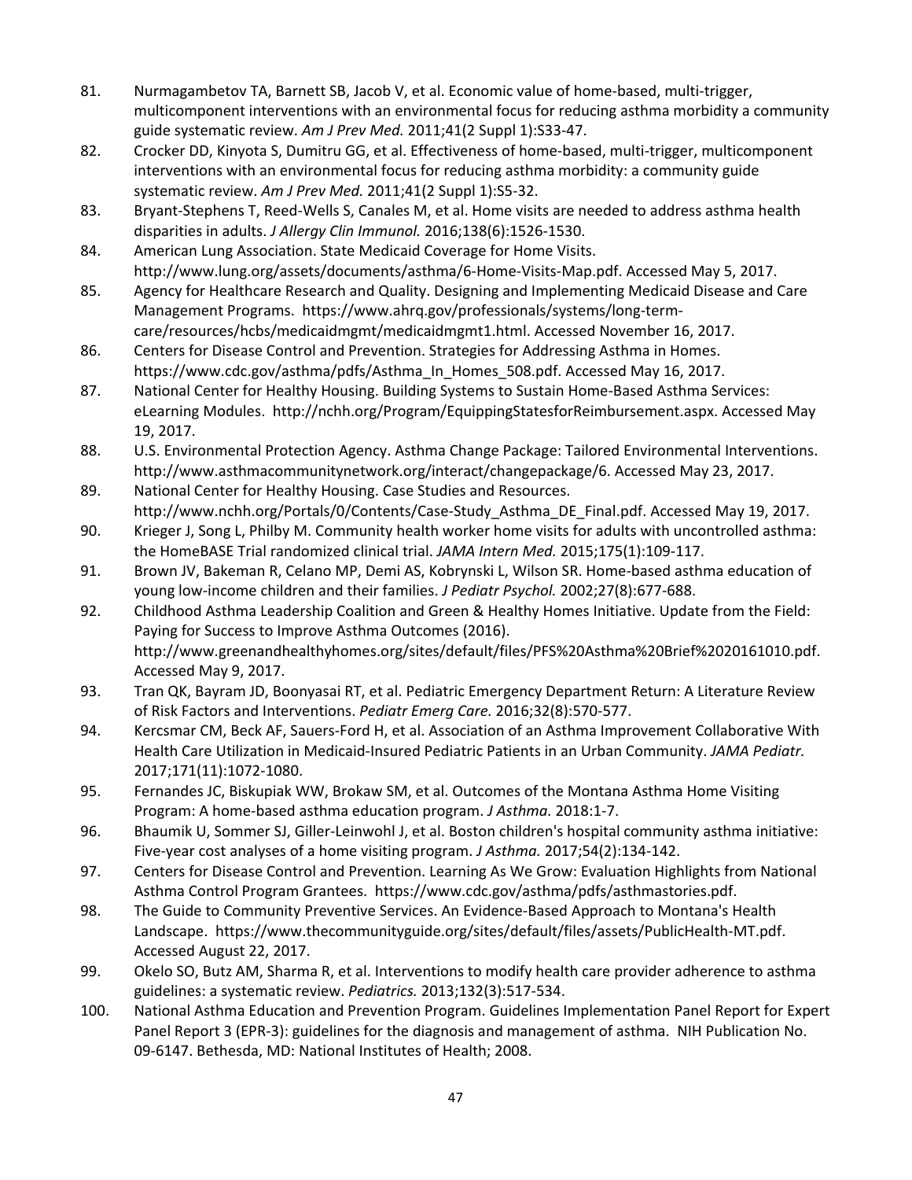81. Nurmagambetov TA, Barnett SB, Jacob V, et al. Economic value of home-based, multi-trigger, multicomponent interventions with an environmental focus for reducing asthma morbidity a community guide systematic review. *Am J Prev Med.* 2011;41(2 Suppl 1):S33-47.
82. Crocker DD, Kinyota S, Dumitru GG, et al. Effectiveness of home-based, multi-trigger, multicomponent interventions with an environmental focus for reducing asthma morbidity: a community guide systematic review. *Am J Prev Med.* 2011;41(2 Suppl 1):S5-32.
83. Bryant-Stephens T, Reed-Wells S, Canales M, et al. Home visits are needed to address asthma health disparities in adults. *J Allergy Clin Immunol.* 2016;138(6):1526-1530.
84. American Lung Association. State Medicaid Coverage for Home Visits. http://www.lung.org/assets/documents/asthma/6-Home-Visits-Map.pdf. Accessed May 5, 2017.
85. Agency for Healthcare Research and Quality. Designing and Implementing Medicaid Disease and Care Management Programs. https://www.ahrq.gov/professionals/systems/long-term-care/resources/hcbs/medicaidmgmt/medicaidmgmt1.html. Accessed November 16, 2017.
86. Centers for Disease Control and Prevention. Strategies for Addressing Asthma in Homes. https://www.cdc.gov/asthma/pdfs/Asthma_In_Homes_508.pdf. Accessed May 16, 2017.
87. National Center for Healthy Housing. Building Systems to Sustain Home-Based Asthma Services: eLearning Modules. http://nchh.org/Program/EquippingStatesforReimbursement.aspx. Accessed May 19, 2017.
88. U.S. Environmental Protection Agency. Asthma Change Package: Tailored Environmental Interventions. http://www.asthmacommunitynetwork.org/interact/changepackage/6. Accessed May 23, 2017.
89. National Center for Healthy Housing. Case Studies and Resources. http://www.nchh.org/Portals/0/Contents/Case-Study_Asthma_DE_Final.pdf. Accessed May 19, 2017.
90. Krieger J, Song L, Philby M. Community health worker home visits for adults with uncontrolled asthma: the HomeBASE Trial randomized clinical trial. *JAMA Intern Med.* 2015;175(1):109-117.
91. Brown JV, Bakeman R, Celano MP, Demi AS, Kobrynski L, Wilson SR. Home-based asthma education of young low-income children and their families. *J Pediatr Psychol.* 2002;27(8):677-688.
92. Childhood Asthma Leadership Coalition and Green & Healthy Homes Initiative. Update from the Field: Paying for Success to Improve Asthma Outcomes (2016). http://www.greenandhealthyhomes.org/sites/default/files/PFS%20Asthma%20Brief%2020161010.pdf. Accessed May 9, 2017.
93. Tran QK, Bayram JD, Boonyasai RT, et al. Pediatric Emergency Department Return: A Literature Review of Risk Factors and Interventions. *Pediatr Emerg Care.* 2016;32(8):570-577.
94. Kercsmar CM, Beck AF, Sauers-Ford H, et al. Association of an Asthma Improvement Collaborative With Health Care Utilization in Medicaid-Insured Pediatric Patients in an Urban Community. *JAMA Pediatr.* 2017;171(11):1072-1080.
95. Fernandes JC, Biskupiak WW, Brokaw SM, et al. Outcomes of the Montana Asthma Home Visiting Program: A home-based asthma education program. *J Asthma.* 2018:1-7.
96. Bhaumik U, Sommer SJ, Giller-Leinwohl J, et al. Boston children's hospital community asthma initiative: Five-year cost analyses of a home visiting program. *J Asthma.* 2017;54(2):134-142.
97. Centers for Disease Control and Prevention. Learning As We Grow: Evaluation Highlights from National Asthma Control Program Grantees. https://www.cdc.gov/asthma/pdfs/asthmastories.pdf.
98. The Guide to Community Preventive Services. An Evidence-Based Approach to Montana's Health Landscape. https://www.thecommunityguide.org/sites/default/files/assets/PublicHealth-MT.pdf. Accessed August 22, 2017.
99. Okelo SO, Butz AM, Sharma R, et al. Interventions to modify health care provider adherence to asthma guidelines: a systematic review. *Pediatrics.* 2013;132(3):517-534.
100. National Asthma Education and Prevention Program. Guidelines Implementation Panel Report for Expert Panel Report 3 (EPR-3): guidelines for the diagnosis and management of asthma. NIH Publication No. 09-6147. Bethesda, MD: National Institutes of Health; 2008.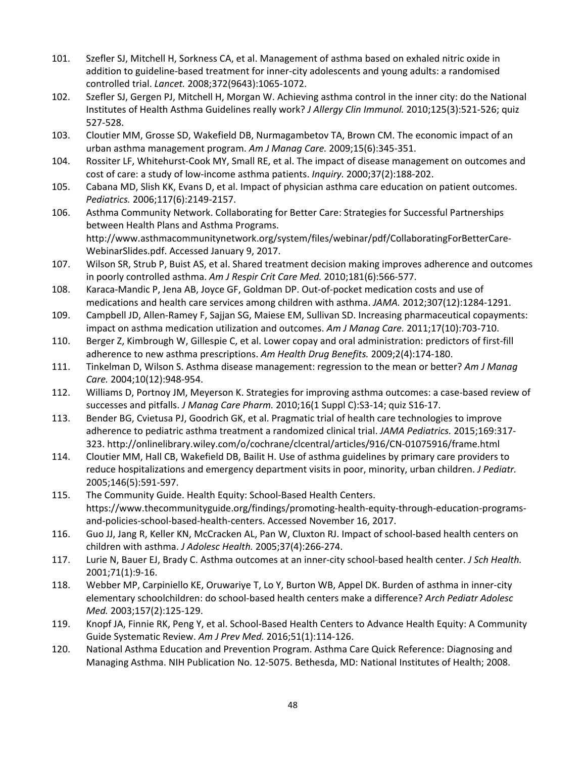101. Szefler SJ, Mitchell H, Sorkness CA, et al. Management of asthma based on exhaled nitric oxide in addition to guideline-based treatment for inner-city adolescents and young adults: a randomised controlled trial. *Lancet.* 2008;372(9643):1065-1072.
102. Szefler SJ, Gergen PJ, Mitchell H, Morgan W. Achieving asthma control in the inner city: do the National Institutes of Health Asthma Guidelines really work? *J Allergy Clin Immunol.* 2010;125(3):521-526; quiz 527-528.
103. Cloutier MM, Grosse SD, Wakefield DB, Nurmagambetov TA, Brown CM. The economic impact of an urban asthma management program. *Am J Manag Care.* 2009;15(6):345-351.
104. Rossiter LF, Whitehurst-Cook MY, Small RE, et al. The impact of disease management on outcomes and cost of care: a study of low-income asthma patients. *Inquiry.* 2000;37(2):188-202.
105. Cabana MD, Slish KK, Evans D, et al. Impact of physician asthma care education on patient outcomes. *Pediatrics.* 2006;117(6):2149-2157.
106. Asthma Community Network. Collaborating for Better Care: Strategies for Successful Partnerships between Health Plans and Asthma Programs. http://www.asthmacommunitynetwork.org/system/files/webinar/pdf/CollaboratingForBetterCare-WebinarSlides.pdf. Accessed January 9, 2017.
107. Wilson SR, Strub P, Buist AS, et al. Shared treatment decision making improves adherence and outcomes in poorly controlled asthma. *Am J Respir Crit Care Med.* 2010;181(6):566-577.
108. Karaca-Mandic P, Jena AB, Joyce GF, Goldman DP. Out-of-pocket medication costs and use of medications and health care services among children with asthma. *JAMA.* 2012;307(12):1284-1291.
109. Campbell JD, Allen-Ramey F, Sajjan SG, Maiese EM, Sullivan SD. Increasing pharmaceutical copayments: impact on asthma medication utilization and outcomes. *Am J Manag Care.* 2011;17(10):703-710.
110. Berger Z, Kimbrough W, Gillespie C, et al. Lower copay and oral administration: predictors of first-fill adherence to new asthma prescriptions. *Am Health Drug Benefits.* 2009;2(4):174-180.
111. Tinkelman D, Wilson S. Asthma disease management: regression to the mean or better? *Am J Manag Care.* 2004;10(12):948-954.
112. Williams D, Portnoy JM, Meyerson K. Strategies for improving asthma outcomes: a case-based review of successes and pitfalls. *J Manag Care Pharm.* 2010;16(1 Suppl C):S3-14; quiz S16-17.
113. Bender BG, Cvietusa PJ, Goodrich GK, et al. Pragmatic trial of health care technologies to improve adherence to pediatric asthma treatment a randomized clinical trial. *JAMA Pediatrics.* 2015;169:317-323. http://onlinelibrary.wiley.com/o/cochrane/clcentral/articles/916/CN-01075916/frame.html
114. Cloutier MM, Hall CB, Wakefield DB, Bailit H. Use of asthma guidelines by primary care providers to reduce hospitalizations and emergency department visits in poor, minority, urban children. *J Pediatr.* 2005;146(5):591-597.
115. The Community Guide. Health Equity: School-Based Health Centers. https://www.thecommunityguide.org/findings/promoting-health-equity-through-education-programs-and-policies-school-based-health-centers. Accessed November 16, 2017.
116. Guo JJ, Jang R, Keller KN, McCracken AL, Pan W, Cluxton RJ. Impact of school-based health centers on children with asthma. *J Adolesc Health.* 2005;37(4):266-274.
117. Lurie N, Bauer EJ, Brady C. Asthma outcomes at an inner-city school-based health center. *J Sch Health.* 2001;71(1):9-16.
118. Webber MP, Carpiniello KE, Oruwariye T, Lo Y, Burton WB, Appel DK. Burden of asthma in inner-city elementary schoolchildren: do school-based health centers make a difference? *Arch Pediatr Adolesc Med.* 2003;157(2):125-129.
119. Knopf JA, Finnie RK, Peng Y, et al. School-Based Health Centers to Advance Health Equity: A Community Guide Systematic Review. *Am J Prev Med.* 2016;51(1):114-126.
120. National Asthma Education and Prevention Program. Asthma Care Quick Reference: Diagnosing and Managing Asthma. NIH Publication No. 12-5075. Bethesda, MD: National Institutes of Health; 2008.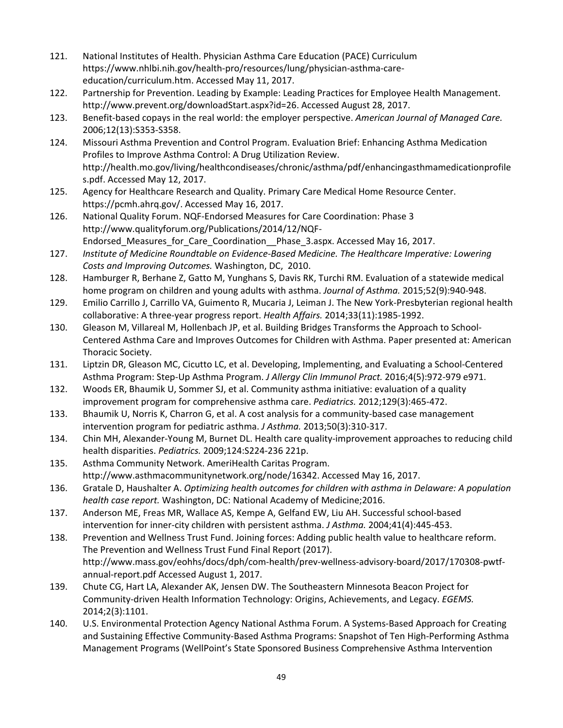121. National Institutes of Health. Physician Asthma Care Education (PACE) Curriculum https://www.nhlbi.nih.gov/health-pro/resources/lung/physician-asthma-care-education/curriculum.htm. Accessed May 11, 2017.
122. Partnership for Prevention. Leading by Example: Leading Practices for Employee Health Management. http://www.prevent.org/downloadStart.aspx?id=26. Accessed August 28, 2017.
123. Benefit-based copays in the real world: the employer perspective. *American Journal of Managed Care.* 2006;12(13):S353-S358.
124. Missouri Asthma Prevention and Control Program. Evaluation Brief: Enhancing Asthma Medication Profiles to Improve Asthma Control: A Drug Utilization Review. http://health.mo.gov/living/healthcondiseases/chronic/asthma/pdf/enhancingasthmamedicationprofiles.pdf. Accessed May 12, 2017.
125. Agency for Healthcare Research and Quality. Primary Care Medical Home Resource Center. https://pcmh.ahrq.gov/. Accessed May 16, 2017.
126. National Quality Forum. NQF-Endorsed Measures for Care Coordination: Phase 3 http://www.qualityforum.org/Publications/2014/12/NQF-Endorsed_Measures_for_Care_Coordination__Phase_3.aspx. Accessed May 16, 2017.
127. *Institute of Medicine Roundtable on Evidence-Based Medicine. The Healthcare Imperative: Lowering Costs and Improving Outcomes.* Washington, DC, 2010.
128. Hamburger R, Berhane Z, Gatto M, Yunghans S, Davis RK, Turchi RM. Evaluation of a statewide medical home program on children and young adults with asthma. *Journal of Asthma.* 2015;52(9):940-948.
129. Emilio Carrillo J, Carrillo VA, Guimento R, Mucaria J, Leiman J. The New York-Presbyterian regional health collaborative: A three-year progress report. *Health Affairs.* 2014;33(11):1985-1992.
130. Gleason M, Villareal M, Hollenbach JP, et al. Building Bridges Transforms the Approach to School-Centered Asthma Care and Improves Outcomes for Children with Asthma. Paper presented at: American Thoracic Society.
131. Liptzin DR, Gleason MC, Cicutto LC, et al. Developing, Implementing, and Evaluating a School-Centered Asthma Program: Step-Up Asthma Program. *J Allergy Clin Immunol Pract.* 2016;4(5):972-979 e971.
132. Woods ER, Bhaumik U, Sommer SJ, et al. Community asthma initiative: evaluation of a quality improvement program for comprehensive asthma care. *Pediatrics.* 2012;129(3):465-472.
133. Bhaumik U, Norris K, Charron G, et al. A cost analysis for a community-based case management intervention program for pediatric asthma. *J Asthma.* 2013;50(3):310-317.
134. Chin MH, Alexander-Young M, Burnet DL. Health care quality-improvement approaches to reducing child health disparities. *Pediatrics.* 2009;124:S224-236 221p.
135. Asthma Community Network. AmeriHealth Caritas Program. http://www.asthmacommunitynetwork.org/node/16342. Accessed May 16, 2017.
136. Gratale D, Haushalter A. *Optimizing health outcomes for children with asthma in Delaware: A population health case report.* Washington, DC: National Academy of Medicine;2016.
137. Anderson ME, Freas MR, Wallace AS, Kempe A, Gelfand EW, Liu AH. Successful school-based intervention for inner-city children with persistent asthma. *J Asthma.* 2004;41(4):445-453.
138. Prevention and Wellness Trust Fund. Joining forces: Adding public health value to healthcare reform. The Prevention and Wellness Trust Fund Final Report (2017). http://www.mass.gov/eohhs/docs/dph/com-health/prev-wellness-advisory-board/2017/170308-pwtf-annual-report.pdf Accessed August 1, 2017.
139. Chute CG, Hart LA, Alexander AK, Jensen DW. The Southeastern Minnesota Beacon Project for Community-driven Health Information Technology: Origins, Achievements, and Legacy. *EGEMS.* 2014;2(3):1101.
140. U.S. Environmental Protection Agency National Asthma Forum. A Systems-Based Approach for Creating and Sustaining Effective Community-Based Asthma Programs: Snapshot of Ten High-Performing Asthma Management Programs (WellPoint's State Sponsored Business Comprehensive Asthma Intervention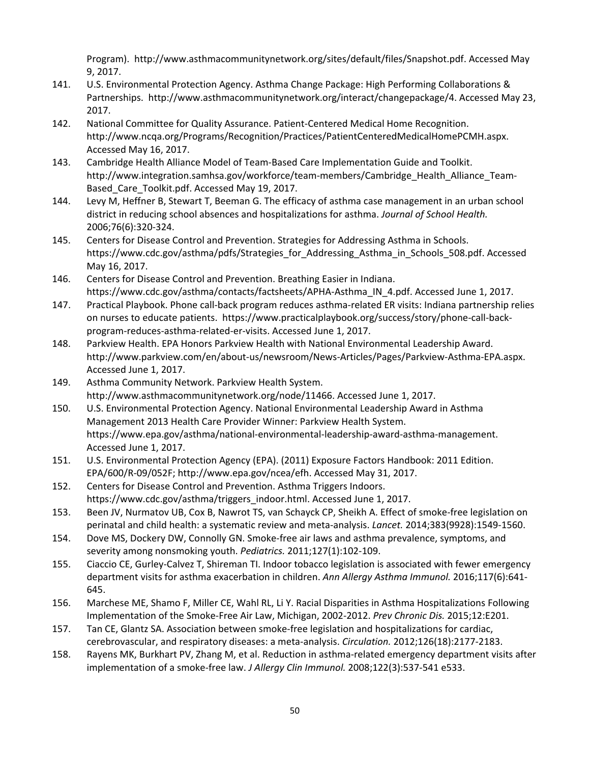Program). http://www.asthmacommunitynetwork.org/sites/default/files/Snapshot.pdf. Accessed May 9, 2017.

141. U.S. Environmental Protection Agency. Asthma Change Package: High Performing Collaborations & Partnerships. http://www.asthmacommunitynetwork.org/interact/changepackage/4. Accessed May 23, 2017.
142. National Committee for Quality Assurance. Patient-Centered Medical Home Recognition. http://www.ncqa.org/Programs/Recognition/Practices/PatientCenteredMedicalHomePCMH.aspx. Accessed May 16, 2017.
143. Cambridge Health Alliance Model of Team-Based Care Implementation Guide and Toolkit. http://www.integration.samhsa.gov/workforce/team-members/Cambridge_Health_Alliance_Team-Based_Care_Toolkit.pdf. Accessed May 19, 2017.
144. Levy M, Heffner B, Stewart T, Beeman G. The efficacy of asthma case management in an urban school district in reducing school absences and hospitalizations for asthma. *Journal of School Health.* 2006;76(6):320-324.
145. Centers for Disease Control and Prevention. Strategies for Addressing Asthma in Schools. https://www.cdc.gov/asthma/pdfs/Strategies_for_Addressing_Asthma_in_Schools_508.pdf. Accessed May 16, 2017.
146. Centers for Disease Control and Prevention. Breathing Easier in Indiana. https://www.cdc.gov/asthma/contacts/factsheets/APHA-Asthma_IN_4.pdf. Accessed June 1, 2017.
147. Practical Playbook. Phone call-back program reduces asthma-related ER visits: Indiana partnership relies on nurses to educate patients. https://www.practicalplaybook.org/success/story/phone-call-back-program-reduces-asthma-related-er-visits. Accessed June 1, 2017.
148. Parkview Health. EPA Honors Parkview Health with National Environmental Leadership Award. http://www.parkview.com/en/about-us/newsroom/News-Articles/Pages/Parkview-Asthma-EPA.aspx. Accessed June 1, 2017.
149. Asthma Community Network. Parkview Health System. http://www.asthmacommunitynetwork.org/node/11466. Accessed June 1, 2017.
150. U.S. Environmental Protection Agency. National Environmental Leadership Award in Asthma Management 2013 Health Care Provider Winner: Parkview Health System. https://www.epa.gov/asthma/national-environmental-leadership-award-asthma-management. Accessed June 1, 2017.
151. U.S. Environmental Protection Agency (EPA). (2011) Exposure Factors Handbook: 2011 Edition. EPA/600/R-09/052F; http://www.epa.gov/ncea/efh. Accessed May 31, 2017.
152. Centers for Disease Control and Prevention. Asthma Triggers Indoors. https://www.cdc.gov/asthma/triggers_indoor.html. Accessed June 1, 2017.
153. Been JV, Nurmatov UB, Cox B, Nawrot TS, van Schayck CP, Sheikh A. Effect of smoke-free legislation on perinatal and child health: a systematic review and meta-analysis. *Lancet.* 2014;383(9928):1549-1560.
154. Dove MS, Dockery DW, Connolly GN. Smoke-free air laws and asthma prevalence, symptoms, and severity among nonsmoking youth. *Pediatrics.* 2011;127(1):102-109.
155. Ciaccio CE, Gurley-Calvez T, Shireman TI. Indoor tobacco legislation is associated with fewer emergency department visits for asthma exacerbation in children. *Ann Allergy Asthma Immunol.* 2016;117(6):641-645.
156. Marchese ME, Shamo F, Miller CE, Wahl RL, Li Y. Racial Disparities in Asthma Hospitalizations Following Implementation of the Smoke-Free Air Law, Michigan, 2002-2012. *Prev Chronic Dis.* 2015;12:E201.
157. Tan CE, Glantz SA. Association between smoke-free legislation and hospitalizations for cardiac, cerebrovascular, and respiratory diseases: a meta-analysis. *Circulation.* 2012;126(18):2177-2183.
158. Rayens MK, Burkhart PV, Zhang M, et al. Reduction in asthma-related emergency department visits after implementation of a smoke-free law. *J Allergy Clin Immunol.* 2008;122(3):537-541 e533.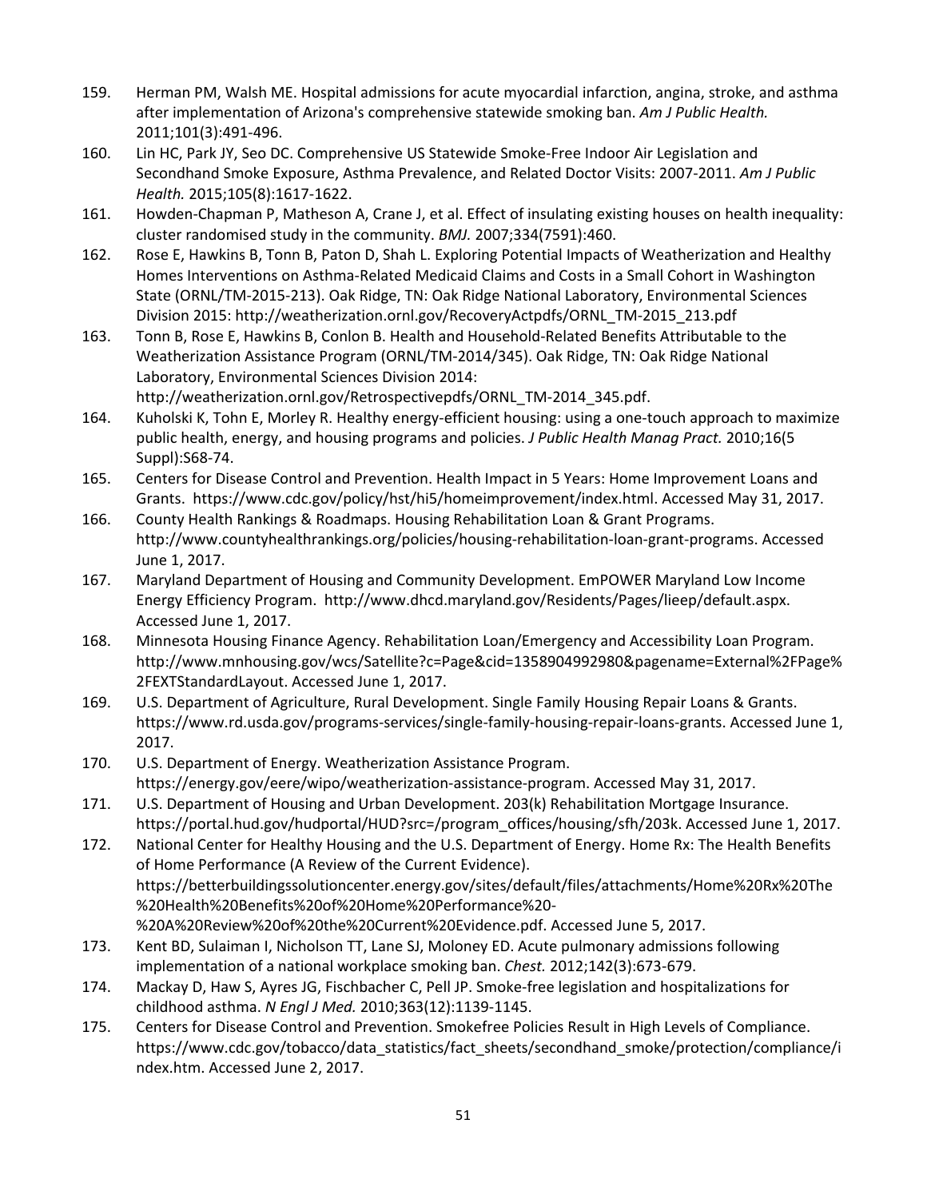159. Herman PM, Walsh ME. Hospital admissions for acute myocardial infarction, angina, stroke, and asthma after implementation of Arizona's comprehensive statewide smoking ban. *Am J Public Health.* 2011;101(3):491-496.
160. Lin HC, Park JY, Seo DC. Comprehensive US Statewide Smoke-Free Indoor Air Legislation and Secondhand Smoke Exposure, Asthma Prevalence, and Related Doctor Visits: 2007-2011. *Am J Public Health.* 2015;105(8):1617-1622.
161. Howden-Chapman P, Matheson A, Crane J, et al. Effect of insulating existing houses on health inequality: cluster randomised study in the community. *BMJ.* 2007;334(7591):460.
162. Rose E, Hawkins B, Tonn B, Paton D, Shah L. Exploring Potential Impacts of Weatherization and Healthy Homes Interventions on Asthma-Related Medicaid Claims and Costs in a Small Cohort in Washington State (ORNL/TM-2015-213). Oak Ridge, TN: Oak Ridge National Laboratory, Environmental Sciences Division 2015: http://weatherization.ornl.gov/RecoveryActpdfs/ORNL_TM-2015_213.pdf
163. Tonn B, Rose E, Hawkins B, Conlon B. Health and Household-Related Benefits Attributable to the Weatherization Assistance Program (ORNL/TM-2014/345). Oak Ridge, TN: Oak Ridge National Laboratory, Environmental Sciences Division 2014: http://weatherization.ornl.gov/Retrospectivepdfs/ORNL_TM-2014_345.pdf.
164. Kuholski K, Tohn E, Morley R. Healthy energy-efficient housing: using a one-touch approach to maximize public health, energy, and housing programs and policies. *J Public Health Manag Pract.* 2010;16(5 Suppl):S68-74.
165. Centers for Disease Control and Prevention. Health Impact in 5 Years: Home Improvement Loans and Grants. https://www.cdc.gov/policy/hst/hi5/homeimprovement/index.html. Accessed May 31, 2017.
166. County Health Rankings & Roadmaps. Housing Rehabilitation Loan & Grant Programs. http://www.countyhealthrankings.org/policies/housing-rehabilitation-loan-grant-programs. Accessed June 1, 2017.
167. Maryland Department of Housing and Community Development. EmPOWER Maryland Low Income Energy Efficiency Program. http://www.dhcd.maryland.gov/Residents/Pages/lieep/default.aspx. Accessed June 1, 2017.
168. Minnesota Housing Finance Agency. Rehabilitation Loan/Emergency and Accessibility Loan Program. http://www.mnhousing.gov/wcs/Satellite?c=Page&cid=1358904992980&pagename=External%2FPage%2FEXTStandardLayout. Accessed June 1, 2017.
169. U.S. Department of Agriculture, Rural Development. Single Family Housing Repair Loans & Grants. https://www.rd.usda.gov/programs-services/single-family-housing-repair-loans-grants. Accessed June 1, 2017.
170. U.S. Department of Energy. Weatherization Assistance Program. https://energy.gov/eere/wipo/weatherization-assistance-program. Accessed May 31, 2017.
171. U.S. Department of Housing and Urban Development. 203(k) Rehabilitation Mortgage Insurance. https://portal.hud.gov/hudportal/HUD?src=/program_offices/housing/sfh/203k. Accessed June 1, 2017.
172. National Center for Healthy Housing and the U.S. Department of Energy. Home Rx: The Health Benefits of Home Performance (A Review of the Current Evidence). https://betterbuildingssolutioncenter.energy.gov/sites/default/files/attachments/Home%20Rx%20The%20Health%20Benefits%20of%20Home%20Performance%20-%20A%20Review%20of%20the%20Current%20Evidence.pdf. Accessed June 5, 2017.
173. Kent BD, Sulaiman I, Nicholson TT, Lane SJ, Moloney ED. Acute pulmonary admissions following implementation of a national workplace smoking ban. *Chest.* 2012;142(3):673-679.
174. Mackay D, Haw S, Ayres JG, Fischbacher C, Pell JP. Smoke-free legislation and hospitalizations for childhood asthma. *N Engl J Med.* 2010;363(12):1139-1145.
175. Centers for Disease Control and Prevention. Smokefree Policies Result in High Levels of Compliance. https://www.cdc.gov/tobacco/data_statistics/fact_sheets/secondhand_smoke/protection/compliance/index.htm. Accessed June 2, 2017.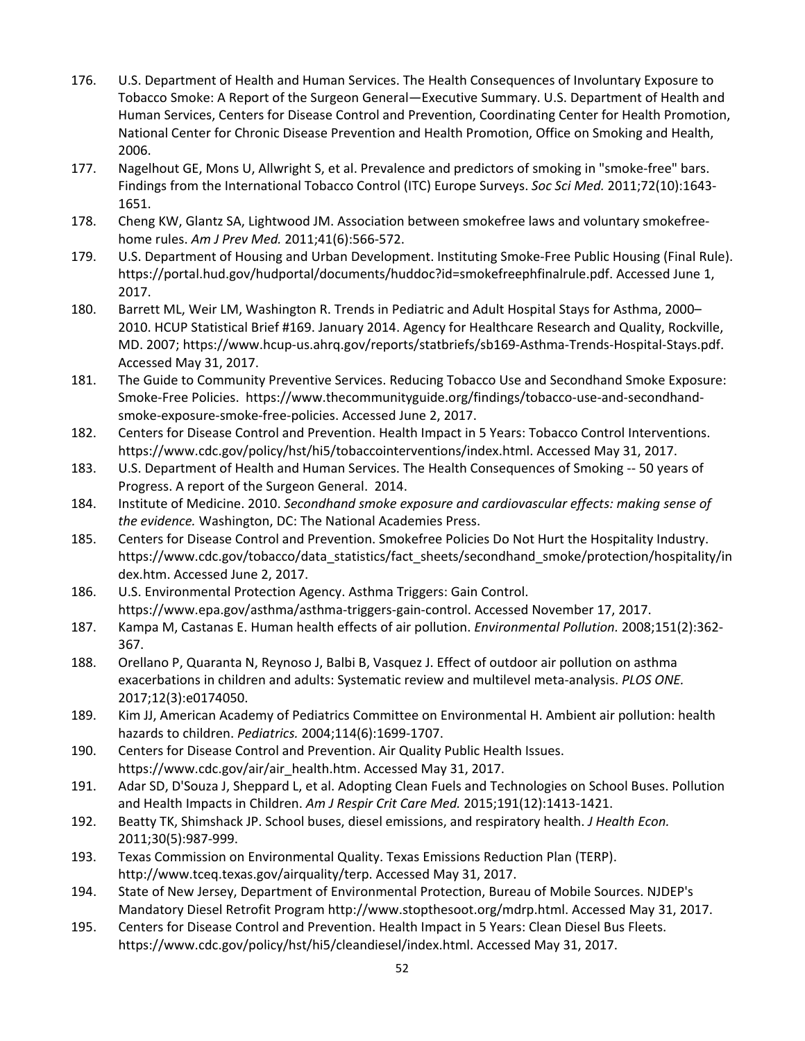176. U.S. Department of Health and Human Services. The Health Consequences of Involuntary Exposure to Tobacco Smoke: A Report of the Surgeon General—Executive Summary. U.S. Department of Health and Human Services, Centers for Disease Control and Prevention, Coordinating Center for Health Promotion, National Center for Chronic Disease Prevention and Health Promotion, Office on Smoking and Health, 2006.
177. Nagelhout GE, Mons U, Allwright S, et al. Prevalence and predictors of smoking in "smoke-free" bars. Findings from the International Tobacco Control (ITC) Europe Surveys. *Soc Sci Med.* 2011;72(10):1643-1651.
178. Cheng KW, Glantz SA, Lightwood JM. Association between smokefree laws and voluntary smokefree-home rules. *Am J Prev Med.* 2011;41(6):566-572.
179. U.S. Department of Housing and Urban Development. Instituting Smoke-Free Public Housing (Final Rule). https://portal.hud.gov/hudportal/documents/huddoc?id=smokefreephfinalrule.pdf. Accessed June 1, 2017.
180. Barrett ML, Weir LM, Washington R. Trends in Pediatric and Adult Hospital Stays for Asthma, 2000–2010. HCUP Statistical Brief #169. January 2014. Agency for Healthcare Research and Quality, Rockville, MD. 2007; https://www.hcup-us.ahrq.gov/reports/statbriefs/sb169-Asthma-Trends-Hospital-Stays.pdf. Accessed May 31, 2017.
181. The Guide to Community Preventive Services. Reducing Tobacco Use and Secondhand Smoke Exposure: Smoke-Free Policies. https://www.thecommunityguide.org/findings/tobacco-use-and-secondhand-smoke-exposure-smoke-free-policies. Accessed June 2, 2017.
182. Centers for Disease Control and Prevention. Health Impact in 5 Years: Tobacco Control Interventions. https://www.cdc.gov/policy/hst/hi5/tobaccointerventions/index.html. Accessed May 31, 2017.
183. U.S. Department of Health and Human Services. The Health Consequences of Smoking -- 50 years of Progress. A report of the Surgeon General. 2014.
184. Institute of Medicine. 2010. *Secondhand smoke exposure and cardiovascular effects: making sense of the evidence.* Washington, DC: The National Academies Press.
185. Centers for Disease Control and Prevention. Smokefree Policies Do Not Hurt the Hospitality Industry. https://www.cdc.gov/tobacco/data_statistics/fact_sheets/secondhand_smoke/protection/hospitality/index.htm. Accessed June 2, 2017.
186. U.S. Environmental Protection Agency. Asthma Triggers: Gain Control. https://www.epa.gov/asthma/asthma-triggers-gain-control. Accessed November 17, 2017.
187. Kampa M, Castanas E. Human health effects of air pollution. *Environmental Pollution.* 2008;151(2):362-367.
188. Orellano P, Quaranta N, Reynoso J, Balbi B, Vasquez J. Effect of outdoor air pollution on asthma exacerbations in children and adults: Systematic review and multilevel meta-analysis. *PLOS ONE.* 2017;12(3):e0174050.
189. Kim JJ, American Academy of Pediatrics Committee on Environmental H. Ambient air pollution: health hazards to children. *Pediatrics.* 2004;114(6):1699-1707.
190. Centers for Disease Control and Prevention. Air Quality Public Health Issues. https://www.cdc.gov/air/air_health.htm. Accessed May 31, 2017.
191. Adar SD, D'Souza J, Sheppard L, et al. Adopting Clean Fuels and Technologies on School Buses. Pollution and Health Impacts in Children. *Am J Respir Crit Care Med.* 2015;191(12):1413-1421.
192. Beatty TK, Shimshack JP. School buses, diesel emissions, and respiratory health. *J Health Econ.* 2011;30(5):987-999.
193. Texas Commission on Environmental Quality. Texas Emissions Reduction Plan (TERP). http://www.tceq.texas.gov/airquality/terp. Accessed May 31, 2017.
194. State of New Jersey, Department of Environmental Protection, Bureau of Mobile Sources. NJDEP's Mandatory Diesel Retrofit Program http://www.stopthesoot.org/mdrp.html. Accessed May 31, 2017.
195. Centers for Disease Control and Prevention. Health Impact in 5 Years: Clean Diesel Bus Fleets. https://www.cdc.gov/policy/hst/hi5/cleandiesel/index.html. Accessed May 31, 2017.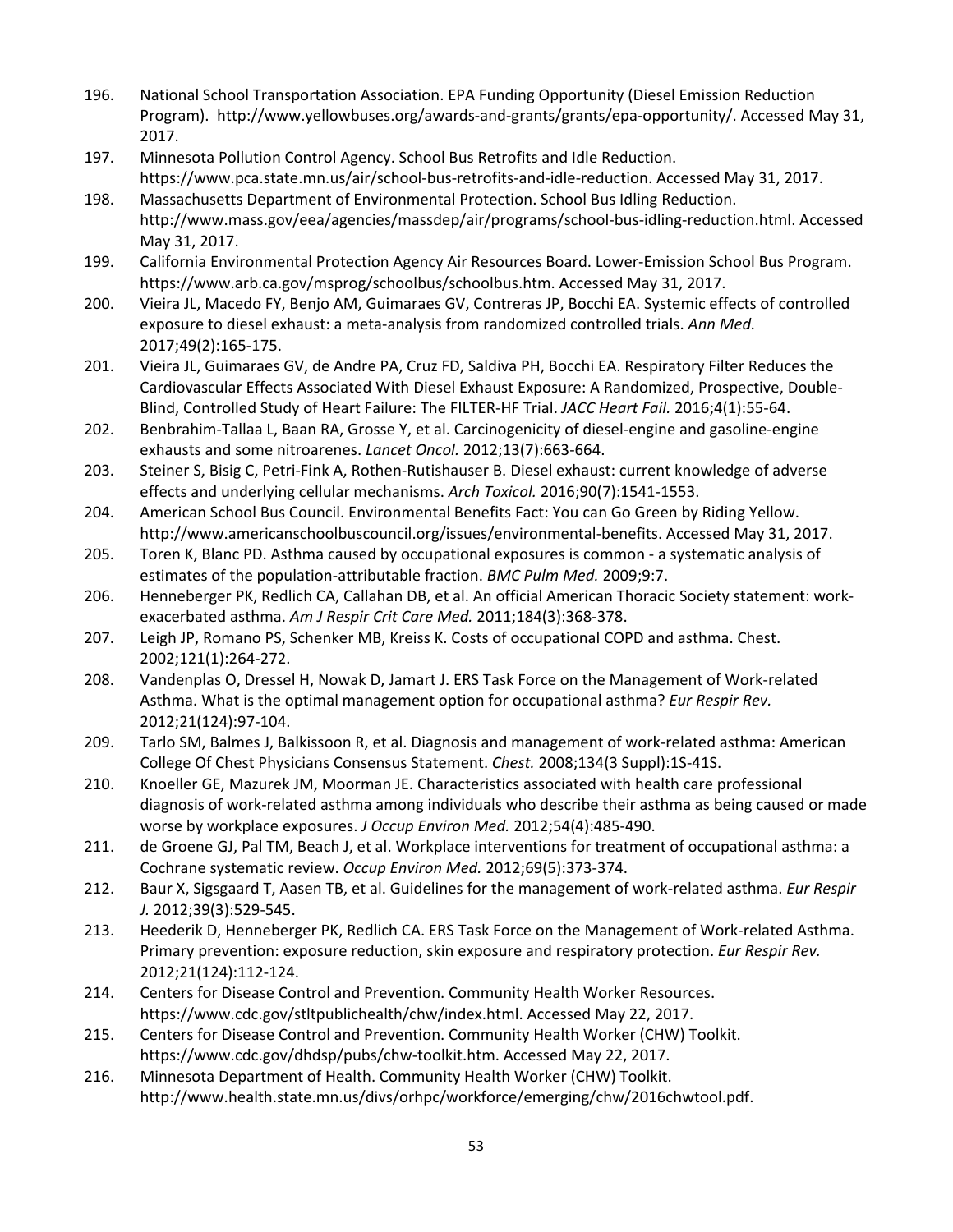196. National School Transportation Association. EPA Funding Opportunity (Diesel Emission Reduction Program). http://www.yellowbuses.org/awards-and-grants/grants/epa-opportunity/. Accessed May 31, 2017.
197. Minnesota Pollution Control Agency. School Bus Retrofits and Idle Reduction. https://www.pca.state.mn.us/air/school-bus-retrofits-and-idle-reduction. Accessed May 31, 2017.
198. Massachusetts Department of Environmental Protection. School Bus Idling Reduction. http://www.mass.gov/eea/agencies/massdep/air/programs/school-bus-idling-reduction.html. Accessed May 31, 2017.
199. California Environmental Protection Agency Air Resources Board. Lower-Emission School Bus Program. https://www.arb.ca.gov/msprog/schoolbus/schoolbus.htm. Accessed May 31, 2017.
200. Vieira JL, Macedo FY, Benjo AM, Guimaraes GV, Contreras JP, Bocchi EA. Systemic effects of controlled exposure to diesel exhaust: a meta-analysis from randomized controlled trials. *Ann Med.* 2017;49(2):165-175.
201. Vieira JL, Guimaraes GV, de Andre PA, Cruz FD, Saldiva PH, Bocchi EA. Respiratory Filter Reduces the Cardiovascular Effects Associated With Diesel Exhaust Exposure: A Randomized, Prospective, Double-Blind, Controlled Study of Heart Failure: The FILTER-HF Trial. *JACC Heart Fail.* 2016;4(1):55-64.
202. Benbrahim-Tallaa L, Baan RA, Grosse Y, et al. Carcinogenicity of diesel-engine and gasoline-engine exhausts and some nitroarenes. *Lancet Oncol.* 2012;13(7):663-664.
203. Steiner S, Bisig C, Petri-Fink A, Rothen-Rutishauser B. Diesel exhaust: current knowledge of adverse effects and underlying cellular mechanisms. *Arch Toxicol.* 2016;90(7):1541-1553.
204. American School Bus Council. Environmental Benefits Fact: You can Go Green by Riding Yellow. http://www.americanschoolbuscouncil.org/issues/environmental-benefits. Accessed May 31, 2017.
205. Toren K, Blanc PD. Asthma caused by occupational exposures is common - a systematic analysis of estimates of the population-attributable fraction. *BMC Pulm Med.* 2009;9:7.
206. Henneberger PK, Redlich CA, Callahan DB, et al. An official American Thoracic Society statement: work-exacerbated asthma. *Am J Respir Crit Care Med.* 2011;184(3):368-378.
207. Leigh JP, Romano PS, Schenker MB, Kreiss K. Costs of occupational COPD and asthma. Chest. 2002;121(1):264-272.
208. Vandenplas O, Dressel H, Nowak D, Jamart J. ERS Task Force on the Management of Work-related Asthma. What is the optimal management option for occupational asthma? *Eur Respir Rev.* 2012;21(124):97-104.
209. Tarlo SM, Balmes J, Balkissoon R, et al. Diagnosis and management of work-related asthma: American College Of Chest Physicians Consensus Statement. *Chest.* 2008;134(3 Suppl):1S-41S.
210. Knoeller GE, Mazurek JM, Moorman JE. Characteristics associated with health care professional diagnosis of work-related asthma among individuals who describe their asthma as being caused or made worse by workplace exposures. *J Occup Environ Med.* 2012;54(4):485-490.
211. de Groene GJ, Pal TM, Beach J, et al. Workplace interventions for treatment of occupational asthma: a Cochrane systematic review. *Occup Environ Med.* 2012;69(5):373-374.
212. Baur X, Sigsgaard T, Aasen TB, et al. Guidelines for the management of work-related asthma. *Eur Respir J.* 2012;39(3):529-545.
213. Heederik D, Henneberger PK, Redlich CA. ERS Task Force on the Management of Work-related Asthma. Primary prevention: exposure reduction, skin exposure and respiratory protection. *Eur Respir Rev.* 2012;21(124):112-124.
214. Centers for Disease Control and Prevention. Community Health Worker Resources. https://www.cdc.gov/stltpublichealth/chw/index.html. Accessed May 22, 2017.
215. Centers for Disease Control and Prevention. Community Health Worker (CHW) Toolkit. https://www.cdc.gov/dhdsp/pubs/chw-toolkit.htm. Accessed May 22, 2017.
216. Minnesota Department of Health. Community Health Worker (CHW) Toolkit. http://www.health.state.mn.us/divs/orhpc/workforce/emerging/chw/2016chwtool.pdf.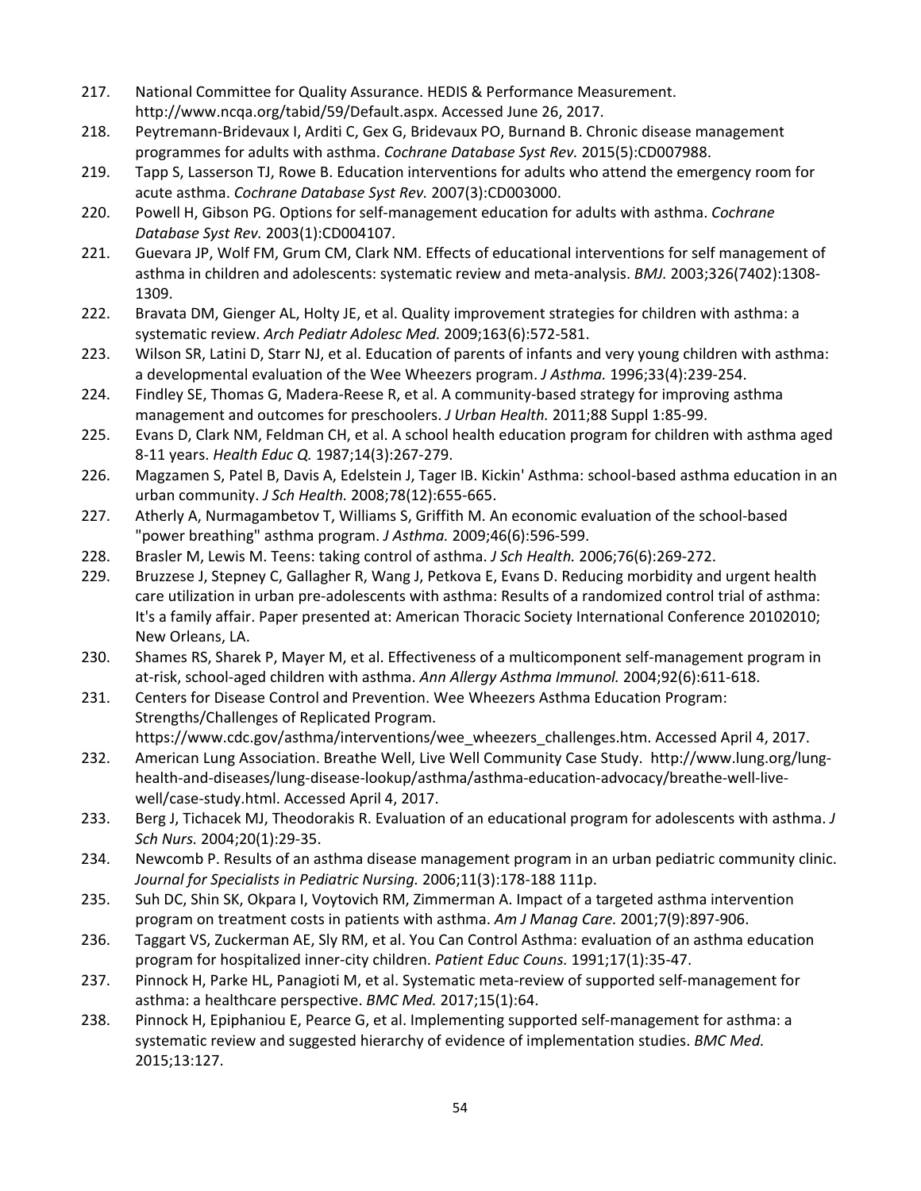217. National Committee for Quality Assurance. HEDIS & Performance Measurement. http://www.ncqa.org/tabid/59/Default.aspx. Accessed June 26, 2017.
218. Peytremann-Bridevaux I, Arditi C, Gex G, Bridevaux PO, Burnand B. Chronic disease management programmes for adults with asthma. *Cochrane Database Syst Rev.* 2015(5):CD007988.
219. Tapp S, Lasserson TJ, Rowe B. Education interventions for adults who attend the emergency room for acute asthma. *Cochrane Database Syst Rev.* 2007(3):CD003000.
220. Powell H, Gibson PG. Options for self-management education for adults with asthma. *Cochrane Database Syst Rev.* 2003(1):CD004107.
221. Guevara JP, Wolf FM, Grum CM, Clark NM. Effects of educational interventions for self management of asthma in children and adolescents: systematic review and meta-analysis. *BMJ.* 2003;326(7402):1308-1309.
222. Bravata DM, Gienger AL, Holty JE, et al. Quality improvement strategies for children with asthma: a systematic review. *Arch Pediatr Adolesc Med.* 2009;163(6):572-581.
223. Wilson SR, Latini D, Starr NJ, et al. Education of parents of infants and very young children with asthma: a developmental evaluation of the Wee Wheezers program. *J Asthma.* 1996;33(4):239-254.
224. Findley SE, Thomas G, Madera-Reese R, et al. A community-based strategy for improving asthma management and outcomes for preschoolers. *J Urban Health.* 2011;88 Suppl 1:85-99.
225. Evans D, Clark NM, Feldman CH, et al. A school health education program for children with asthma aged 8-11 years. *Health Educ Q.* 1987;14(3):267-279.
226. Magzamen S, Patel B, Davis A, Edelstein J, Tager IB. Kickin' Asthma: school-based asthma education in an urban community. *J Sch Health.* 2008;78(12):655-665.
227. Atherly A, Nurmagambetov T, Williams S, Griffith M. An economic evaluation of the school-based "power breathing" asthma program. *J Asthma.* 2009;46(6):596-599.
228. Brasler M, Lewis M. Teens: taking control of asthma. *J Sch Health.* 2006;76(6):269-272.
229. Bruzzese J, Stepney C, Gallagher R, Wang J, Petkova E, Evans D. Reducing morbidity and urgent health care utilization in urban pre-adolescents with asthma: Results of a randomized control trial of asthma: It's a family affair. Paper presented at: American Thoracic Society International Conference 20102010; New Orleans, LA.
230. Shames RS, Sharek P, Mayer M, et al. Effectiveness of a multicomponent self-management program in at-risk, school-aged children with asthma. *Ann Allergy Asthma Immunol.* 2004;92(6):611-618.
231. Centers for Disease Control and Prevention. Wee Wheezers Asthma Education Program: Strengths/Challenges of Replicated Program. https://www.cdc.gov/asthma/interventions/wee_wheezers_challenges.htm. Accessed April 4, 2017.
232. American Lung Association. Breathe Well, Live Well Community Case Study. http://www.lung.org/lung-health-and-diseases/lung-disease-lookup/asthma/asthma-education-advocacy/breathe-well-live-well/case-study.html. Accessed April 4, 2017.
233. Berg J, Tichacek MJ, Theodorakis R. Evaluation of an educational program for adolescents with asthma. *J Sch Nurs.* 2004;20(1):29-35.
234. Newcomb P. Results of an asthma disease management program in an urban pediatric community clinic. *Journal for Specialists in Pediatric Nursing.* 2006;11(3):178-188 111p.
235. Suh DC, Shin SK, Okpara I, Voytovich RM, Zimmerman A. Impact of a targeted asthma intervention program on treatment costs in patients with asthma. *Am J Manag Care.* 2001;7(9):897-906.
236. Taggart VS, Zuckerman AE, Sly RM, et al. You Can Control Asthma: evaluation of an asthma education program for hospitalized inner-city children. *Patient Educ Couns.* 1991;17(1):35-47.
237. Pinnock H, Parke HL, Panagioti M, et al. Systematic meta-review of supported self-management for asthma: a healthcare perspective. *BMC Med.* 2017;15(1):64.
238. Pinnock H, Epiphaniou E, Pearce G, et al. Implementing supported self-management for asthma: a systematic review and suggested hierarchy of evidence of implementation studies. *BMC Med.* 2015;13:127.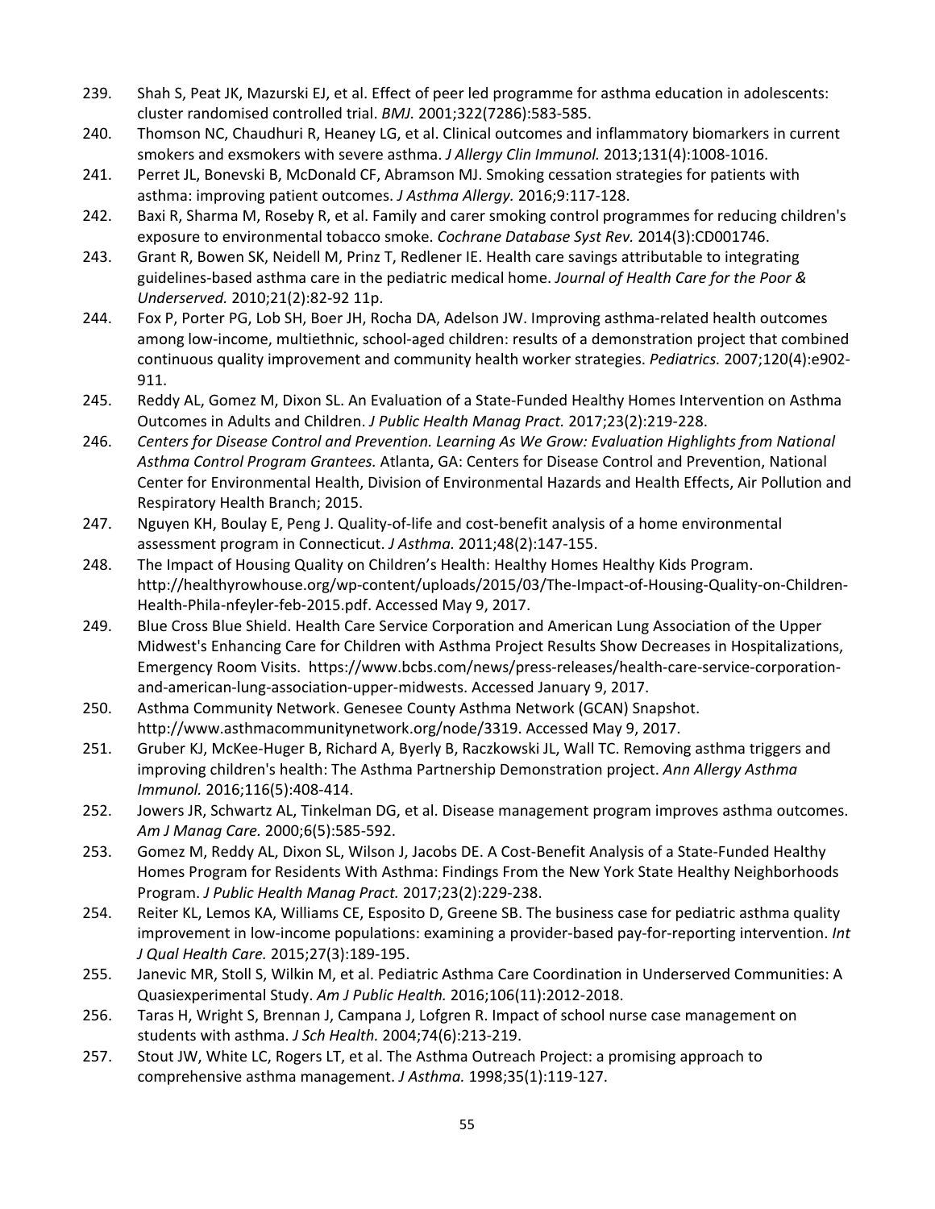239. Shah S, Peat JK, Mazurski EJ, et al. Effect of peer led programme for asthma education in adolescents: cluster randomised controlled trial. *BMJ.* 2001;322(7286):583-585.
240. Thomson NC, Chaudhuri R, Heaney LG, et al. Clinical outcomes and inflammatory biomarkers in current smokers and exsmokers with severe asthma. *J Allergy Clin Immunol.* 2013;131(4):1008-1016.
241. Perret JL, Bonevski B, McDonald CF, Abramson MJ. Smoking cessation strategies for patients with asthma: improving patient outcomes. *J Asthma Allergy.* 2016;9:117-128.
242. Baxi R, Sharma M, Roseby R, et al. Family and carer smoking control programmes for reducing children's exposure to environmental tobacco smoke. *Cochrane Database Syst Rev.* 2014(3):CD001746.
243. Grant R, Bowen SK, Neidell M, Prinz T, Redlener IE. Health care savings attributable to integrating guidelines-based asthma care in the pediatric medical home. *Journal of Health Care for the Poor & Underserved.* 2010;21(2):82-92 11p.
244. Fox P, Porter PG, Lob SH, Boer JH, Rocha DA, Adelson JW. Improving asthma-related health outcomes among low-income, multiethnic, school-aged children: results of a demonstration project that combined continuous quality improvement and community health worker strategies. *Pediatrics.* 2007;120(4):e902-911.
245. Reddy AL, Gomez M, Dixon SL. An Evaluation of a State-Funded Healthy Homes Intervention on Asthma Outcomes in Adults and Children. *J Public Health Manag Pract.* 2017;23(2):219-228.
246. *Centers for Disease Control and Prevention. Learning As We Grow: Evaluation Highlights from National Asthma Control Program Grantees.* Atlanta, GA: Centers for Disease Control and Prevention, National Center for Environmental Health, Division of Environmental Hazards and Health Effects, Air Pollution and Respiratory Health Branch; 2015.
247. Nguyen KH, Boulay E, Peng J. Quality-of-life and cost-benefit analysis of a home environmental assessment program in Connecticut. *J Asthma.* 2011;48(2):147-155.
248. The Impact of Housing Quality on Children's Health: Healthy Homes Healthy Kids Program. http://healthyrowhouse.org/wp-content/uploads/2015/03/The-Impact-of-Housing-Quality-on-Children-Health-Phila-nfeyler-feb-2015.pdf. Accessed May 9, 2017.
249. Blue Cross Blue Shield. Health Care Service Corporation and American Lung Association of the Upper Midwest's Enhancing Care for Children with Asthma Project Results Show Decreases in Hospitalizations, Emergency Room Visits. https://www.bcbs.com/news/press-releases/health-care-service-corporation-and-american-lung-association-upper-midwests. Accessed January 9, 2017.
250. Asthma Community Network. Genesee County Asthma Network (GCAN) Snapshot. http://www.asthmacommunitynetwork.org/node/3319. Accessed May 9, 2017.
251. Gruber KJ, McKee-Huger B, Richard A, Byerly B, Raczkowski JL, Wall TC. Removing asthma triggers and improving children's health: The Asthma Partnership Demonstration project. *Ann Allergy Asthma Immunol.* 2016;116(5):408-414.
252. Jowers JR, Schwartz AL, Tinkelman DG, et al. Disease management program improves asthma outcomes. *Am J Manag Care.* 2000;6(5):585-592.
253. Gomez M, Reddy AL, Dixon SL, Wilson J, Jacobs DE. A Cost-Benefit Analysis of a State-Funded Healthy Homes Program for Residents With Asthma: Findings From the New York State Healthy Neighborhoods Program. *J Public Health Manag Pract.* 2017;23(2):229-238.
254. Reiter KL, Lemos KA, Williams CE, Esposito D, Greene SB. The business case for pediatric asthma quality improvement in low-income populations: examining a provider-based pay-for-reporting intervention. *Int J Qual Health Care.* 2015;27(3):189-195.
255. Janevic MR, Stoll S, Wilkin M, et al. Pediatric Asthma Care Coordination in Underserved Communities: A Quasiexperimental Study. *Am J Public Health.* 2016;106(11):2012-2018.
256. Taras H, Wright S, Brennan J, Campana J, Lofgren R. Impact of school nurse case management on students with asthma. *J Sch Health.* 2004;74(6):213-219.
257. Stout JW, White LC, Rogers LT, et al. The Asthma Outreach Project: a promising approach to comprehensive asthma management. *J Asthma.* 1998;35(1):119-127.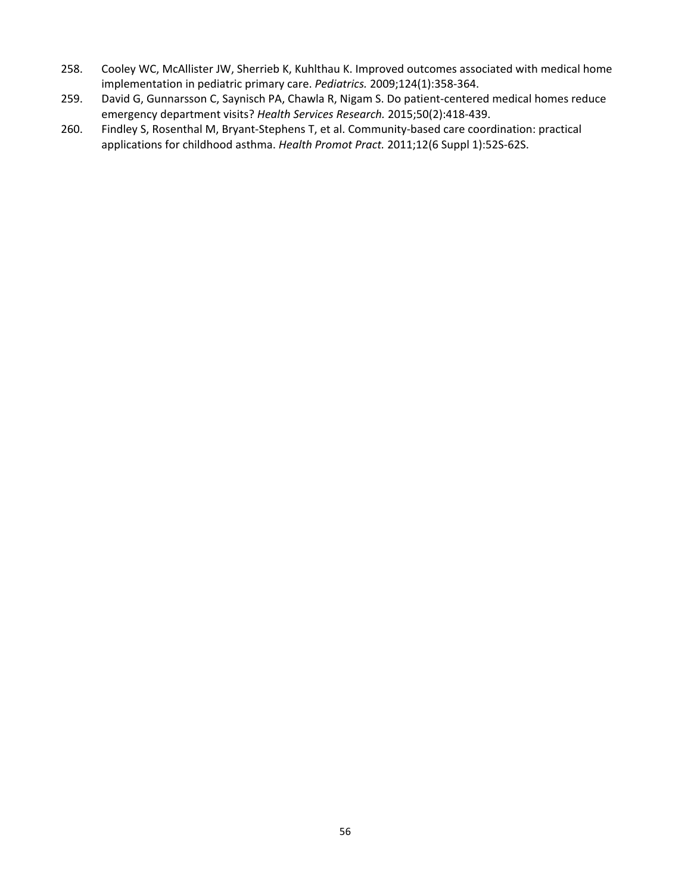258. Cooley WC, McAllister JW, Sherrieb K, Kuhlthau K. Improved outcomes associated with medical home implementation in pediatric primary care. *Pediatrics.* 2009;124(1):358-364.
259. David G, Gunnarsson C, Saynisch PA, Chawla R, Nigam S. Do patient-centered medical homes reduce emergency department visits? *Health Services Research.* 2015;50(2):418-439.
260. Findley S, Rosenthal M, Bryant-Stephens T, et al. Community-based care coordination: practical applications for childhood asthma. *Health Promot Pract.* 2011;12(6 Suppl 1):52S-62S.